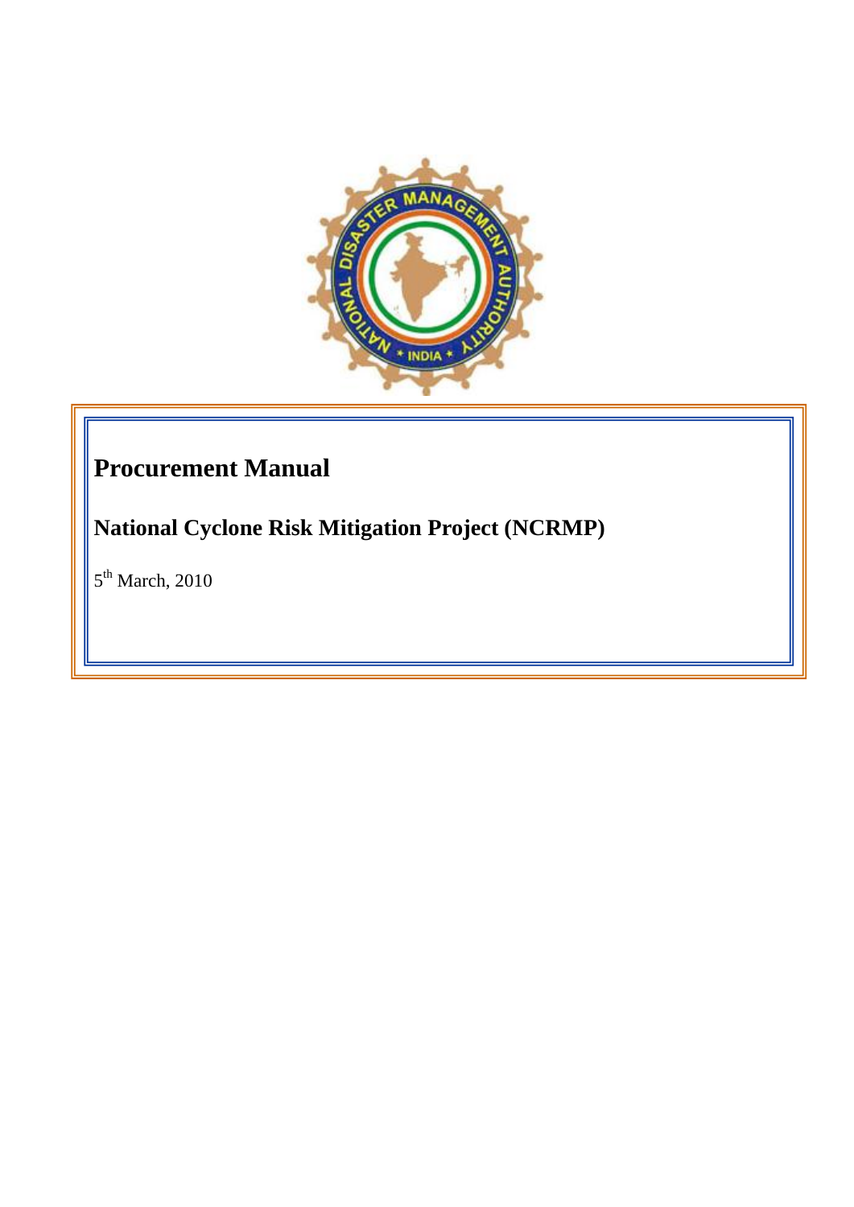# Procurement Manual

## National Cyclone Risk Mitigation Project (NCRMP)

5th March, 2010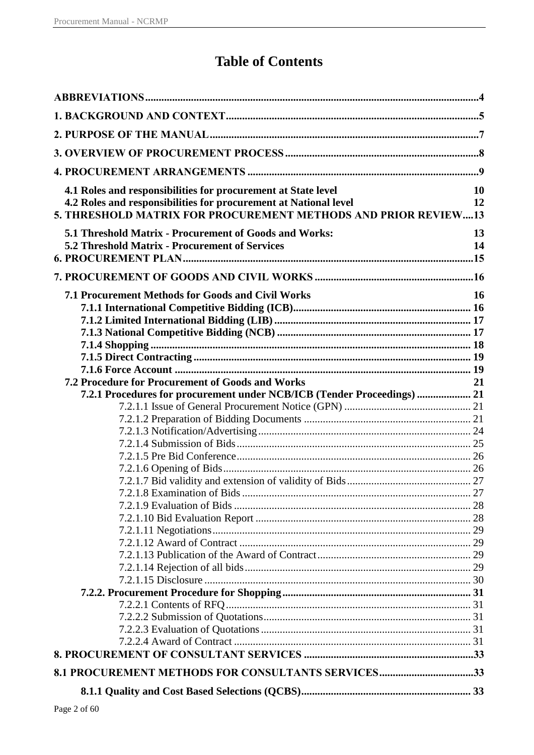# Table of Contents

**ABBREVIATIONS** .......... 4

**1. BACKGROUND AND CONTEXT** .......... 5

**2. PURPOSE OF THE MANUAL** .......... 7

**3. OVERVIEW OF PROCUREMENT PROCESS** .......... 8

**4. PROCUREMENT ARRANGEMENTS** .......... 9

- **4.1 Roles and responsibilities for procurement at State level** .......... 10
- **4.2 Roles and responsibilities for procurement at National level** .......... 12

**5. THRESHOLD MATRIX FOR PROCUREMENT METHODS AND PRIOR REVIEW** .......... 13

- **5.1 Threshold Matrix - Procurement of Goods and Works:** .......... 13
- **5.2 Threshold Matrix - Procurement of Services** .......... 14

**6. PROCUREMENT PLAN** .......... 15

**7. PROCUREMENT OF GOODS AND CIVIL WORKS** .......... 16

- **7.1 Procurement Methods for Goods and Civil Works** .......... 16
  - **7.1.1 International Competitive Bidding (ICB)** .......... 16
  - **7.1.2 Limited International Bidding (LIB)** .......... 17
  - **7.1.3 National Competitive Bidding (NCB)** .......... 17
  - **7.1.4 Shopping** .......... 18
  - **7.1.5 Direct Contracting** .......... 19
  - **7.1.6 Force Account** .......... 19
- **7.2 Procedure for Procurement of Goods and Works** .......... 21
  - **7.2.1 Procedures for procurement under NCB/ICB (Tender Proceedings)** .......... 21
    - 7.2.1.1 Issue of General Procurement Notice (GPN) .......... 21
    - 7.2.1.2 Preparation of Bidding Documents .......... 21
    - 7.2.1.3 Notification/Advertising .......... 24
    - 7.2.1.4 Submission of Bids .......... 25
    - 7.2.1.5 Pre Bid Conference .......... 26
    - 7.2.1.6 Opening of Bids .......... 26
    - 7.2.1.7 Bid validity and extension of validity of Bids .......... 27
    - 7.2.1.8 Examination of Bids .......... 27
    - 7.2.1.9 Evaluation of Bids .......... 28
    - 7.2.1.10 Bid Evaluation Report .......... 28
    - 7.2.1.11 Negotiations .......... 29
    - 7.2.1.12 Award of Contract .......... 29
    - 7.2.1.13 Publication of the Award of Contract .......... 29
    - 7.2.1.14 Rejection of all bids .......... 29
    - 7.2.1.15 Disclosure .......... 30
  - **7.2.2. Procurement Procedure for Shopping** .......... 31
    - 7.2.2.1 Contents of RFQ .......... 31
    - 7.2.2.2 Submission of Quotations .......... 31
    - 7.2.2.3 Evaluation of Quotations .......... 31
    - 7.2.2.4 Award of Contract .......... 31

**8. PROCUREMENT OF CONSULTANT SERVICES** .......... 33

**8.1 PROCUREMENT METHODS FOR CONSULTANTS SERVICES** .......... 33

- **8.1.1 Quality and Cost Based Selections (QCBS)** .......... 33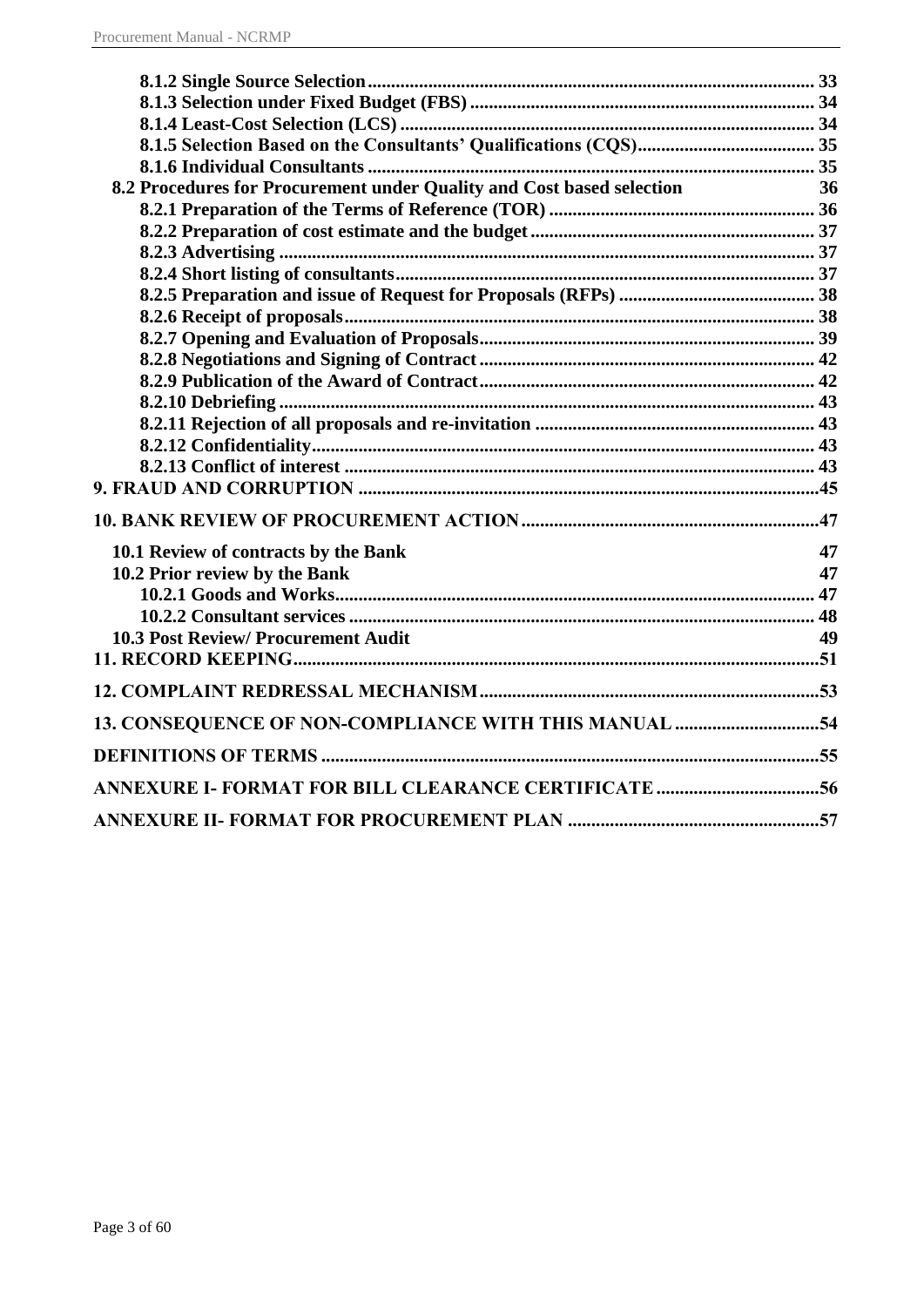**8.1.2 Single Source Selection** ........................................................................ 33
**8.1.3 Selection under Fixed Budget (FBS)** ........................................................ 34
**8.1.4 Least-Cost Selection (LCS)** ...................................................................... 34
**8.1.5 Selection Based on the Consultants' Qualifications (CQS)** .......................... 35
**8.1.6 Individual Consultants** ............................................................................ 35
**8.2 Procedures for Procurement under Quality and Cost based selection** 36
**8.2.1 Preparation of the Terms of Reference (TOR)** ........................................... 36
**8.2.2 Preparation of cost estimate and the budget** .............................................. 37
**8.2.3 Advertising** ............................................................................................ 37
**8.2.4 Short listing of consultants** ...................................................................... 37
**8.2.5 Preparation and issue of Request for Proposals (RFPs)** ............................... 38
**8.2.6 Receipt of proposals** ................................................................................ 38
**8.2.7 Opening and Evaluation of Proposals** ....................................................... 39
**8.2.8 Negotiations and Signing of Contract** ....................................................... 42
**8.2.9 Publication of the Award of Contract** ....................................................... 42
**8.2.10 Debriefing** ............................................................................................ 43
**8.2.11 Rejection of all proposals and re-invitation** ............................................. 43
**8.2.12 Confidentiality** ....................................................................................... 43
**8.2.13 Conflict of interest** ................................................................................. 43
**9. FRAUD AND CORRUPTION** ........................................................................ 45
**10. BANK REVIEW OF PROCUREMENT ACTION** .............................................. 47
**10.1 Review of contracts by the Bank** 47
**10.2 Prior review by the Bank** 47
**10.2.1 Goods and Works** ................................................................................... 47
**10.2.2 Consultant services** ................................................................................ 48
**10.3 Post Review/ Procurement Audit** 49
**11. RECORD KEEPING** .................................................................................... 51
**12. COMPLAINT REDRESSAL MECHANISM** ..................................................... 53
**13. CONSEQUENCE OF NON-COMPLIANCE WITH THIS MANUAL** .................... 54
**DEFINITIONS OF TERMS** ............................................................................... 55
**ANNEXURE I- FORMAT FOR BILL CLEARANCE CERTIFICATE** ..................... 56
**ANNEXURE II- FORMAT FOR PROCUREMENT PLAN** ...................................... 57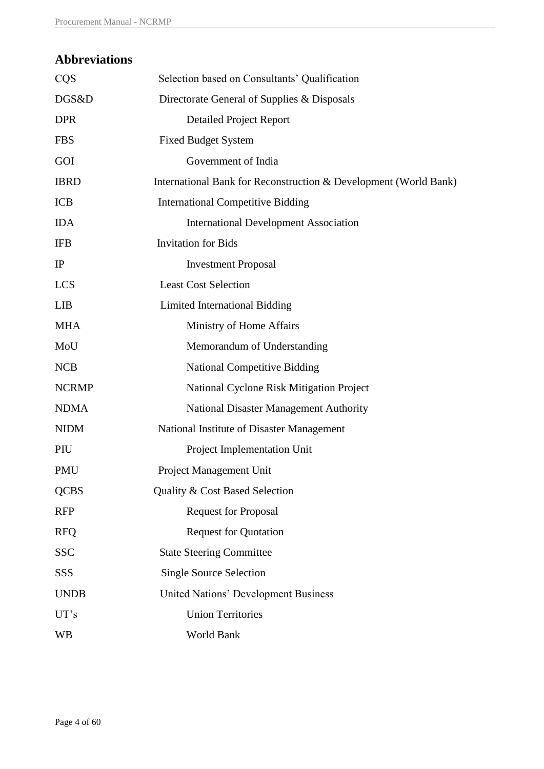## Abbreviations

| | |
|---|---|
| CQS | Selection based on Consultants' Qualification |
| DGS&D | Directorate General of Supplies & Disposals |
| DPR | Detailed Project Report |
| FBS | Fixed Budget System |
| GOI | Government of India |
| IBRD | International Bank for Reconstruction & Development (World Bank) |
| ICB | International Competitive Bidding |
| IDA | International Development Association |
| IFB | Invitation for Bids |
| IP | Investment Proposal |
| LCS | Least Cost Selection |
| LIB | Limited International Bidding |
| MHA | Ministry of Home Affairs |
| MoU | Memorandum of Understanding |
| NCB | National Competitive Bidding |
| NCRMP | National Cyclone Risk Mitigation Project |
| NDMA | National Disaster Management Authority |
| NIDM | National Institute of Disaster Management |
| PIU | Project Implementation Unit |
| PMU | Project Management Unit |
| QCBS | Quality & Cost Based Selection |
| RFP | Request for Proposal |
| RFQ | Request for Quotation |
| SSC | State Steering Committee |
| SSS | Single Source Selection |
| UNDB | United Nations' Development Business |
| UT's | Union Territories |
| WB | World Bank |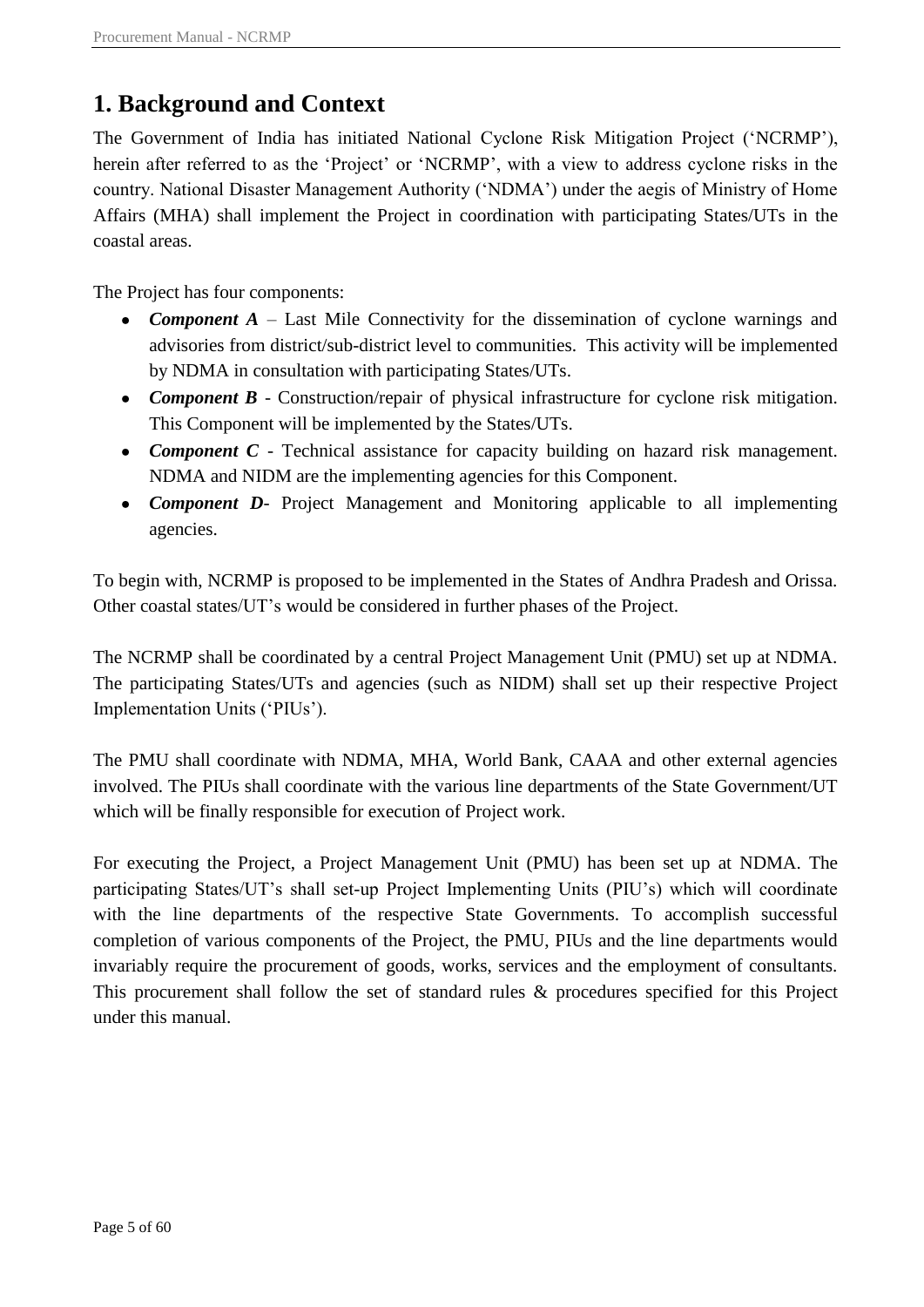# 1. Background and Context

The Government of India has initiated National Cyclone Risk Mitigation Project ('NCRMP'), herein after referred to as the 'Project' or 'NCRMP', with a view to address cyclone risks in the country. National Disaster Management Authority ('NDMA') under the aegis of Ministry of Home Affairs (MHA) shall implement the Project in coordination with participating States/UTs in the coastal areas.

The Project has four components:

- ***Component A*** – Last Mile Connectivity for the dissemination of cyclone warnings and advisories from district/sub-district level to communities. This activity will be implemented by NDMA in consultation with participating States/UTs.
- ***Component B*** - Construction/repair of physical infrastructure for cyclone risk mitigation. This Component will be implemented by the States/UTs.
- ***Component C*** - Technical assistance for capacity building on hazard risk management. NDMA and NIDM are the implementing agencies for this Component.
- ***Component D***- Project Management and Monitoring applicable to all implementing agencies.

To begin with, NCRMP is proposed to be implemented in the States of Andhra Pradesh and Orissa. Other coastal states/UT's would be considered in further phases of the Project.

The NCRMP shall be coordinated by a central Project Management Unit (PMU) set up at NDMA. The participating States/UTs and agencies (such as NIDM) shall set up their respective Project Implementation Units ('PIUs').

The PMU shall coordinate with NDMA, MHA, World Bank, CAAA and other external agencies involved. The PIUs shall coordinate with the various line departments of the State Government/UT which will be finally responsible for execution of Project work.

For executing the Project, a Project Management Unit (PMU) has been set up at NDMA. The participating States/UT's shall set-up Project Implementing Units (PIU's) which will coordinate with the line departments of the respective State Governments. To accomplish successful completion of various components of the Project, the PMU, PIUs and the line departments would invariably require the procurement of goods, works, services and the employment of consultants. This procurement shall follow the set of standard rules & procedures specified for this Project under this manual.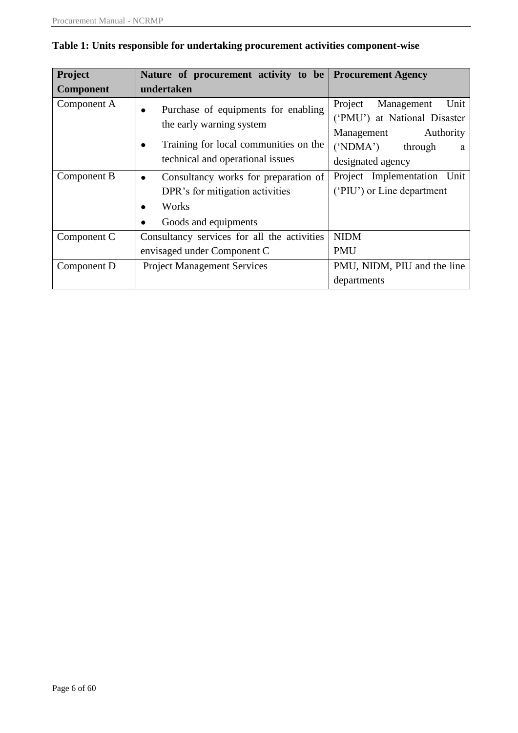**Table 1: Units responsible for undertaking procurement activities component-wise**

| Project Component | Nature of procurement activity to be undertaken | Procurement Agency |
|---|---|---|
| Component A | • Purchase of equipments for enabling the early warning system<br>• Training for local communities on the technical and operational issues | Project Management Unit ('PMU') at National Disaster Management Authority ('NDMA') through a designated agency |
| Component B | • Consultancy works for preparation of DPR's for mitigation activities<br>• Works<br>• Goods and equipments | Project Implementation Unit ('PIU') or Line department |
| Component C | Consultancy services for all the activities envisaged under Component C | NIDM<br>PMU |
| Component D | Project Management Services | PMU, NIDM, PIU and the line departments |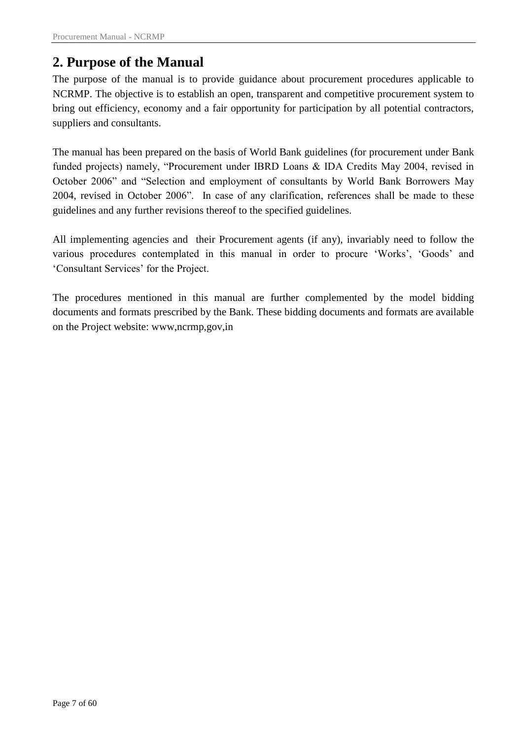## 2. Purpose of the Manual

The purpose of the manual is to provide guidance about procurement procedures applicable to NCRMP. The objective is to establish an open, transparent and competitive procurement system to bring out efficiency, economy and a fair opportunity for participation by all potential contractors, suppliers and consultants.

The manual has been prepared on the basis of World Bank guidelines (for procurement under Bank funded projects) namely, "Procurement under IBRD Loans & IDA Credits May 2004, revised in October 2006" and "Selection and employment of consultants by World Bank Borrowers May 2004, revised in October 2006". In case of any clarification, references shall be made to these guidelines and any further revisions thereof to the specified guidelines.

All implementing agencies and their Procurement agents (if any), invariably need to follow the various procedures contemplated in this manual in order to procure 'Works', 'Goods' and 'Consultant Services' for the Project.

The procedures mentioned in this manual are further complemented by the model bidding documents and formats prescribed by the Bank. These bidding documents and formats are available on the Project website: www,ncrmp,gov,in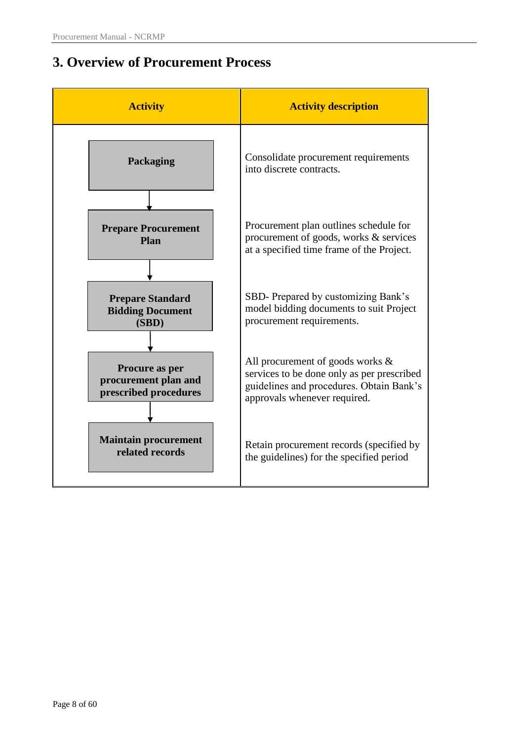# 3. Overview of Procurement Process

| Activity | Activity description |
| --- | --- |
| **Packaging** | Consolidate procurement requirements into discrete contracts. |
| **Prepare Procurement Plan** | Procurement plan outlines schedule for procurement of goods, works & services at a specified time frame of the Project. |
| **Prepare Standard Bidding Document (SBD)** | SBD- Prepared by customizing Bank's model bidding documents to suit Project procurement requirements. |
| **Procure as per procurement plan and prescribed procedures** | All procurement of goods works & services to be done only as per prescribed guidelines and procedures. Obtain Bank's approvals whenever required. |
| **Maintain procurement related records** | Retain procurement records (specified by the guidelines) for the specified period |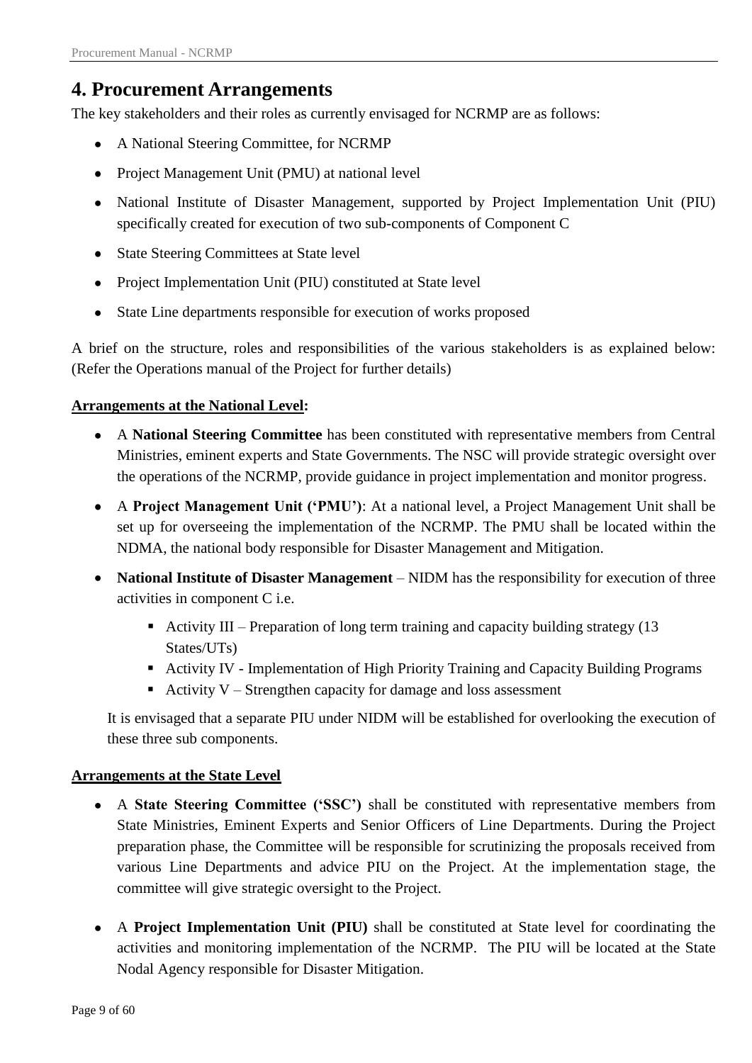# 4. Procurement Arrangements

The key stakeholders and their roles as currently envisaged for NCRMP are as follows:

- A National Steering Committee, for NCRMP
- Project Management Unit (PMU) at national level
- National Institute of Disaster Management, supported by Project Implementation Unit (PIU) specifically created for execution of two sub-components of Component C
- State Steering Committees at State level
- Project Implementation Unit (PIU) constituted at State level
- State Line departments responsible for execution of works proposed

A brief on the structure, roles and responsibilities of the various stakeholders is as explained below: (Refer the Operations manual of the Project for further details)

**Arrangements at the National Level:**

- A **National Steering Committee** has been constituted with representative members from Central Ministries, eminent experts and State Governments. The NSC will provide strategic oversight over the operations of the NCRMP, provide guidance in project implementation and monitor progress.
- A **Project Management Unit ('PMU')**: At a national level, a Project Management Unit shall be set up for overseeing the implementation of the NCRMP. The PMU shall be located within the NDMA, the national body responsible for Disaster Management and Mitigation.
- **National Institute of Disaster Management** – NIDM has the responsibility for execution of three activities in component C i.e.
  - Activity III – Preparation of long term training and capacity building strategy (13 States/UTs)
  - Activity IV - Implementation of High Priority Training and Capacity Building Programs
  - Activity V – Strengthen capacity for damage and loss assessment

  It is envisaged that a separate PIU under NIDM will be established for overlooking the execution of these three sub components.

**Arrangements at the State Level**

- A **State Steering Committee ('SSC')** shall be constituted with representative members from State Ministries, Eminent Experts and Senior Officers of Line Departments. During the Project preparation phase, the Committee will be responsible for scrutinizing the proposals received from various Line Departments and advice PIU on the Project. At the implementation stage, the committee will give strategic oversight to the Project.
- A **Project Implementation Unit (PIU)** shall be constituted at State level for coordinating the activities and monitoring implementation of the NCRMP. The PIU will be located at the State Nodal Agency responsible for Disaster Mitigation.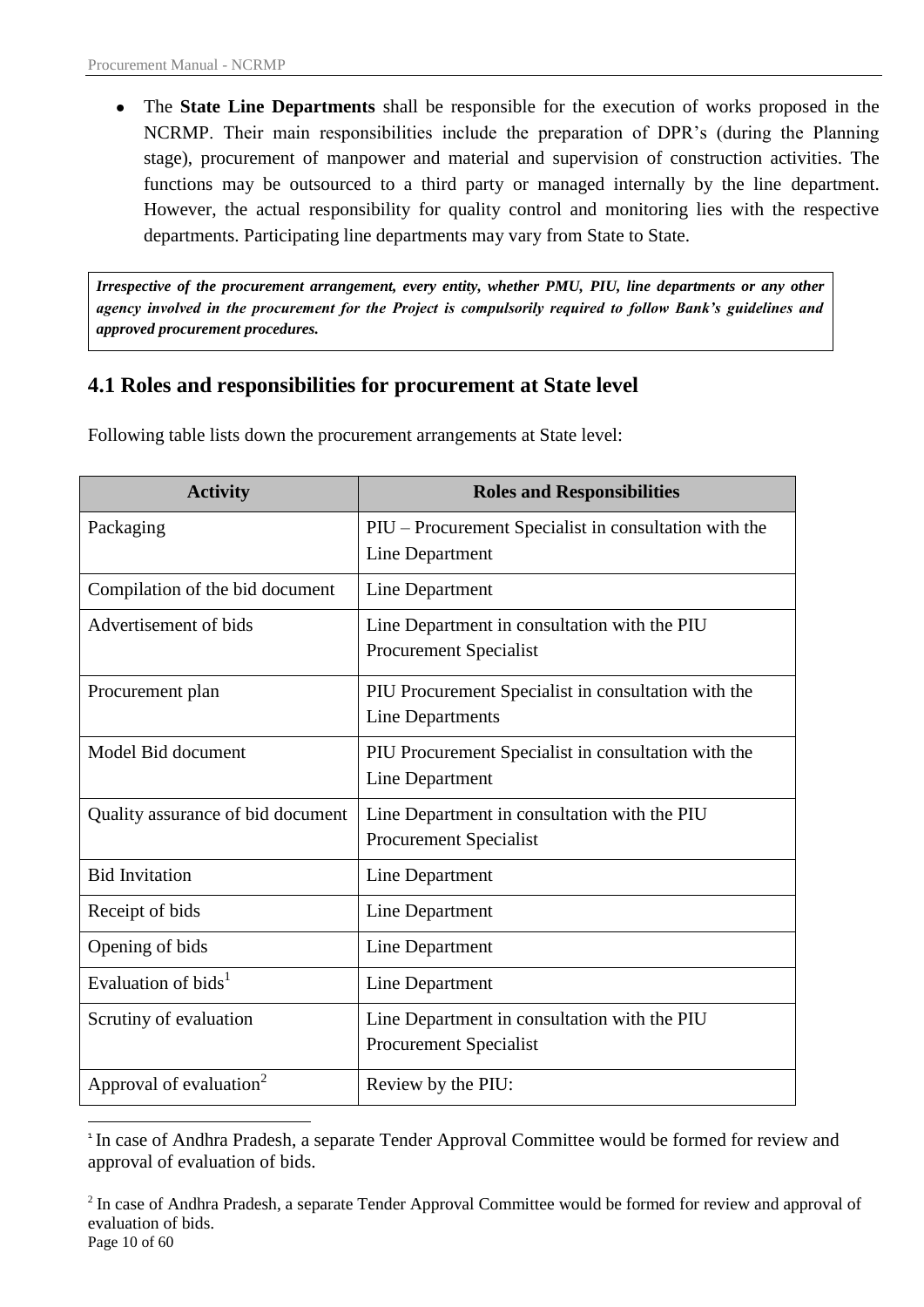- The **State Line Departments** shall be responsible for the execution of works proposed in the NCRMP. Their main responsibilities include the preparation of DPR's (during the Planning stage), procurement of manpower and material and supervision of construction activities. The functions may be outsourced to a third party or managed internally by the line department. However, the actual responsibility for quality control and monitoring lies with the respective departments. Participating line departments may vary from State to State.

***Irrespective of the procurement arrangement, every entity, whether PMU, PIU, line departments or any other agency involved in the procurement for the Project is compulsorily required to follow Bank's guidelines and approved procurement procedures.***

## 4.1 Roles and responsibilities for procurement at State level

Following table lists down the procurement arrangements at State level:

| Activity | Roles and Responsibilities |
|---|---|
| Packaging | PIU – Procurement Specialist in consultation with the Line Department |
| Compilation of the bid document | Line Department |
| Advertisement of bids | Line Department in consultation with the PIU Procurement Specialist |
| Procurement plan | PIU Procurement Specialist in consultation with the Line Departments |
| Model Bid document | PIU Procurement Specialist in consultation with the Line Department |
| Quality assurance of bid document | Line Department in consultation with the PIU Procurement Specialist |
| Bid Invitation | Line Department |
| Receipt of bids | Line Department |
| Opening of bids | Line Department |
| Evaluation of bids[1] | Line Department |
| Scrutiny of evaluation | Line Department in consultation with the PIU Procurement Specialist |
| Approval of evaluation[2] | Review by the PIU: |

[1] In case of Andhra Pradesh, a separate Tender Approval Committee would be formed for review and approval of evaluation of bids.

[2] In case of Andhra Pradesh, a separate Tender Approval Committee would be formed for review and approval of evaluation of bids.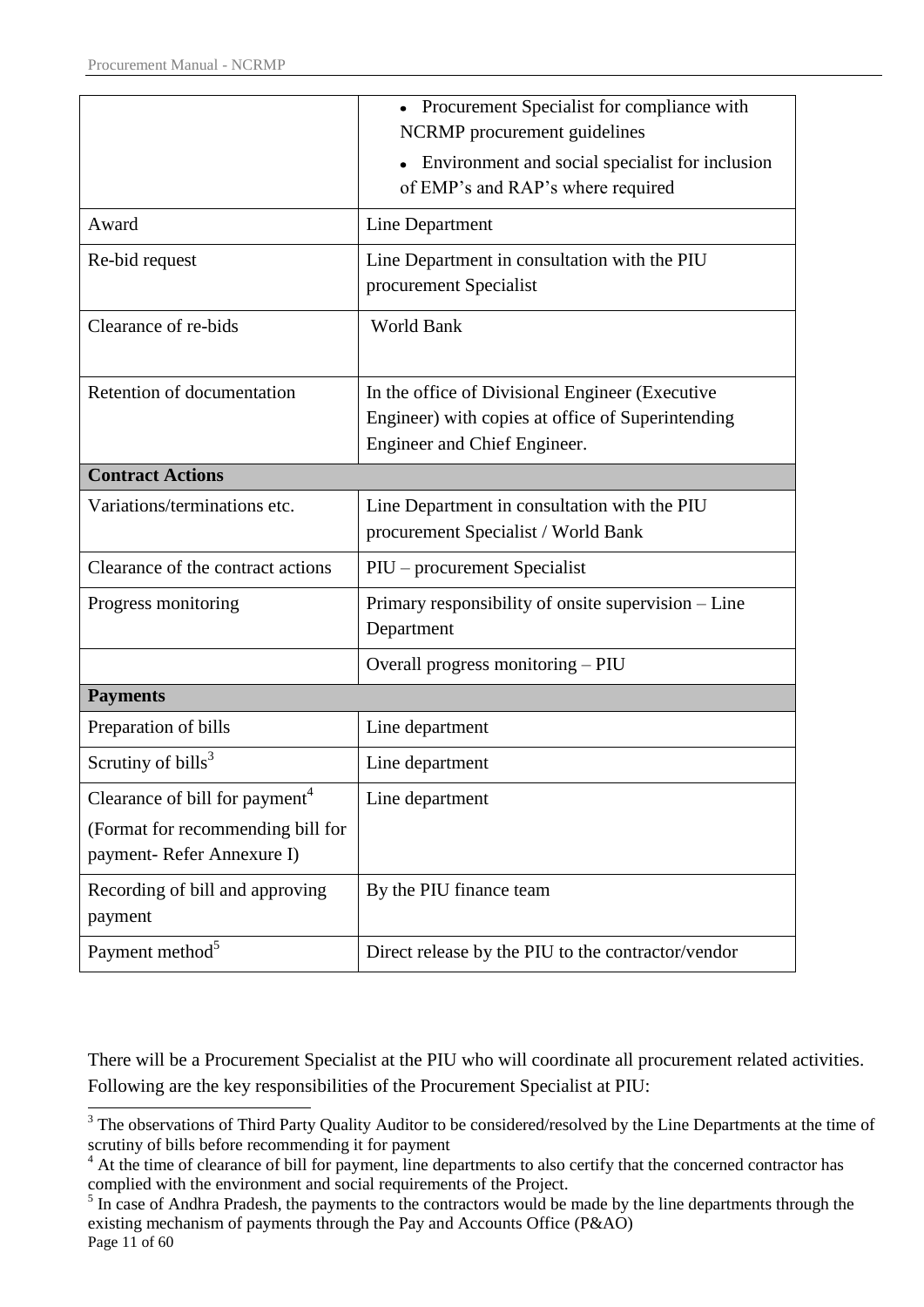| | |
|---|---|
| | • Procurement Specialist for compliance with NCRMP procurement guidelines<br>• Environment and social specialist for inclusion of EMP's and RAP's where required |
| Award | Line Department |
| Re-bid request | Line Department in consultation with the PIU procurement Specialist |
| Clearance of re-bids | World Bank |
| Retention of documentation | In the office of Divisional Engineer (Executive Engineer) with copies at office of Superintending Engineer and Chief Engineer. |
| **Contract Actions** | |
| Variations/terminations etc. | Line Department in consultation with the PIU procurement Specialist / World Bank |
| Clearance of the contract actions | PIU – procurement Specialist |
| Progress monitoring | Primary responsibility of onsite supervision – Line Department |
| | Overall progress monitoring – PIU |
| **Payments** | |
| Preparation of bills | Line department |
| Scrutiny of bills[3] | Line department |
| Clearance of bill for payment[4]<br>(Format for recommending bill for payment- Refer Annexure I) | Line department |
| Recording of bill and approving payment | By the PIU finance team |
| Payment method[5] | Direct release by the PIU to the contractor/vendor |

There will be a Procurement Specialist at the PIU who will coordinate all procurement related activities. Following are the key responsibilities of the Procurement Specialist at PIU:

[3] The observations of Third Party Quality Auditor to be considered/resolved by the Line Departments at the time of scrutiny of bills before recommending it for payment

[4] At the time of clearance of bill for payment, line departments to also certify that the concerned contractor has complied with the environment and social requirements of the Project.

[5] In case of Andhra Pradesh, the payments to the contractors would be made by the line departments through the existing mechanism of payments through the Pay and Accounts Office (P&AO)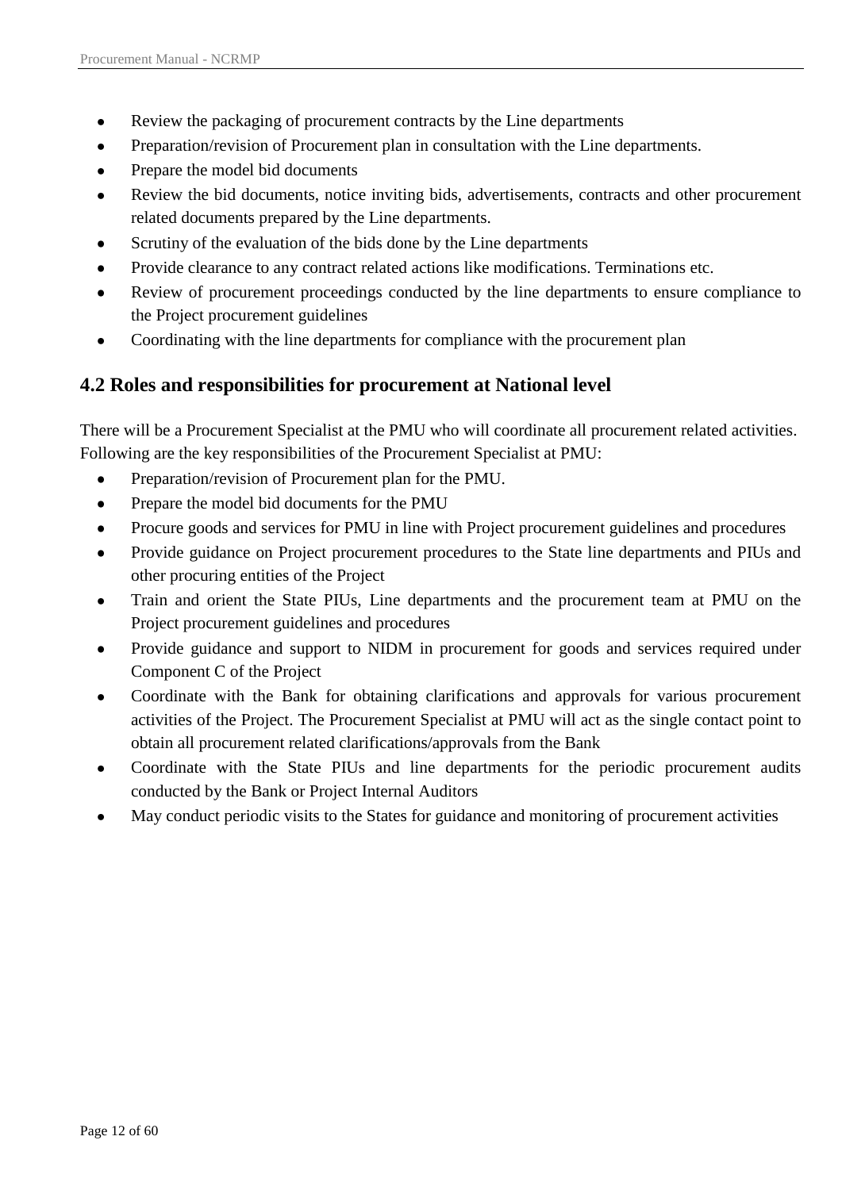- Review the packaging of procurement contracts by the Line departments
- Preparation/revision of Procurement plan in consultation with the Line departments.
- Prepare the model bid documents
- Review the bid documents, notice inviting bids, advertisements, contracts and other procurement related documents prepared by the Line departments.
- Scrutiny of the evaluation of the bids done by the Line departments
- Provide clearance to any contract related actions like modifications. Terminations etc.
- Review of procurement proceedings conducted by the line departments to ensure compliance to the Project procurement guidelines
- Coordinating with the line departments for compliance with the procurement plan

## 4.2 Roles and responsibilities for procurement at National level

There will be a Procurement Specialist at the PMU who will coordinate all procurement related activities. Following are the key responsibilities of the Procurement Specialist at PMU:

- Preparation/revision of Procurement plan for the PMU.
- Prepare the model bid documents for the PMU
- Procure goods and services for PMU in line with Project procurement guidelines and procedures
- Provide guidance on Project procurement procedures to the State line departments and PIUs and other procuring entities of the Project
- Train and orient the State PIUs, Line departments and the procurement team at PMU on the Project procurement guidelines and procedures
- Provide guidance and support to NIDM in procurement for goods and services required under Component C of the Project
- Coordinate with the Bank for obtaining clarifications and approvals for various procurement activities of the Project. The Procurement Specialist at PMU will act as the single contact point to obtain all procurement related clarifications/approvals from the Bank
- Coordinate with the State PIUs and line departments for the periodic procurement audits conducted by the Bank or Project Internal Auditors
- May conduct periodic visits to the States for guidance and monitoring of procurement activities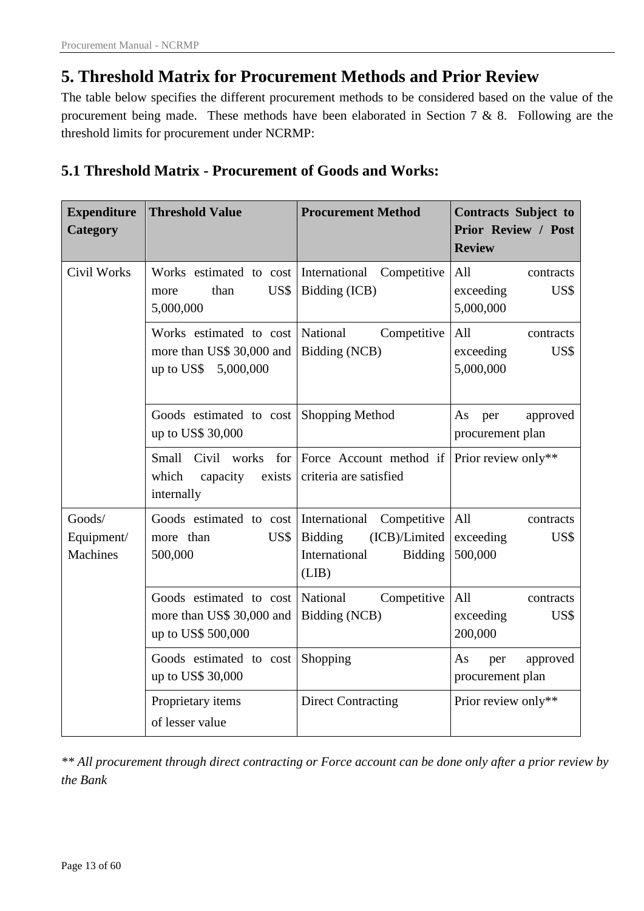# 5. Threshold Matrix for Procurement Methods and Prior Review

The table below specifies the different procurement methods to be considered based on the value of the procurement being made. These methods have been elaborated in Section 7 & 8. Following are the threshold limits for procurement under NCRMP:

## 5.1 Threshold Matrix - Procurement of Goods and Works:

| Expenditure Category | Threshold Value | Procurement Method | Contracts Subject to Prior Review / Post Review |
|---|---|---|---|
| Civil Works | Works estimated to cost more than US$ 5,000,000 | International Competitive Bidding (ICB) | All contracts exceeding US$ 5,000,000 |
| | Works estimated to cost more than US$ 30,000 and up to US$ 5,000,000 | National Competitive Bidding (NCB) | All contracts exceeding US$ 5,000,000 |
| | Goods estimated to cost up to US$ 30,000 | Shopping Method | As per approved procurement plan |
| | Small Civil works for which capacity exists internally | Force Account method if criteria are satisfied | Prior review only** |
| Goods/ Equipment/ Machines | Goods estimated to cost more than US$ 500,000 | International Competitive Bidding (ICB)/Limited International Bidding (LIB) | All contracts exceeding US$ 500,000 |
| | Goods estimated to cost more than US$ 30,000 and up to US$ 500,000 | National Competitive Bidding (NCB) | All contracts exceeding US$ 200,000 |
| | Goods estimated to cost up to US$ 30,000 | Shopping | As per approved procurement plan |
| | Proprietary items of lesser value | Direct Contracting | Prior review only** |

*** All procurement through direct contracting or Force account can be done only after a prior review by the Bank*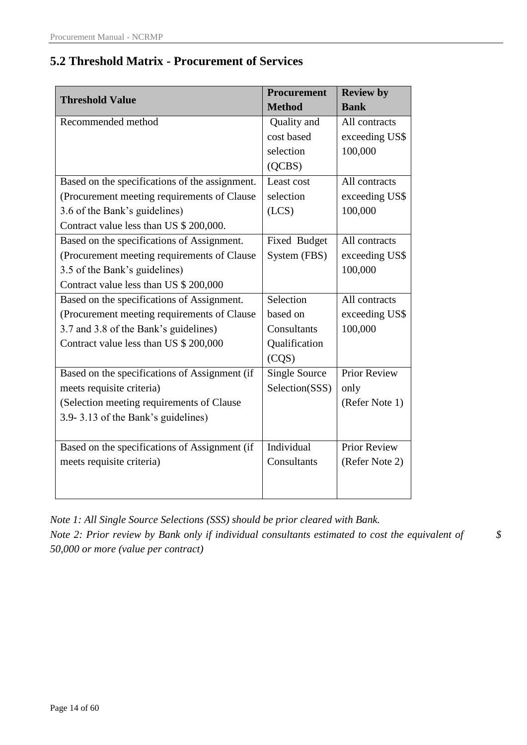## 5.2 Threshold Matrix - Procurement of Services

| Threshold Value | Procurement Method | Review by Bank |
|---|---|---|
| Recommended method | Quality and cost based selection (QCBS) | All contracts exceeding US$ 100,000 |
| Based on the specifications of the assignment. (Procurement meeting requirements of Clause 3.6 of the Bank's guidelines) Contract value less than US $ 200,000. | Least cost selection (LCS) | All contracts exceeding US$ 100,000 |
| Based on the specifications of Assignment. (Procurement meeting requirements of Clause 3.5 of the Bank's guidelines) Contract value less than US $ 200,000 | Fixed Budget System (FBS) | All contracts exceeding US$ 100,000 |
| Based on the specifications of Assignment. (Procurement meeting requirements of Clause 3.7 and 3.8 of the Bank's guidelines) Contract value less than US $ 200,000 | Selection based on Consultants Qualification (CQS) | All contracts exceeding US$ 100,000 |
| Based on the specifications of Assignment (if meets requisite criteria) (Selection meeting requirements of Clause 3.9- 3.13 of the Bank's guidelines) | Single Source Selection(SSS) | Prior Review only (Refer Note 1) |
| Based on the specifications of Assignment (if meets requisite criteria) | Individual Consultants | Prior Review (Refer Note 2) |

*Note 1: All Single Source Selections (SSS) should be prior cleared with Bank.*
*Note 2: Prior review by Bank only if individual consultants estimated to cost the equivalent of $ 50,000 or more (value per contract)*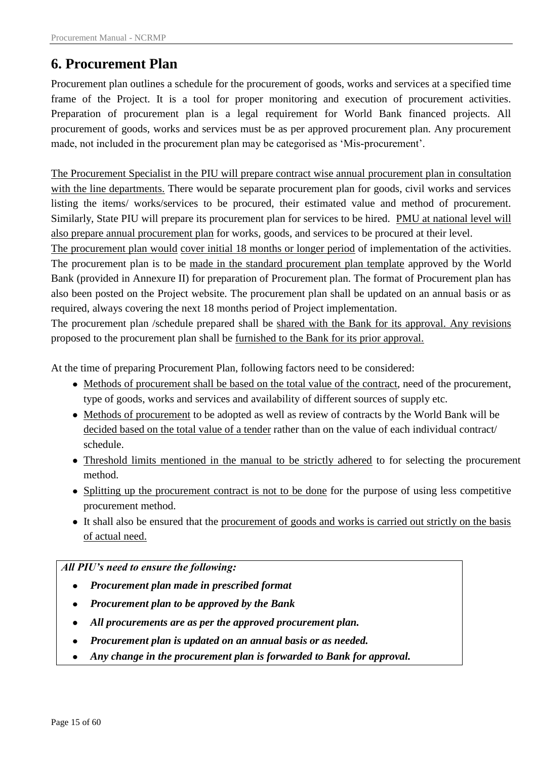# 6. Procurement Plan

Procurement plan outlines a schedule for the procurement of goods, works and services at a specified time frame of the Project. It is a tool for proper monitoring and execution of procurement activities. Preparation of procurement plan is a legal requirement for World Bank financed projects. All procurement of goods, works and services must be as per approved procurement plan. Any procurement made, not included in the procurement plan may be categorised as 'Mis-procurement'.

The Procurement Specialist in the PIU will prepare contract wise annual procurement plan in consultation with the line departments. There would be separate procurement plan for goods, civil works and services listing the items/ works/services to be procured, their estimated value and method of procurement. Similarly, State PIU will prepare its procurement plan for services to be hired. PMU at national level will also prepare annual procurement plan for works, goods, and services to be procured at their level.

The procurement plan would cover initial 18 months or longer period of implementation of the activities. The procurement plan is to be made in the standard procurement plan template approved by the World Bank (provided in Annexure II) for preparation of Procurement plan. The format of Procurement plan has also been posted on the Project website. The procurement plan shall be updated on an annual basis or as required, always covering the next 18 months period of Project implementation.

The procurement plan /schedule prepared shall be shared with the Bank for its approval. Any revisions proposed to the procurement plan shall be furnished to the Bank for its prior approval.

At the time of preparing Procurement Plan, following factors need to be considered:

- Methods of procurement shall be based on the total value of the contract, need of the procurement, type of goods, works and services and availability of different sources of supply etc.
- Methods of procurement to be adopted as well as review of contracts by the World Bank will be decided based on the total value of a tender rather than on the value of each individual contract/ schedule.
- Threshold limits mentioned in the manual to be strictly adhered to for selecting the procurement method.
- Splitting up the procurement contract is not to be done for the purpose of using less competitive procurement method.
- It shall also be ensured that the procurement of goods and works is carried out strictly on the basis of actual need.

***All PIU's need to ensure the following:***

- ***Procurement plan made in prescribed format***
- ***Procurement plan to be approved by the Bank***
- ***All procurements are as per the approved procurement plan.***
- ***Procurement plan is updated on an annual basis or as needed.***
- ***Any change in the procurement plan is forwarded to Bank for approval.***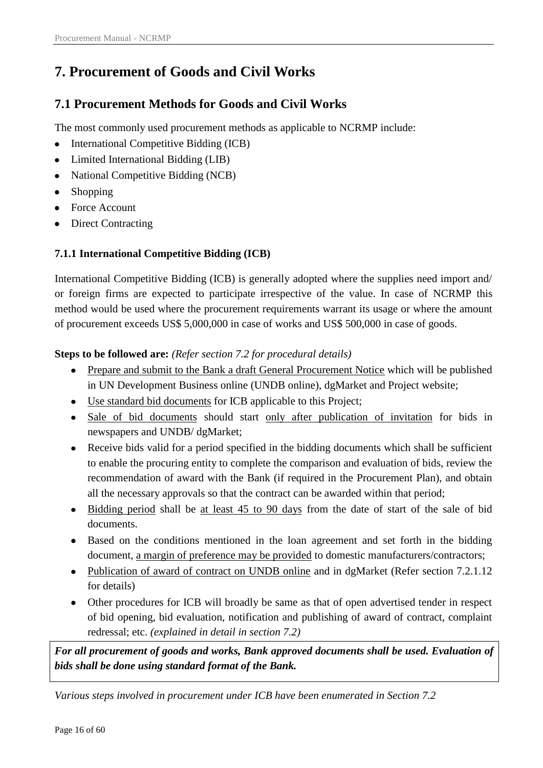# 7. Procurement of Goods and Civil Works

## 7.1 Procurement Methods for Goods and Civil Works

The most commonly used procurement methods as applicable to NCRMP include:

- International Competitive Bidding (ICB)
- Limited International Bidding (LIB)
- National Competitive Bidding (NCB)
- Shopping
- Force Account
- Direct Contracting

### 7.1.1 International Competitive Bidding (ICB)

International Competitive Bidding (ICB) is generally adopted where the supplies need import and/ or foreign firms are expected to participate irrespective of the value. In case of NCRMP this method would be used where the procurement requirements warrant its usage or where the amount of procurement exceeds US$ 5,000,000 in case of works and US$ 500,000 in case of goods.

**Steps to be followed are:** *(Refer section 7.2 for procedural details)*

- Prepare and submit to the Bank a draft General Procurement Notice which will be published in UN Development Business online (UNDB online), dgMarket and Project website;
- Use standard bid documents for ICB applicable to this Project;
- Sale of bid documents should start only after publication of invitation for bids in newspapers and UNDB/ dgMarket;
- Receive bids valid for a period specified in the bidding documents which shall be sufficient to enable the procuring entity to complete the comparison and evaluation of bids, review the recommendation of award with the Bank (if required in the Procurement Plan), and obtain all the necessary approvals so that the contract can be awarded within that period;
- Bidding period shall be at least 45 to 90 days from the date of start of the sale of bid documents.
- Based on the conditions mentioned in the loan agreement and set forth in the bidding document, a margin of preference may be provided to domestic manufacturers/contractors;
- Publication of award of contract on UNDB online and in dgMarket (Refer section 7.2.1.12 for details)
- Other procedures for ICB will broadly be same as that of open advertised tender in respect of bid opening, bid evaluation, notification and publishing of award of contract, complaint redressal; etc. *(explained in detail in section 7.2)*

***For all procurement of goods and works, Bank approved documents shall be used. Evaluation of bids shall be done using standard format of the Bank.***

*Various steps involved in procurement under ICB have been enumerated in Section 7.2*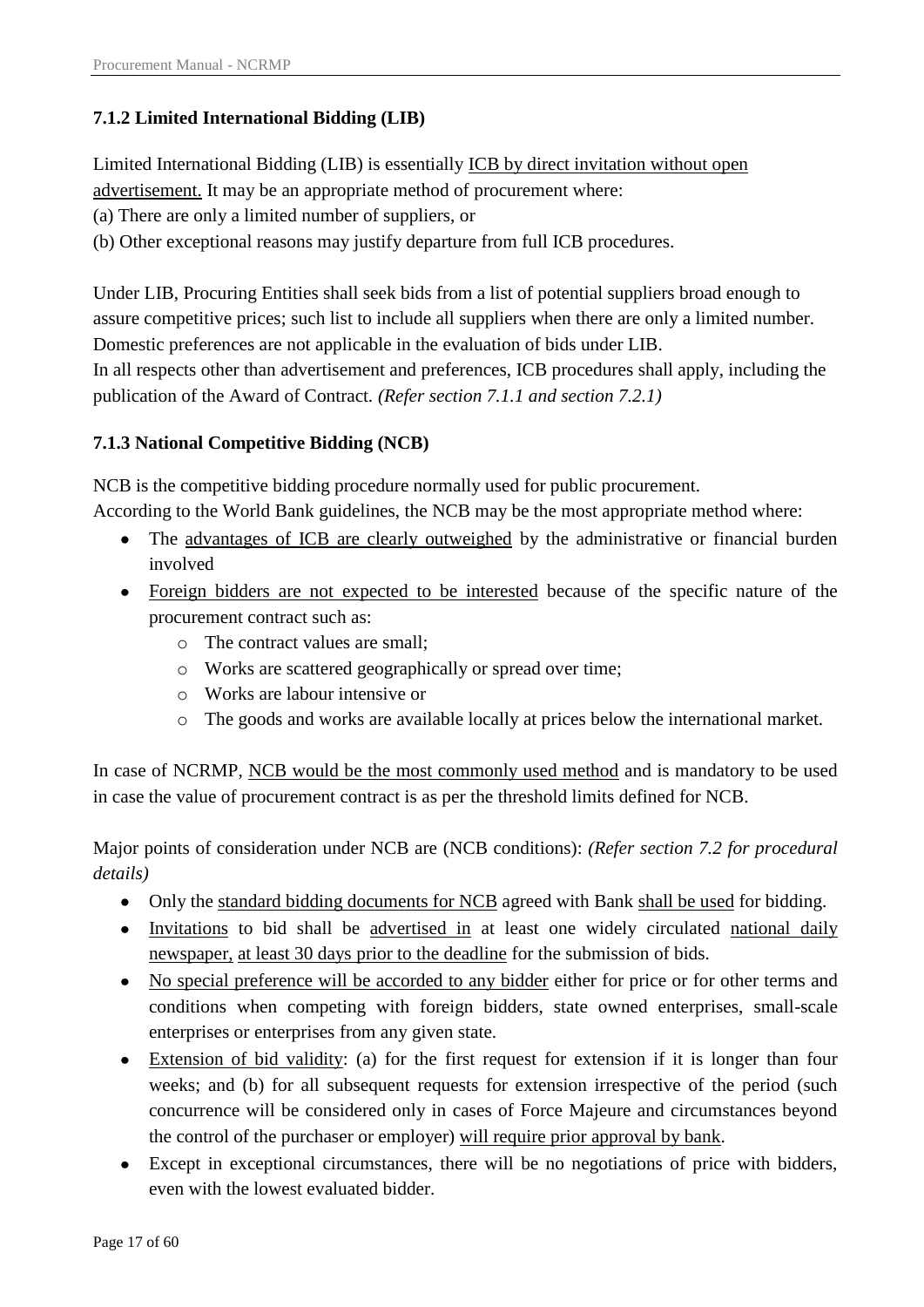### 7.1.2 Limited International Bidding (LIB)

Limited International Bidding (LIB) is essentially ICB by direct invitation without open advertisement. It may be an appropriate method of procurement where:

(a) There are only a limited number of suppliers, or

(b) Other exceptional reasons may justify departure from full ICB procedures.

Under LIB, Procuring Entities shall seek bids from a list of potential suppliers broad enough to assure competitive prices; such list to include all suppliers when there are only a limited number. Domestic preferences are not applicable in the evaluation of bids under LIB.

In all respects other than advertisement and preferences, ICB procedures shall apply, including the publication of the Award of Contract. *(Refer section 7.1.1 and section 7.2.1)*

### 7.1.3 National Competitive Bidding (NCB)

NCB is the competitive bidding procedure normally used for public procurement.

According to the World Bank guidelines, the NCB may be the most appropriate method where:

- The advantages of ICB are clearly outweighed by the administrative or financial burden involved
- Foreign bidders are not expected to be interested because of the specific nature of the procurement contract such as:
  - The contract values are small;
  - Works are scattered geographically or spread over time;
  - Works are labour intensive or
  - The goods and works are available locally at prices below the international market.

In case of NCRMP, NCB would be the most commonly used method and is mandatory to be used in case the value of procurement contract is as per the threshold limits defined for NCB.

Major points of consideration under NCB are (NCB conditions): *(Refer section 7.2 for procedural details)*

- Only the standard bidding documents for NCB agreed with Bank shall be used for bidding.
- Invitations to bid shall be advertised in at least one widely circulated national daily newspaper, at least 30 days prior to the deadline for the submission of bids.
- No special preference will be accorded to any bidder either for price or for other terms and conditions when competing with foreign bidders, state owned enterprises, small-scale enterprises or enterprises from any given state.
- Extension of bid validity: (a) for the first request for extension if it is longer than four weeks; and (b) for all subsequent requests for extension irrespective of the period (such concurrence will be considered only in cases of Force Majeure and circumstances beyond the control of the purchaser or employer) will require prior approval by bank.
- Except in exceptional circumstances, there will be no negotiations of price with bidders, even with the lowest evaluated bidder.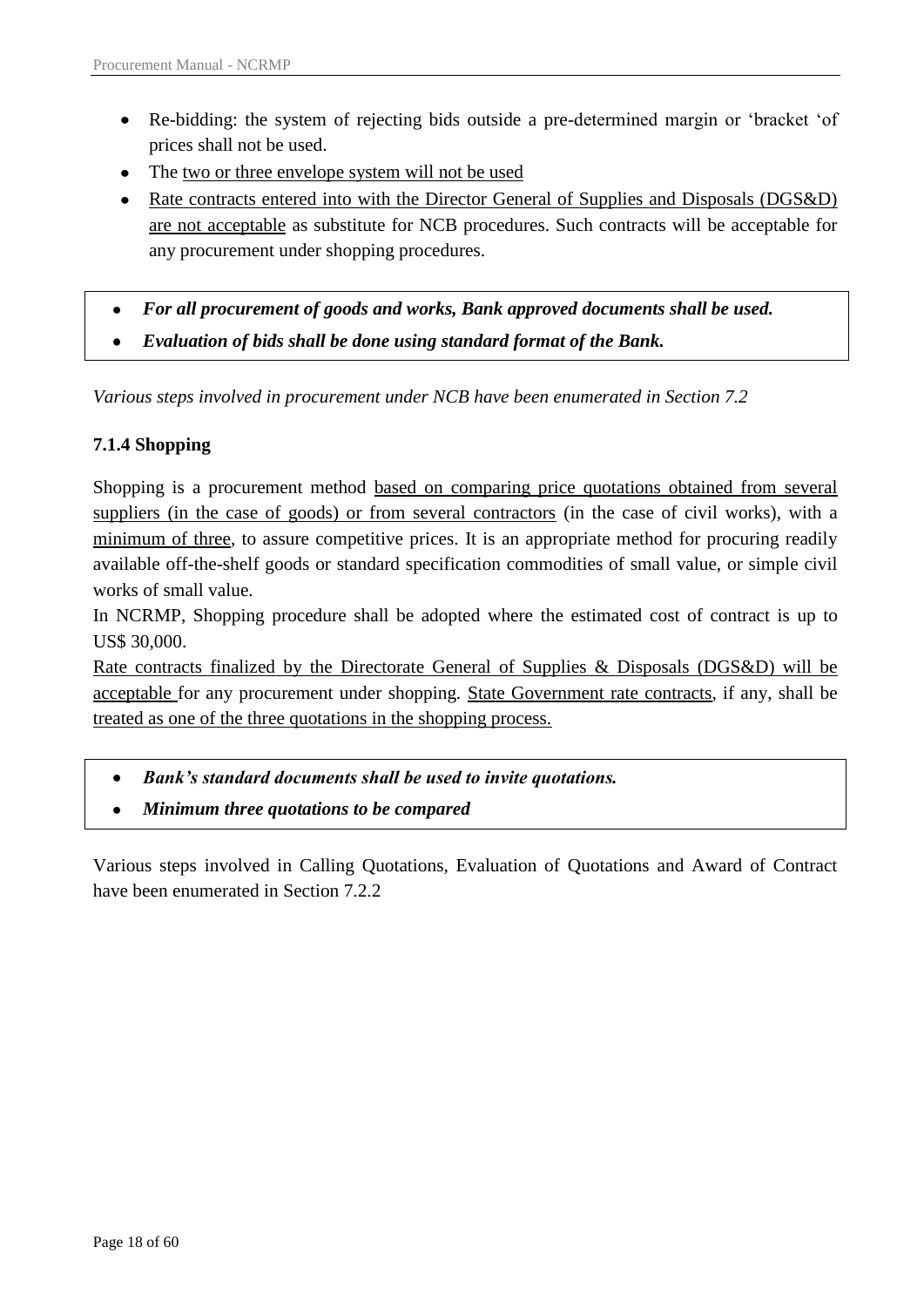- Re-bidding: the system of rejecting bids outside a pre-determined margin or 'bracket 'of prices shall not be used.
- The two or three envelope system will not be used
- Rate contracts entered into with the Director General of Supplies and Disposals (DGS&D) are not acceptable as substitute for NCB procedures. Such contracts will be acceptable for any procurement under shopping procedures.

- ***For all procurement of goods and works, Bank approved documents shall be used.***
- ***Evaluation of bids shall be done using standard format of the Bank.***

*Various steps involved in procurement under NCB have been enumerated in Section 7.2*

### 7.1.4 Shopping

Shopping is a procurement method based on comparing price quotations obtained from several suppliers (in the case of goods) or from several contractors (in the case of civil works), with a minimum of three, to assure competitive prices. It is an appropriate method for procuring readily available off-the-shelf goods or standard specification commodities of small value, or simple civil works of small value.

In NCRMP, Shopping procedure shall be adopted where the estimated cost of contract is up to US$ 30,000.

Rate contracts finalized by the Directorate General of Supplies & Disposals (DGS&D) will be acceptable for any procurement under shopping. State Government rate contracts, if any, shall be treated as one of the three quotations in the shopping process.

- ***Bank's standard documents shall be used to invite quotations.***
- ***Minimum three quotations to be compared***

Various steps involved in Calling Quotations, Evaluation of Quotations and Award of Contract have been enumerated in Section 7.2.2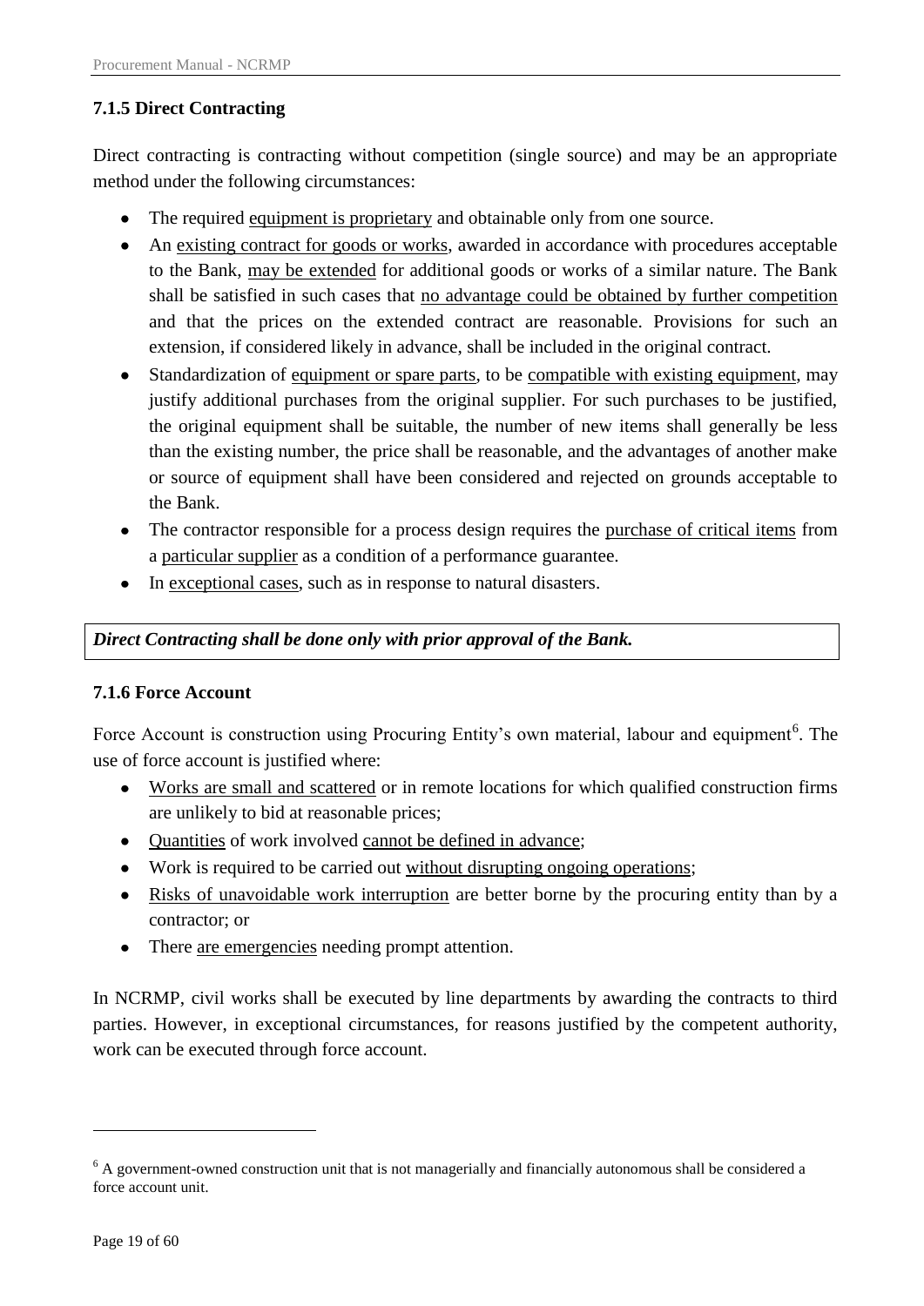### 7.1.5 Direct Contracting

Direct contracting is contracting without competition (single source) and may be an appropriate method under the following circumstances:

- The required equipment is proprietary and obtainable only from one source.
- An existing contract for goods or works, awarded in accordance with procedures acceptable to the Bank, may be extended for additional goods or works of a similar nature. The Bank shall be satisfied in such cases that no advantage could be obtained by further competition and that the prices on the extended contract are reasonable. Provisions for such an extension, if considered likely in advance, shall be included in the original contract.
- Standardization of equipment or spare parts, to be compatible with existing equipment, may justify additional purchases from the original supplier. For such purchases to be justified, the original equipment shall be suitable, the number of new items shall generally be less than the existing number, the price shall be reasonable, and the advantages of another make or source of equipment shall have been considered and rejected on grounds acceptable to the Bank.
- The contractor responsible for a process design requires the purchase of critical items from a particular supplier as a condition of a performance guarantee.
- In exceptional cases, such as in response to natural disasters.

***Direct Contracting shall be done only with prior approval of the Bank.***

### 7.1.6 Force Account

Force Account is construction using Procuring Entity's own material, labour and equipment[6]. The use of force account is justified where:

- Works are small and scattered or in remote locations for which qualified construction firms are unlikely to bid at reasonable prices;
- Quantities of work involved cannot be defined in advance;
- Work is required to be carried out without disrupting ongoing operations;
- Risks of unavoidable work interruption are better borne by the procuring entity than by a contractor; or
- There are emergencies needing prompt attention.

In NCRMP, civil works shall be executed by line departments by awarding the contracts to third parties. However, in exceptional circumstances, for reasons justified by the competent authority, work can be executed through force account.

[6] A government-owned construction unit that is not managerially and financially autonomous shall be considered a force account unit.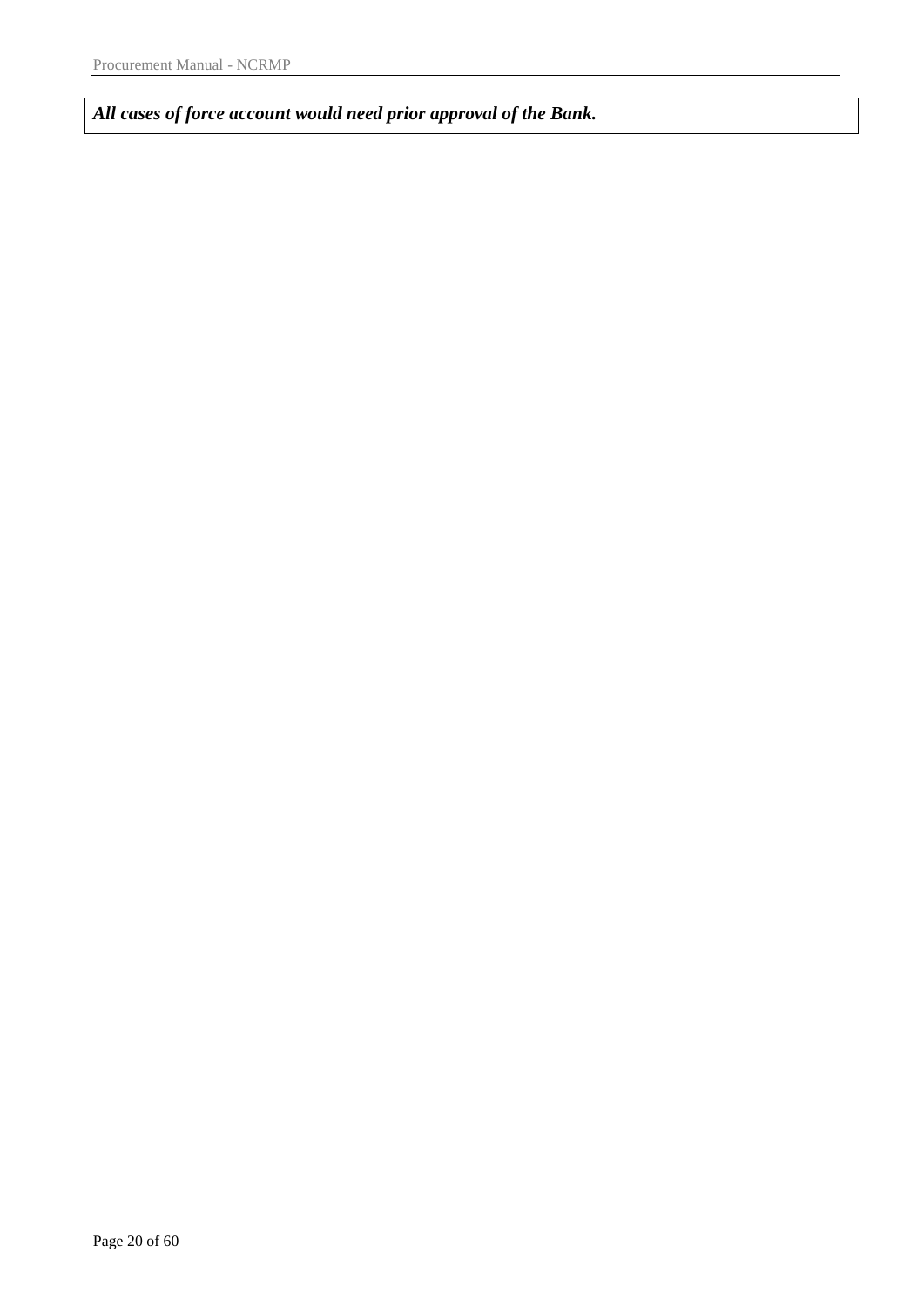***All cases of force account would need prior approval of the Bank.***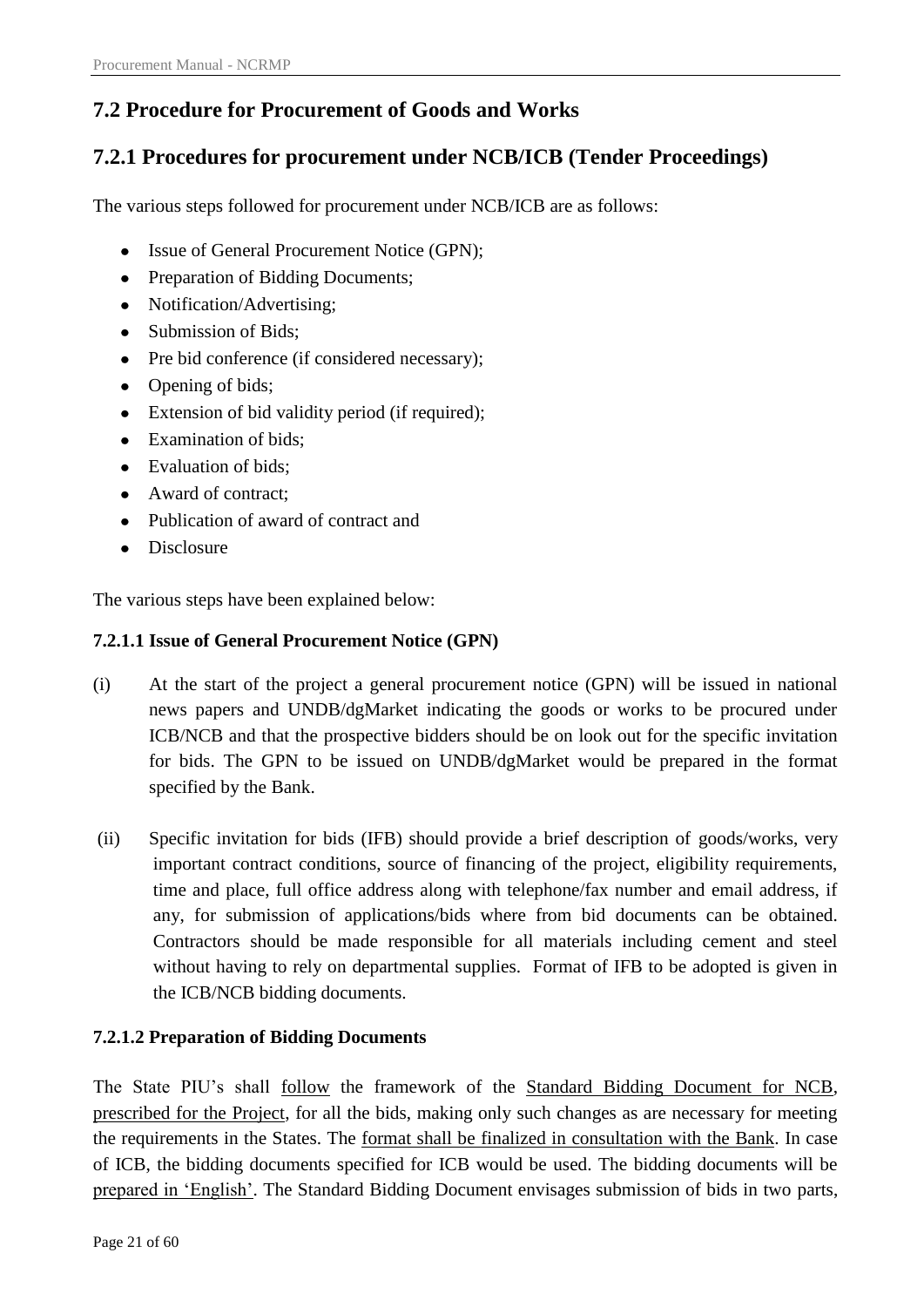## 7.2 Procedure for Procurement of Goods and Works

## 7.2.1 Procedures for procurement under NCB/ICB (Tender Proceedings)

The various steps followed for procurement under NCB/ICB are as follows:

- Issue of General Procurement Notice (GPN);
- Preparation of Bidding Documents;
- Notification/Advertising;
- Submission of Bids;
- Pre bid conference (if considered necessary);
- Opening of bids;
- Extension of bid validity period (if required);
- Examination of bids;
- Evaluation of bids;
- Award of contract;
- Publication of award of contract and
- Disclosure

The various steps have been explained below:

#### 7.2.1.1 Issue of General Procurement Notice (GPN)

(i) At the start of the project a general procurement notice (GPN) will be issued in national news papers and UNDB/dgMarket indicating the goods or works to be procured under ICB/NCB and that the prospective bidders should be on look out for the specific invitation for bids. The GPN to be issued on UNDB/dgMarket would be prepared in the format specified by the Bank.

(ii) Specific invitation for bids (IFB) should provide a brief description of goods/works, very important contract conditions, source of financing of the project, eligibility requirements, time and place, full office address along with telephone/fax number and email address, if any, for submission of applications/bids where from bid documents can be obtained. Contractors should be made responsible for all materials including cement and steel without having to rely on departmental supplies. Format of IFB to be adopted is given in the ICB/NCB bidding documents.

#### 7.2.1.2 Preparation of Bidding Documents

The State PIU's shall follow the framework of the Standard Bidding Document for NCB, prescribed for the Project, for all the bids, making only such changes as are necessary for meeting the requirements in the States. The format shall be finalized in consultation with the Bank. In case of ICB, the bidding documents specified for ICB would be used. The bidding documents will be prepared in 'English'. The Standard Bidding Document envisages submission of bids in two parts,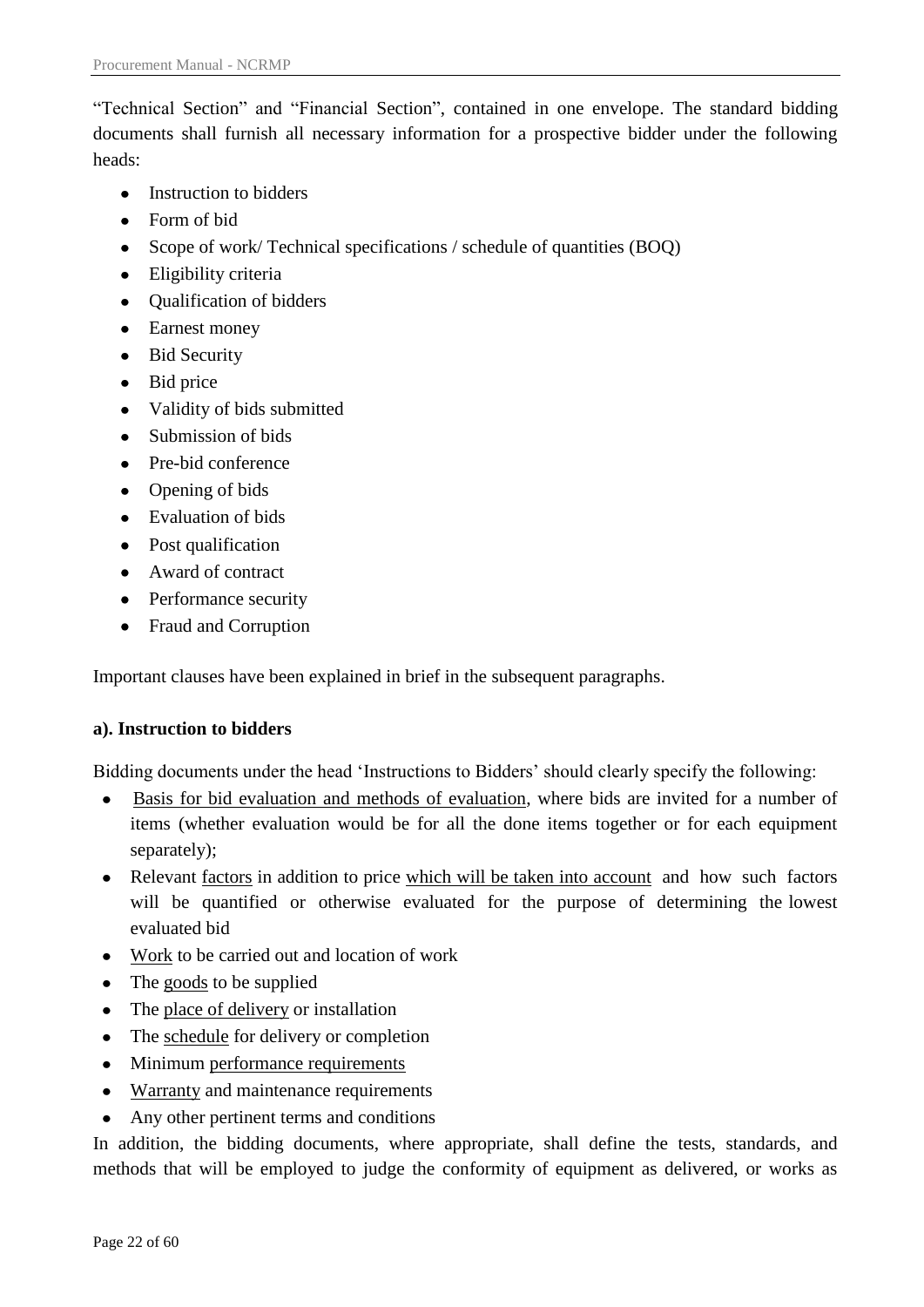"Technical Section" and "Financial Section", contained in one envelope. The standard bidding documents shall furnish all necessary information for a prospective bidder under the following heads:

- Instruction to bidders
- Form of bid
- Scope of work/ Technical specifications / schedule of quantities (BOQ)
- Eligibility criteria
- Qualification of bidders
- Earnest money
- Bid Security
- Bid price
- Validity of bids submitted
- Submission of bids
- Pre-bid conference
- Opening of bids
- Evaluation of bids
- Post qualification
- Award of contract
- Performance security
- Fraud and Corruption

Important clauses have been explained in brief in the subsequent paragraphs.

**a). Instruction to bidders**

Bidding documents under the head 'Instructions to Bidders' should clearly specify the following:

- Basis for bid evaluation and methods of evaluation, where bids are invited for a number of items (whether evaluation would be for all the done items together or for each equipment separately);
- Relevant factors in addition to price which will be taken into account and how such factors will be quantified or otherwise evaluated for the purpose of determining the lowest evaluated bid
- Work to be carried out and location of work
- The goods to be supplied
- The place of delivery or installation
- The schedule for delivery or completion
- Minimum performance requirements
- Warranty and maintenance requirements
- Any other pertinent terms and conditions

In addition, the bidding documents, where appropriate, shall define the tests, standards, and methods that will be employed to judge the conformity of equipment as delivered, or works as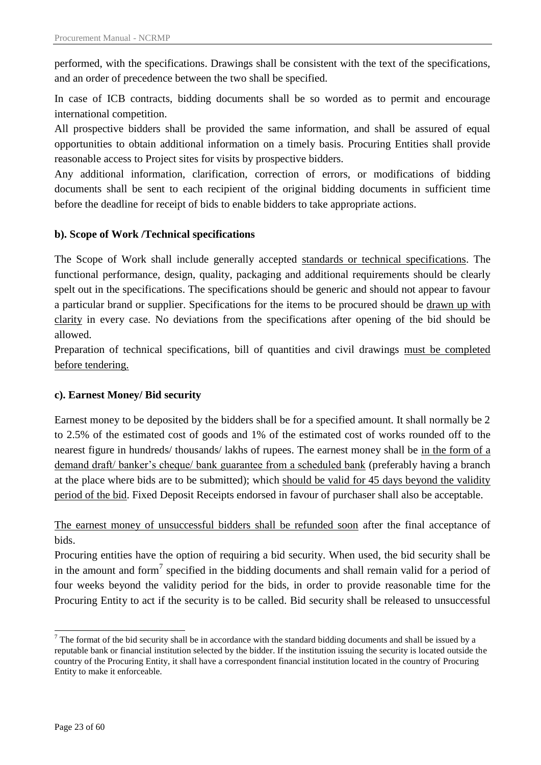performed, with the specifications. Drawings shall be consistent with the text of the specifications, and an order of precedence between the two shall be specified.

In case of ICB contracts, bidding documents shall be so worded as to permit and encourage international competition.

All prospective bidders shall be provided the same information, and shall be assured of equal opportunities to obtain additional information on a timely basis. Procuring Entities shall provide reasonable access to Project sites for visits by prospective bidders.

Any additional information, clarification, correction of errors, or modifications of bidding documents shall be sent to each recipient of the original bidding documents in sufficient time before the deadline for receipt of bids to enable bidders to take appropriate actions.

**b). Scope of Work /Technical specifications**

The Scope of Work shall include generally accepted standards or technical specifications. The functional performance, design, quality, packaging and additional requirements should be clearly spelt out in the specifications. The specifications should be generic and should not appear to favour a particular brand or supplier. Specifications for the items to be procured should be drawn up with clarity in every case. No deviations from the specifications after opening of the bid should be allowed.

Preparation of technical specifications, bill of quantities and civil drawings must be completed before tendering.

**c). Earnest Money/ Bid security**

Earnest money to be deposited by the bidders shall be for a specified amount. It shall normally be 2 to 2.5% of the estimated cost of goods and 1% of the estimated cost of works rounded off to the nearest figure in hundreds/ thousands/ lakhs of rupees. The earnest money shall be in the form of a demand draft/ banker's cheque/ bank guarantee from a scheduled bank (preferably having a branch at the place where bids are to be submitted); which should be valid for 45 days beyond the validity period of the bid. Fixed Deposit Receipts endorsed in favour of purchaser shall also be acceptable.

The earnest money of unsuccessful bidders shall be refunded soon after the final acceptance of bids.

Procuring entities have the option of requiring a bid security. When used, the bid security shall be in the amount and form[7] specified in the bidding documents and shall remain valid for a period of four weeks beyond the validity period for the bids, in order to provide reasonable time for the Procuring Entity to act if the security is to be called. Bid security shall be released to unsuccessful

[7] The format of the bid security shall be in accordance with the standard bidding documents and shall be issued by a reputable bank or financial institution selected by the bidder. If the institution issuing the security is located outside the country of the Procuring Entity, it shall have a correspondent financial institution located in the country of Procuring Entity to make it enforceable.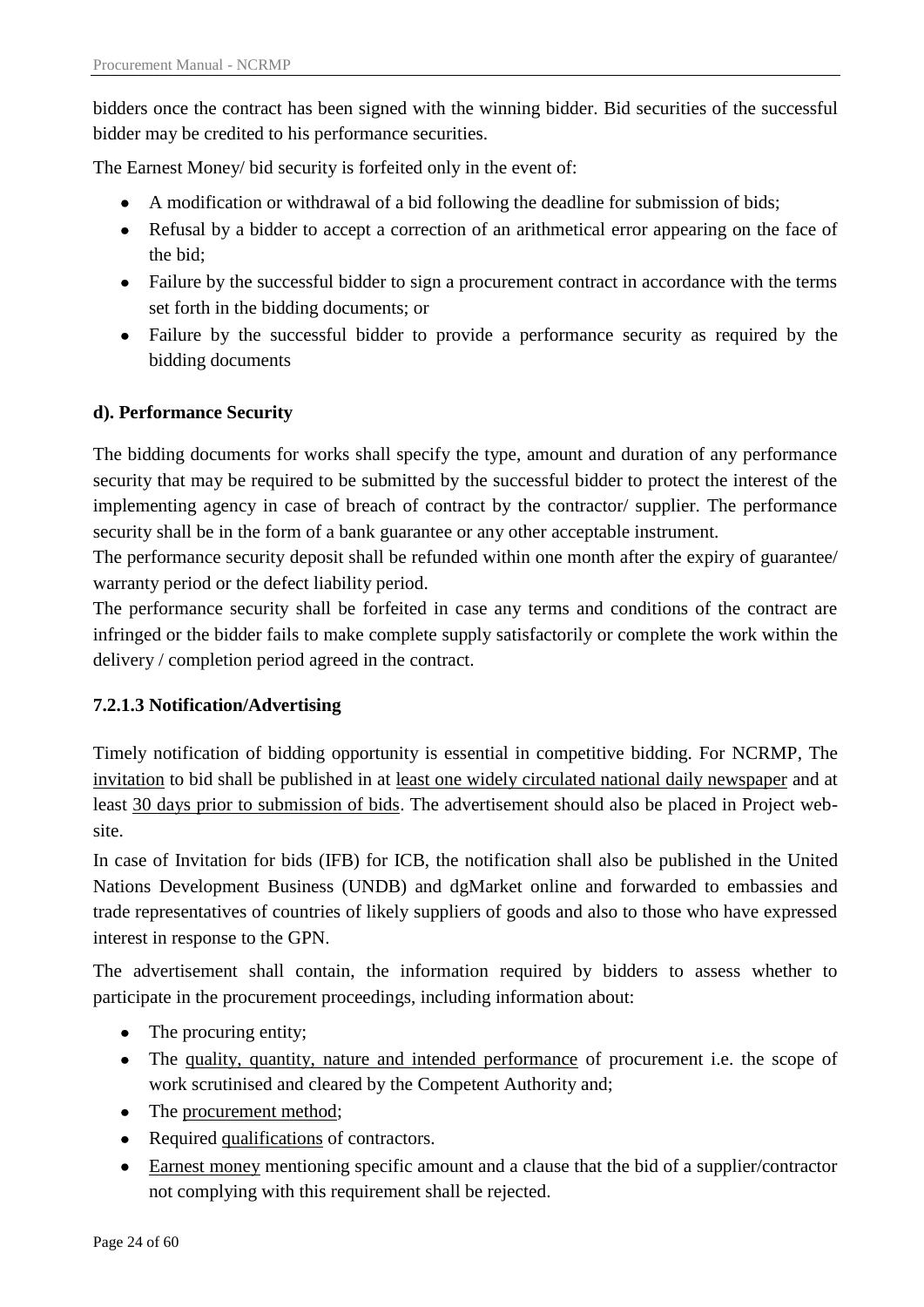bidders once the contract has been signed with the winning bidder. Bid securities of the successful bidder may be credited to his performance securities.

The Earnest Money/ bid security is forfeited only in the event of:

- A modification or withdrawal of a bid following the deadline for submission of bids;
- Refusal by a bidder to accept a correction of an arithmetical error appearing on the face of the bid;
- Failure by the successful bidder to sign a procurement contract in accordance with the terms set forth in the bidding documents; or
- Failure by the successful bidder to provide a performance security as required by the bidding documents

**d). Performance Security**

The bidding documents for works shall specify the type, amount and duration of any performance security that may be required to be submitted by the successful bidder to protect the interest of the implementing agency in case of breach of contract by the contractor/ supplier. The performance security shall be in the form of a bank guarantee or any other acceptable instrument.

The performance security deposit shall be refunded within one month after the expiry of guarantee/ warranty period or the defect liability period.

The performance security shall be forfeited in case any terms and conditions of the contract are infringed or the bidder fails to make complete supply satisfactorily or complete the work within the delivery / completion period agreed in the contract.

**7.2.1.3 Notification/Advertising**

Timely notification of bidding opportunity is essential in competitive bidding. For NCRMP, The invitation to bid shall be published in at least one widely circulated national daily newspaper and at least 30 days prior to submission of bids. The advertisement should also be placed in Project web-site.

In case of Invitation for bids (IFB) for ICB, the notification shall also be published in the United Nations Development Business (UNDB) and dgMarket online and forwarded to embassies and trade representatives of countries of likely suppliers of goods and also to those who have expressed interest in response to the GPN.

The advertisement shall contain, the information required by bidders to assess whether to participate in the procurement proceedings, including information about:

- The procuring entity;
- The quality, quantity, nature and intended performance of procurement i.e. the scope of work scrutinised and cleared by the Competent Authority and;
- The procurement method;
- Required qualifications of contractors.
- Earnest money mentioning specific amount and a clause that the bid of a supplier/contractor not complying with this requirement shall be rejected.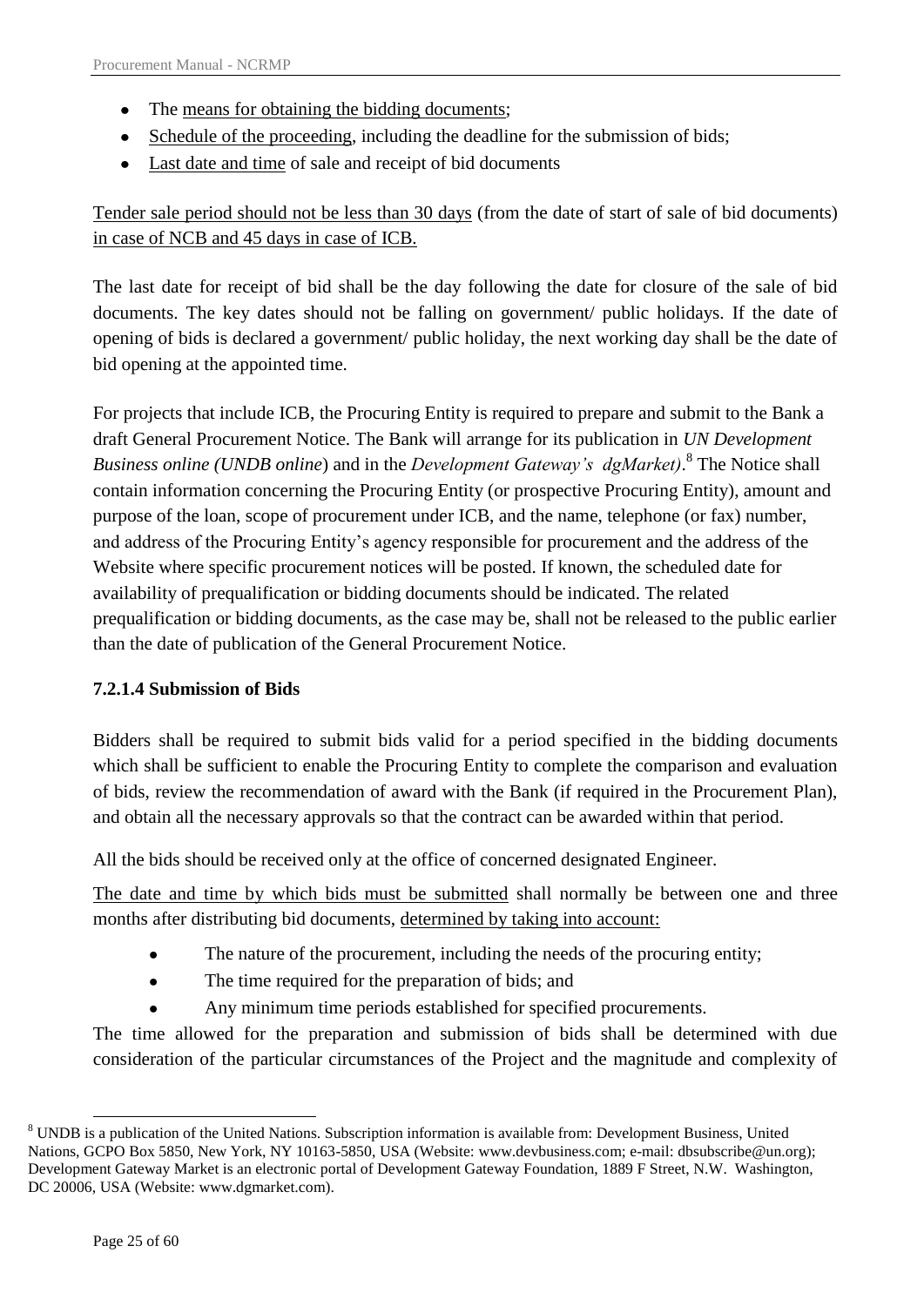- The means for obtaining the bidding documents;
- Schedule of the proceeding, including the deadline for the submission of bids;
- Last date and time of sale and receipt of bid documents

Tender sale period should not be less than 30 days (from the date of start of sale of bid documents) in case of NCB and 45 days in case of ICB.

The last date for receipt of bid shall be the day following the date for closure of the sale of bid documents. The key dates should not be falling on government/ public holidays. If the date of opening of bids is declared a government/ public holiday, the next working day shall be the date of bid opening at the appointed time.

For projects that include ICB, the Procuring Entity is required to prepare and submit to the Bank a draft General Procurement Notice. The Bank will arrange for its publication in *UN Development Business online (UNDB online*) and in the *Development Gateway's dgMarket)*.[8] The Notice shall contain information concerning the Procuring Entity (or prospective Procuring Entity), amount and purpose of the loan, scope of procurement under ICB, and the name, telephone (or fax) number, and address of the Procuring Entity's agency responsible for procurement and the address of the Website where specific procurement notices will be posted. If known, the scheduled date for availability of prequalification or bidding documents should be indicated. The related prequalification or bidding documents, as the case may be, shall not be released to the public earlier than the date of publication of the General Procurement Notice.

#### 7.2.1.4 Submission of Bids

Bidders shall be required to submit bids valid for a period specified in the bidding documents which shall be sufficient to enable the Procuring Entity to complete the comparison and evaluation of bids, review the recommendation of award with the Bank (if required in the Procurement Plan), and obtain all the necessary approvals so that the contract can be awarded within that period.

All the bids should be received only at the office of concerned designated Engineer.

The date and time by which bids must be submitted shall normally be between one and three months after distributing bid documents, determined by taking into account:

- The nature of the procurement, including the needs of the procuring entity;
- The time required for the preparation of bids; and
- Any minimum time periods established for specified procurements.

The time allowed for the preparation and submission of bids shall be determined with due consideration of the particular circumstances of the Project and the magnitude and complexity of

---

[8] UNDB is a publication of the United Nations. Subscription information is available from: Development Business, United Nations, GCPO Box 5850, New York, NY 10163-5850, USA (Website: www.devbusiness.com; e-mail: dbsubscribe@un.org); Development Gateway Market is an electronic portal of Development Gateway Foundation, 1889 F Street, N.W. Washington, DC 20006, USA (Website: www.dgmarket.com).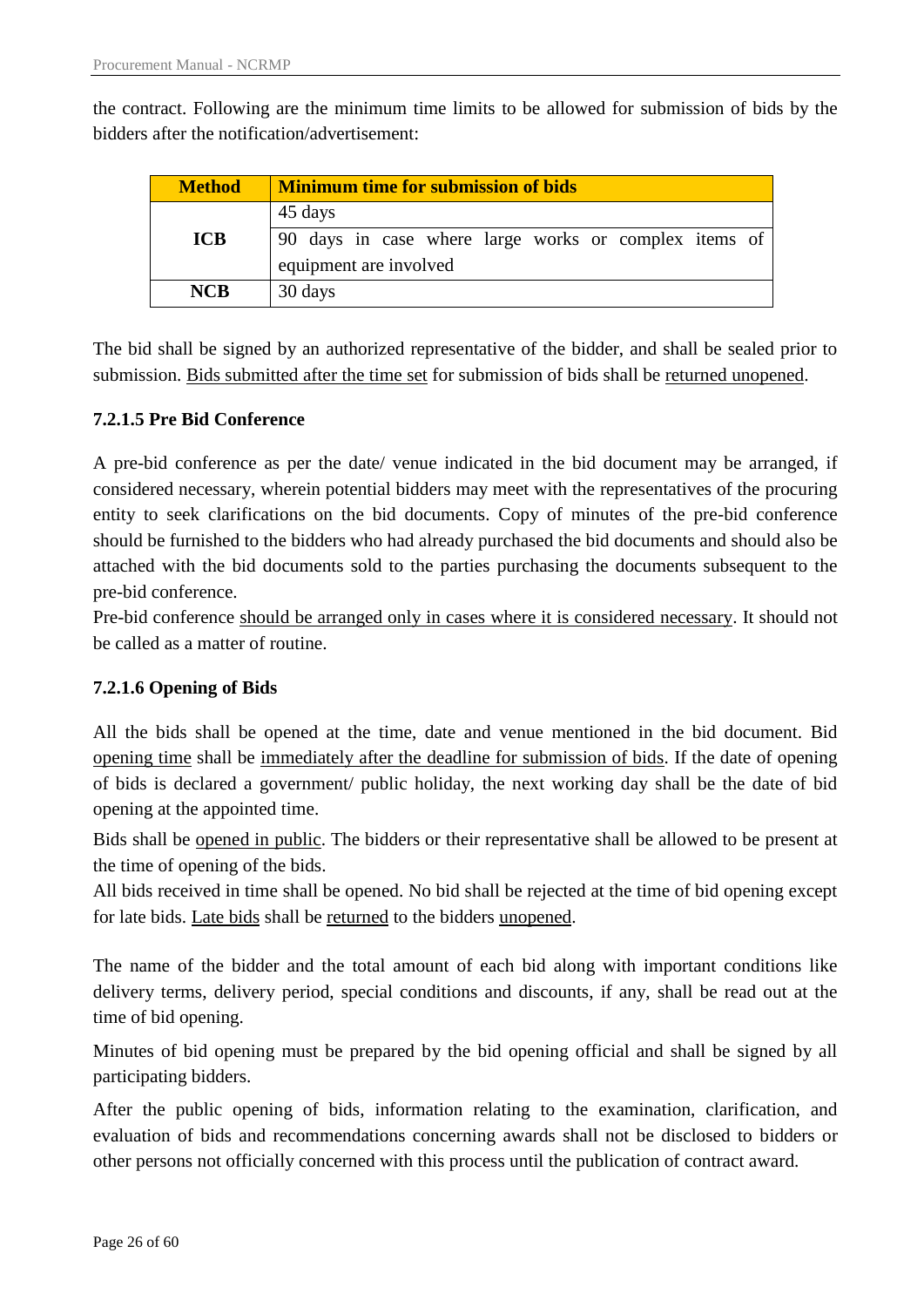the contract. Following are the minimum time limits to be allowed for submission of bids by the bidders after the notification/advertisement:

| Method | Minimum time for submission of bids |
|---|---|
| ICB | 45 days |
| | 90 days in case where large works or complex items of equipment are involved |
| NCB | 30 days |

The bid shall be signed by an authorized representative of the bidder, and shall be sealed prior to submission. Bids submitted after the time set for submission of bids shall be returned unopened.

### 7.2.1.5 Pre Bid Conference

A pre-bid conference as per the date/ venue indicated in the bid document may be arranged, if considered necessary, wherein potential bidders may meet with the representatives of the procuring entity to seek clarifications on the bid documents. Copy of minutes of the pre-bid conference should be furnished to the bidders who had already purchased the bid documents and should also be attached with the bid documents sold to the parties purchasing the documents subsequent to the pre-bid conference.

Pre-bid conference should be arranged only in cases where it is considered necessary. It should not be called as a matter of routine.

### 7.2.1.6 Opening of Bids

All the bids shall be opened at the time, date and venue mentioned in the bid document. Bid opening time shall be immediately after the deadline for submission of bids. If the date of opening of bids is declared a government/ public holiday, the next working day shall be the date of bid opening at the appointed time.

Bids shall be opened in public. The bidders or their representative shall be allowed to be present at the time of opening of the bids.

All bids received in time shall be opened. No bid shall be rejected at the time of bid opening except for late bids. Late bids shall be returned to the bidders unopened.

The name of the bidder and the total amount of each bid along with important conditions like delivery terms, delivery period, special conditions and discounts, if any, shall be read out at the time of bid opening.

Minutes of bid opening must be prepared by the bid opening official and shall be signed by all participating bidders.

After the public opening of bids, information relating to the examination, clarification, and evaluation of bids and recommendations concerning awards shall not be disclosed to bidders or other persons not officially concerned with this process until the publication of contract award.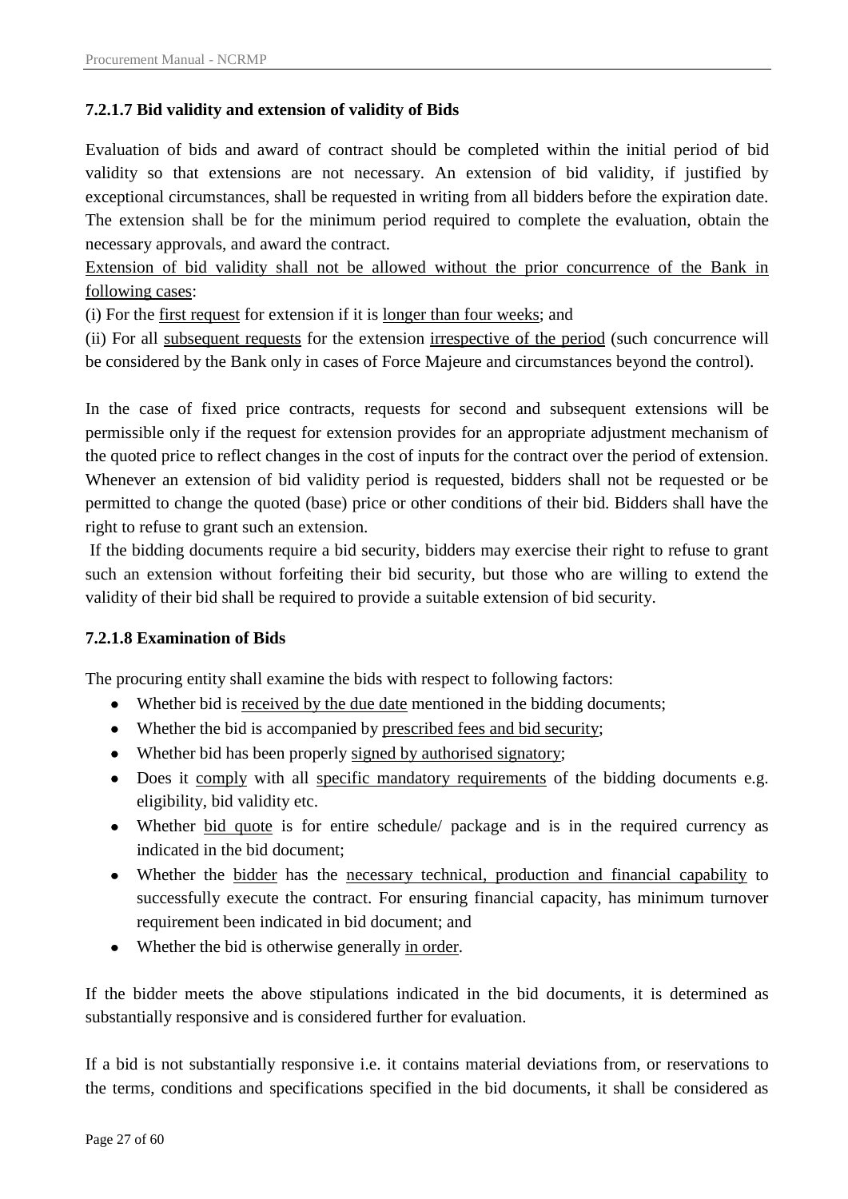#### 7.2.1.7 Bid validity and extension of validity of Bids

Evaluation of bids and award of contract should be completed within the initial period of bid validity so that extensions are not necessary. An extension of bid validity, if justified by exceptional circumstances, shall be requested in writing from all bidders before the expiration date. The extension shall be for the minimum period required to complete the evaluation, obtain the necessary approvals, and award the contract.

Extension of bid validity shall not be allowed without the prior concurrence of the Bank in following cases:

(i) For the first request for extension if it is longer than four weeks; and

(ii) For all subsequent requests for the extension irrespective of the period (such concurrence will be considered by the Bank only in cases of Force Majeure and circumstances beyond the control).

In the case of fixed price contracts, requests for second and subsequent extensions will be permissible only if the request for extension provides for an appropriate adjustment mechanism of the quoted price to reflect changes in the cost of inputs for the contract over the period of extension. Whenever an extension of bid validity period is requested, bidders shall not be requested or be permitted to change the quoted (base) price or other conditions of their bid. Bidders shall have the right to refuse to grant such an extension.

If the bidding documents require a bid security, bidders may exercise their right to refuse to grant such an extension without forfeiting their bid security, but those who are willing to extend the validity of their bid shall be required to provide a suitable extension of bid security.

#### 7.2.1.8 Examination of Bids

The procuring entity shall examine the bids with respect to following factors:

- Whether bid is received by the due date mentioned in the bidding documents;
- Whether the bid is accompanied by prescribed fees and bid security;
- Whether bid has been properly signed by authorised signatory;
- Does it comply with all specific mandatory requirements of the bidding documents e.g. eligibility, bid validity etc.
- Whether bid quote is for entire schedule/ package and is in the required currency as indicated in the bid document;
- Whether the bidder has the necessary technical, production and financial capability to successfully execute the contract. For ensuring financial capacity, has minimum turnover requirement been indicated in bid document; and
- Whether the bid is otherwise generally in order.

If the bidder meets the above stipulations indicated in the bid documents, it is determined as substantially responsive and is considered further for evaluation.

If a bid is not substantially responsive i.e. it contains material deviations from, or reservations to the terms, conditions and specifications specified in the bid documents, it shall be considered as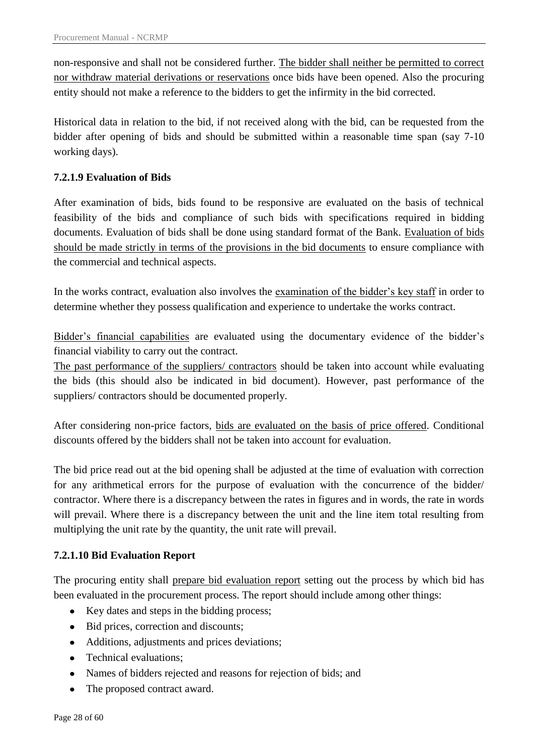non-responsive and shall not be considered further. The bidder shall neither be permitted to correct nor withdraw material derivations or reservations once bids have been opened. Also the procuring entity should not make a reference to the bidders to get the infirmity in the bid corrected.

Historical data in relation to the bid, if not received along with the bid, can be requested from the bidder after opening of bids and should be submitted within a reasonable time span (say 7-10 working days).

#### 7.2.1.9 Evaluation of Bids

After examination of bids, bids found to be responsive are evaluated on the basis of technical feasibility of the bids and compliance of such bids with specifications required in bidding documents. Evaluation of bids shall be done using standard format of the Bank. Evaluation of bids should be made strictly in terms of the provisions in the bid documents to ensure compliance with the commercial and technical aspects.

In the works contract, evaluation also involves the examination of the bidder's key staff in order to determine whether they possess qualification and experience to undertake the works contract.

Bidder's financial capabilities are evaluated using the documentary evidence of the bidder's financial viability to carry out the contract.

The past performance of the suppliers/ contractors should be taken into account while evaluating the bids (this should also be indicated in bid document). However, past performance of the suppliers/ contractors should be documented properly.

After considering non-price factors, bids are evaluated on the basis of price offered. Conditional discounts offered by the bidders shall not be taken into account for evaluation.

The bid price read out at the bid opening shall be adjusted at the time of evaluation with correction for any arithmetical errors for the purpose of evaluation with the concurrence of the bidder/ contractor. Where there is a discrepancy between the rates in figures and in words, the rate in words will prevail. Where there is a discrepancy between the unit and the line item total resulting from multiplying the unit rate by the quantity, the unit rate will prevail.

#### 7.2.1.10 Bid Evaluation Report

The procuring entity shall prepare bid evaluation report setting out the process by which bid has been evaluated in the procurement process. The report should include among other things:

- Key dates and steps in the bidding process;
- Bid prices, correction and discounts;
- Additions, adjustments and prices deviations;
- Technical evaluations;
- Names of bidders rejected and reasons for rejection of bids; and
- The proposed contract award.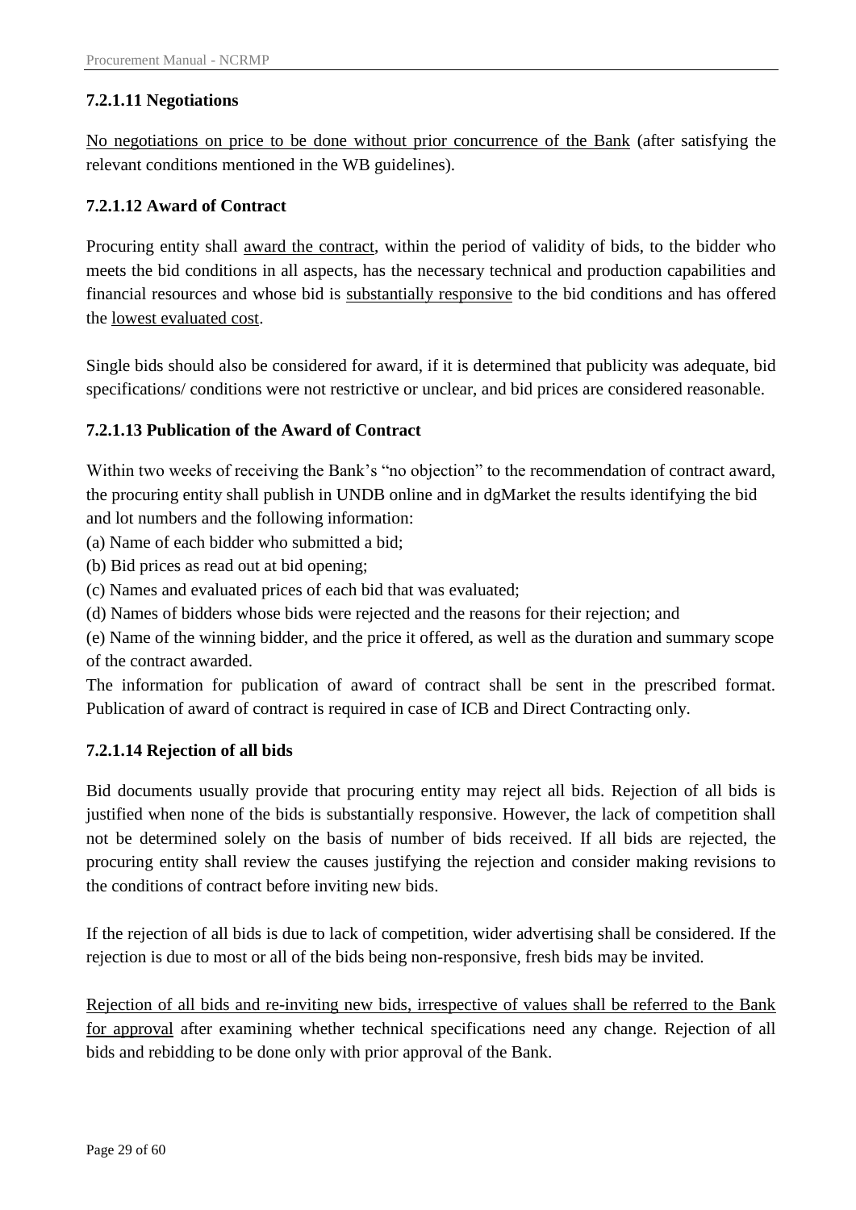#### 7.2.1.11 Negotiations

No negotiations on price to be done without prior concurrence of the Bank (after satisfying the relevant conditions mentioned in the WB guidelines).

#### 7.2.1.12 Award of Contract

Procuring entity shall award the contract, within the period of validity of bids, to the bidder who meets the bid conditions in all aspects, has the necessary technical and production capabilities and financial resources and whose bid is substantially responsive to the bid conditions and has offered the lowest evaluated cost.

Single bids should also be considered for award, if it is determined that publicity was adequate, bid specifications/ conditions were not restrictive or unclear, and bid prices are considered reasonable.

#### 7.2.1.13 Publication of the Award of Contract

Within two weeks of receiving the Bank's "no objection" to the recommendation of contract award, the procuring entity shall publish in UNDB online and in dgMarket the results identifying the bid and lot numbers and the following information:

(a) Name of each bidder who submitted a bid;  
(b) Bid prices as read out at bid opening;  
(c) Names and evaluated prices of each bid that was evaluated;  
(d) Names of bidders whose bids were rejected and the reasons for their rejection; and  
(e) Name of the winning bidder, and the price it offered, as well as the duration and summary scope of the contract awarded.

The information for publication of award of contract shall be sent in the prescribed format. Publication of award of contract is required in case of ICB and Direct Contracting only.

#### 7.2.1.14 Rejection of all bids

Bid documents usually provide that procuring entity may reject all bids. Rejection of all bids is justified when none of the bids is substantially responsive. However, the lack of competition shall not be determined solely on the basis of number of bids received. If all bids are rejected, the procuring entity shall review the causes justifying the rejection and consider making revisions to the conditions of contract before inviting new bids.

If the rejection of all bids is due to lack of competition, wider advertising shall be considered. If the rejection is due to most or all of the bids being non-responsive, fresh bids may be invited.

Rejection of all bids and re-inviting new bids, irrespective of values shall be referred to the Bank for approval after examining whether technical specifications need any change. Rejection of all bids and rebidding to be done only with prior approval of the Bank.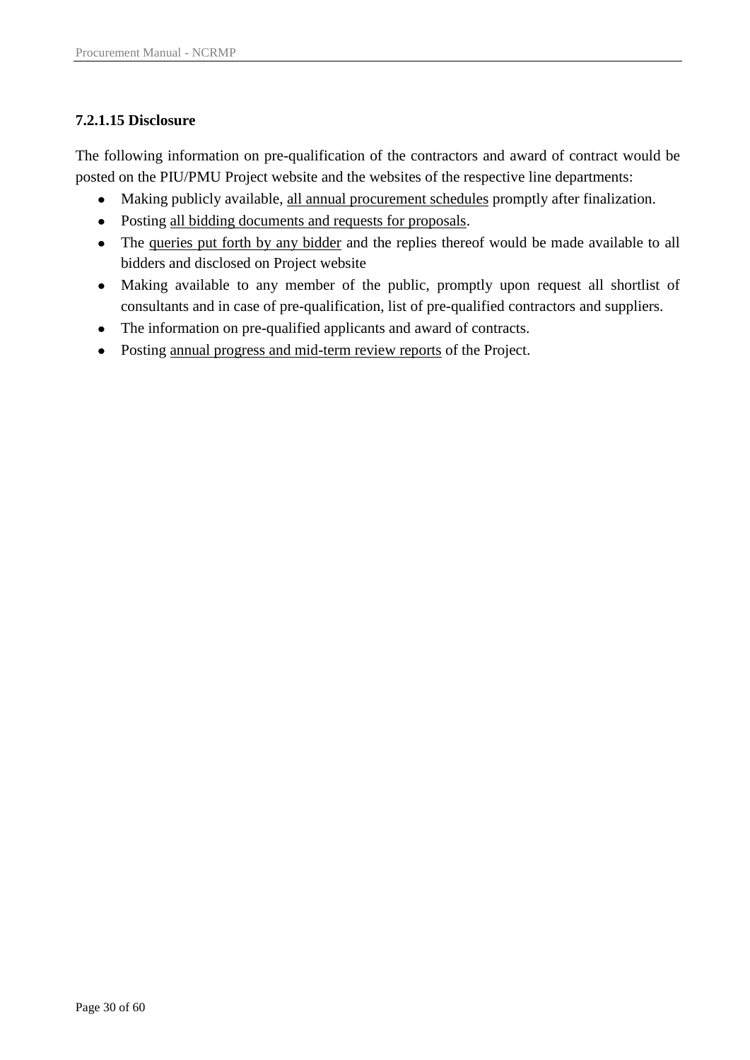#### 7.2.1.15 Disclosure

The following information on pre-qualification of the contractors and award of contract would be posted on the PIU/PMU Project website and the websites of the respective line departments:

- Making publicly available, all annual procurement schedules promptly after finalization.
- Posting all bidding documents and requests for proposals.
- The queries put forth by any bidder and the replies thereof would be made available to all bidders and disclosed on Project website
- Making available to any member of the public, promptly upon request all shortlist of consultants and in case of pre-qualification, list of pre-qualified contractors and suppliers.
- The information on pre-qualified applicants and award of contracts.
- Posting annual progress and mid-term review reports of the Project.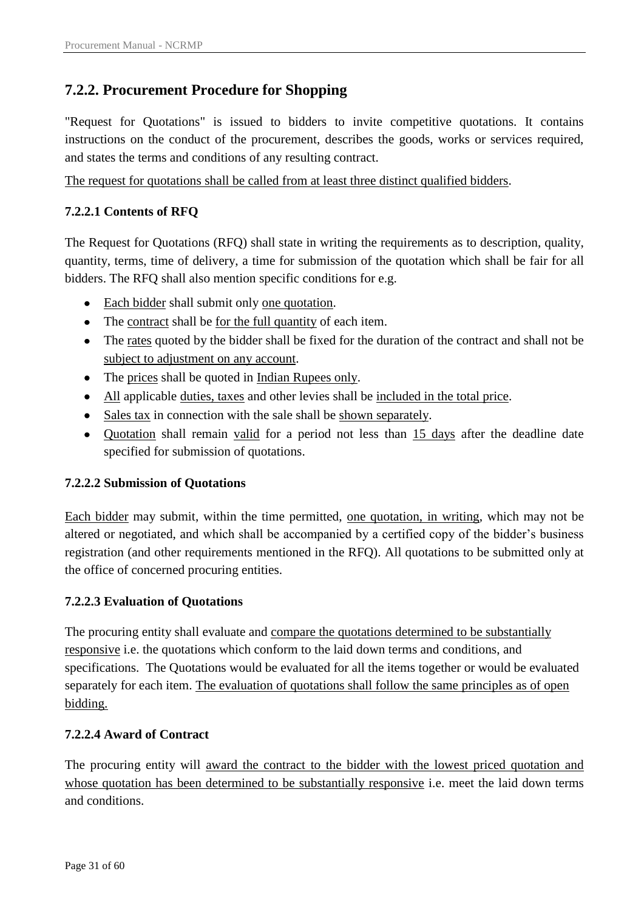## 7.2.2. Procurement Procedure for Shopping

"Request for Quotations" is issued to bidders to invite competitive quotations. It contains instructions on the conduct of the procurement, describes the goods, works or services required, and states the terms and conditions of any resulting contract.

The request for quotations shall be called from at least three distinct qualified bidders.

### 7.2.2.1 Contents of RFQ

The Request for Quotations (RFQ) shall state in writing the requirements as to description, quality, quantity, terms, time of delivery, a time for submission of the quotation which shall be fair for all bidders. The RFQ shall also mention specific conditions for e.g.

- Each bidder shall submit only one quotation.
- The contract shall be for the full quantity of each item.
- The rates quoted by the bidder shall be fixed for the duration of the contract and shall not be subject to adjustment on any account.
- The prices shall be quoted in Indian Rupees only.
- All applicable duties, taxes and other levies shall be included in the total price.
- Sales tax in connection with the sale shall be shown separately.
- Quotation shall remain valid for a period not less than 15 days after the deadline date specified for submission of quotations.

### 7.2.2.2 Submission of Quotations

Each bidder may submit, within the time permitted, one quotation, in writing, which may not be altered or negotiated, and which shall be accompanied by a certified copy of the bidder's business registration (and other requirements mentioned in the RFQ). All quotations to be submitted only at the office of concerned procuring entities.

### 7.2.2.3 Evaluation of Quotations

The procuring entity shall evaluate and compare the quotations determined to be substantially responsive i.e. the quotations which conform to the laid down terms and conditions, and specifications. The Quotations would be evaluated for all the items together or would be evaluated separately for each item. The evaluation of quotations shall follow the same principles as of open bidding.

### 7.2.2.4 Award of Contract

The procuring entity will award the contract to the bidder with the lowest priced quotation and whose quotation has been determined to be substantially responsive i.e. meet the laid down terms and conditions.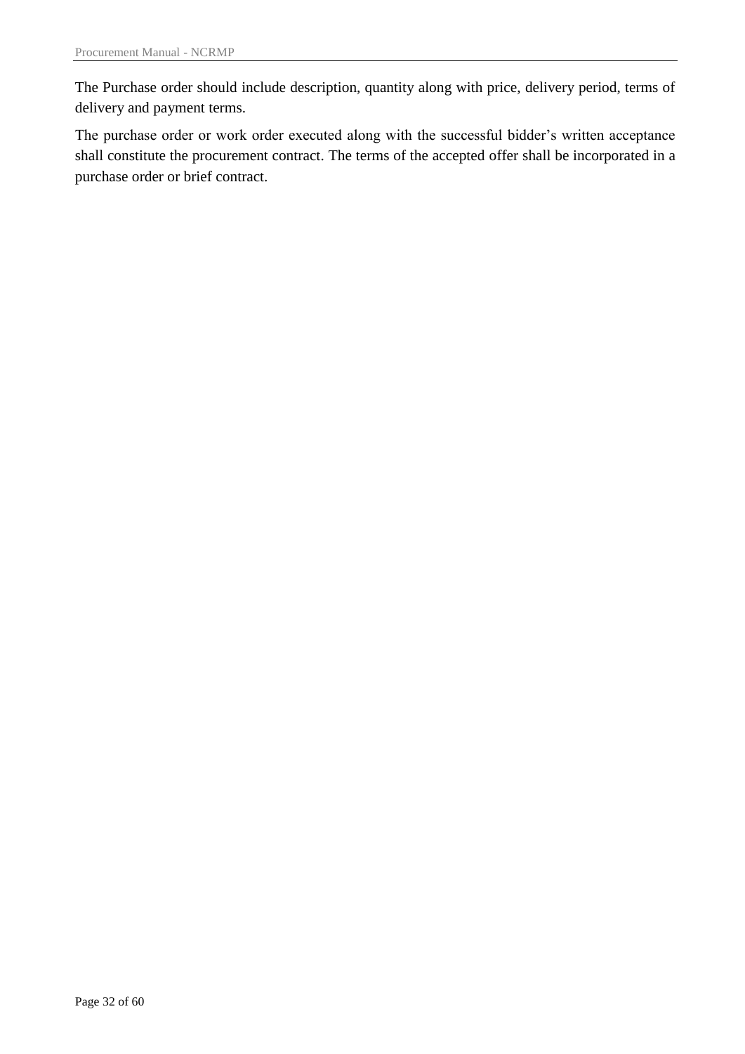The Purchase order should include description, quantity along with price, delivery period, terms of delivery and payment terms.

The purchase order or work order executed along with the successful bidder's written acceptance shall constitute the procurement contract. The terms of the accepted offer shall be incorporated in a purchase order or brief contract.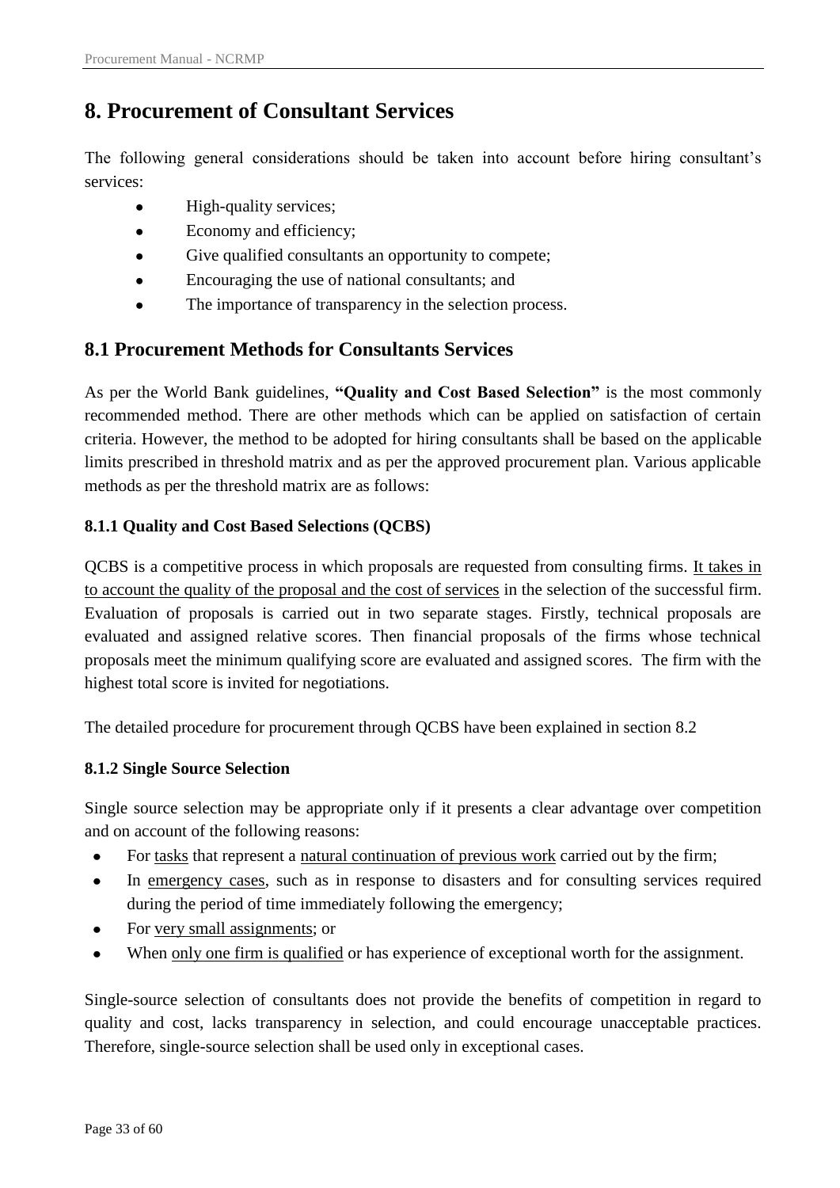# 8. Procurement of Consultant Services

The following general considerations should be taken into account before hiring consultant's services:

- High-quality services;
- Economy and efficiency;
- Give qualified consultants an opportunity to compete;
- Encouraging the use of national consultants; and
- The importance of transparency in the selection process.

## 8.1 Procurement Methods for Consultants Services

As per the World Bank guidelines, **"Quality and Cost Based Selection"** is the most commonly recommended method. There are other methods which can be applied on satisfaction of certain criteria. However, the method to be adopted for hiring consultants shall be based on the applicable limits prescribed in threshold matrix and as per the approved procurement plan. Various applicable methods as per the threshold matrix are as follows:

### 8.1.1 Quality and Cost Based Selections (QCBS)

QCBS is a competitive process in which proposals are requested from consulting firms. It takes in to account the quality of the proposal and the cost of services in the selection of the successful firm. Evaluation of proposals is carried out in two separate stages. Firstly, technical proposals are evaluated and assigned relative scores. Then financial proposals of the firms whose technical proposals meet the minimum qualifying score are evaluated and assigned scores. The firm with the highest total score is invited for negotiations.

The detailed procedure for procurement through QCBS have been explained in section 8.2

### 8.1.2 Single Source Selection

Single source selection may be appropriate only if it presents a clear advantage over competition and on account of the following reasons:

- For tasks that represent a natural continuation of previous work carried out by the firm;
- In emergency cases, such as in response to disasters and for consulting services required during the period of time immediately following the emergency;
- For very small assignments; or
- When only one firm is qualified or has experience of exceptional worth for the assignment.

Single-source selection of consultants does not provide the benefits of competition in regard to quality and cost, lacks transparency in selection, and could encourage unacceptable practices. Therefore, single-source selection shall be used only in exceptional cases.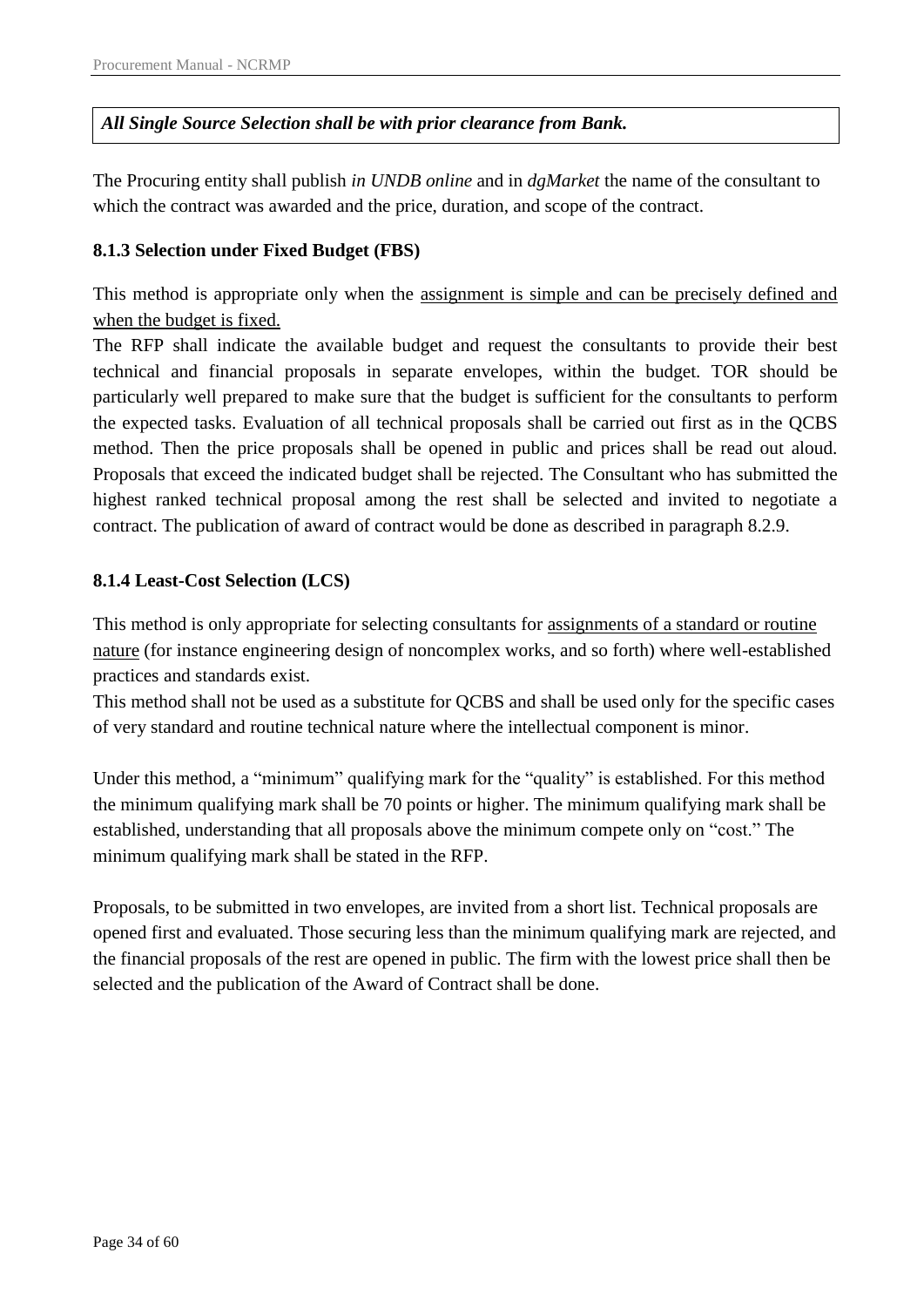***All Single Source Selection shall be with prior clearance from Bank.***

The Procuring entity shall publish *in UNDB online* and in *dgMarket* the name of the consultant to which the contract was awarded and the price, duration, and scope of the contract.

### 8.1.3 Selection under Fixed Budget (FBS)

This method is appropriate only when the assignment is simple and can be precisely defined and when the budget is fixed.

The RFP shall indicate the available budget and request the consultants to provide their best technical and financial proposals in separate envelopes, within the budget. TOR should be particularly well prepared to make sure that the budget is sufficient for the consultants to perform the expected tasks. Evaluation of all technical proposals shall be carried out first as in the QCBS method. Then the price proposals shall be opened in public and prices shall be read out aloud. Proposals that exceed the indicated budget shall be rejected. The Consultant who has submitted the highest ranked technical proposal among the rest shall be selected and invited to negotiate a contract. The publication of award of contract would be done as described in paragraph 8.2.9.

### 8.1.4 Least-Cost Selection (LCS)

This method is only appropriate for selecting consultants for assignments of a standard or routine nature (for instance engineering design of noncomplex works, and so forth) where well-established practices and standards exist.

This method shall not be used as a substitute for QCBS and shall be used only for the specific cases of very standard and routine technical nature where the intellectual component is minor.

Under this method, a "minimum" qualifying mark for the "quality" is established. For this method the minimum qualifying mark shall be 70 points or higher. The minimum qualifying mark shall be established, understanding that all proposals above the minimum compete only on "cost." The minimum qualifying mark shall be stated in the RFP.

Proposals, to be submitted in two envelopes, are invited from a short list. Technical proposals are opened first and evaluated. Those securing less than the minimum qualifying mark are rejected, and the financial proposals of the rest are opened in public. The firm with the lowest price shall then be selected and the publication of the Award of Contract shall be done.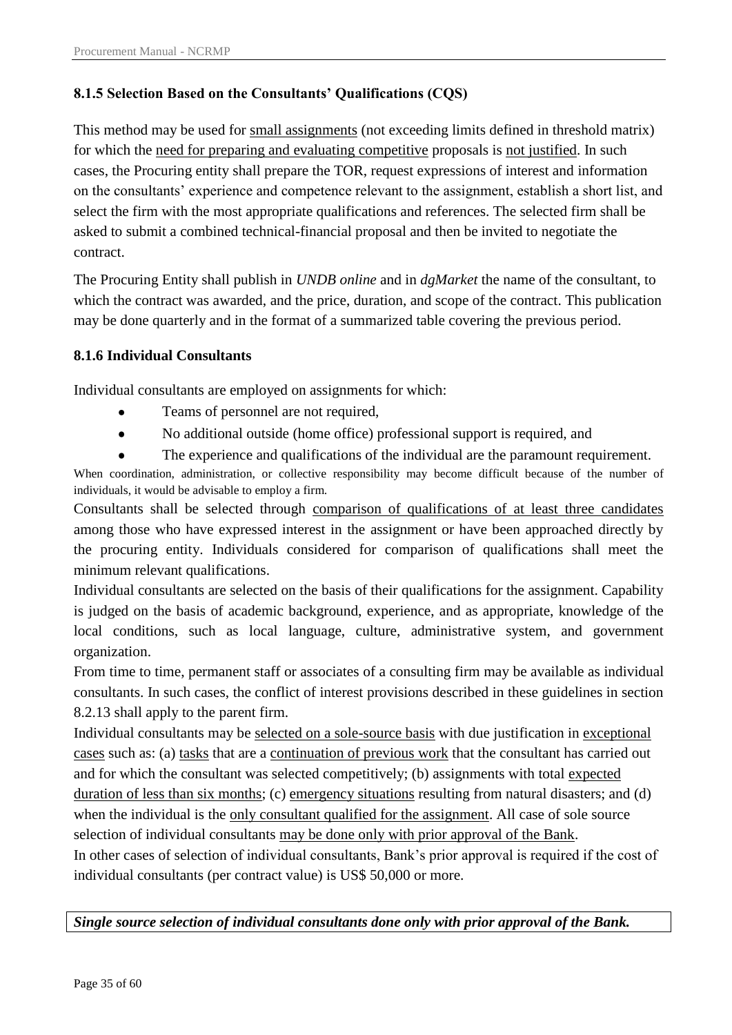### 8.1.5 Selection Based on the Consultants' Qualifications (CQS)

This method may be used for small assignments (not exceeding limits defined in threshold matrix) for which the need for preparing and evaluating competitive proposals is not justified. In such cases, the Procuring entity shall prepare the TOR, request expressions of interest and information on the consultants' experience and competence relevant to the assignment, establish a short list, and select the firm with the most appropriate qualifications and references. The selected firm shall be asked to submit a combined technical-financial proposal and then be invited to negotiate the contract.

The Procuring Entity shall publish in *UNDB online* and in *dgMarket* the name of the consultant, to which the contract was awarded, and the price, duration, and scope of the contract. This publication may be done quarterly and in the format of a summarized table covering the previous period.

### 8.1.6 Individual Consultants

Individual consultants are employed on assignments for which:

- Teams of personnel are not required,
- No additional outside (home office) professional support is required, and
- The experience and qualifications of the individual are the paramount requirement.

When coordination, administration, or collective responsibility may become difficult because of the number of individuals, it would be advisable to employ a firm.

Consultants shall be selected through comparison of qualifications of at least three candidates among those who have expressed interest in the assignment or have been approached directly by the procuring entity. Individuals considered for comparison of qualifications shall meet the minimum relevant qualifications.

Individual consultants are selected on the basis of their qualifications for the assignment. Capability is judged on the basis of academic background, experience, and as appropriate, knowledge of the local conditions, such as local language, culture, administrative system, and government organization.

From time to time, permanent staff or associates of a consulting firm may be available as individual consultants. In such cases, the conflict of interest provisions described in these guidelines in section 8.2.13 shall apply to the parent firm.

Individual consultants may be selected on a sole-source basis with due justification in exceptional cases such as: (a) tasks that are a continuation of previous work that the consultant has carried out and for which the consultant was selected competitively; (b) assignments with total expected duration of less than six months; (c) emergency situations resulting from natural disasters; and (d) when the individual is the only consultant qualified for the assignment. All case of sole source selection of individual consultants may be done only with prior approval of the Bank.

In other cases of selection of individual consultants, Bank's prior approval is required if the cost of individual consultants (per contract value) is US$ 50,000 or more.

***Single source selection of individual consultants done only with prior approval of the Bank.***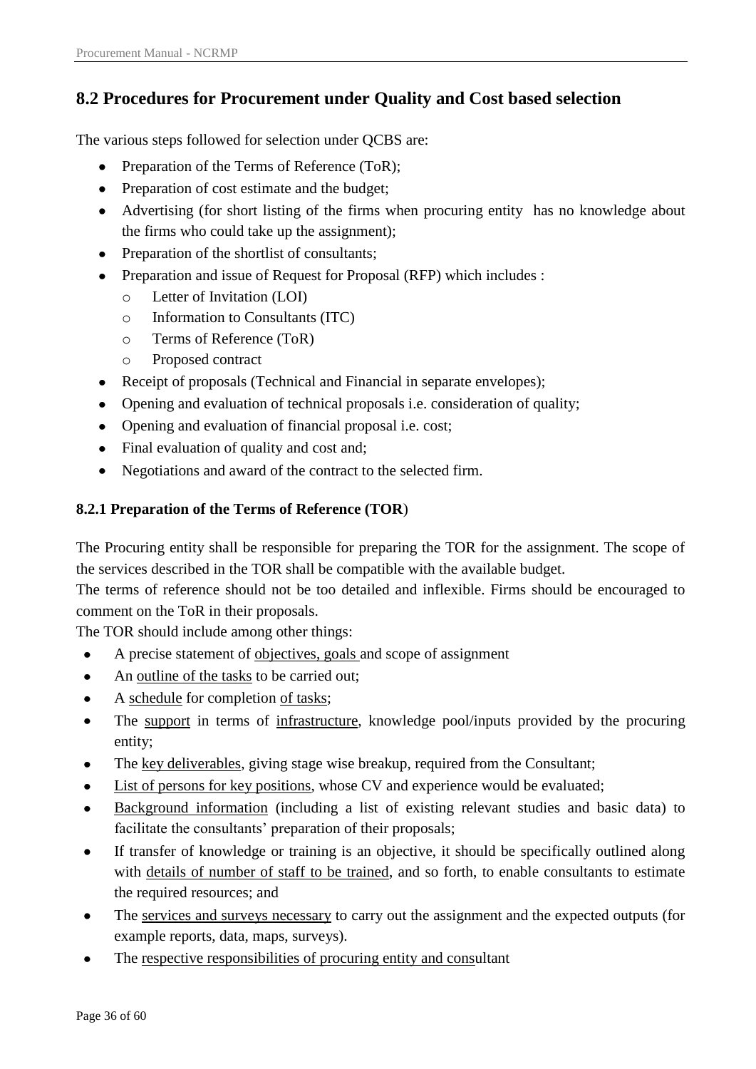## 8.2 Procedures for Procurement under Quality and Cost based selection

The various steps followed for selection under QCBS are:

- Preparation of the Terms of Reference (ToR);
- Preparation of cost estimate and the budget;
- Advertising (for short listing of the firms when procuring entity has no knowledge about the firms who could take up the assignment);
- Preparation of the shortlist of consultants;
- Preparation and issue of Request for Proposal (RFP) which includes :
  - Letter of Invitation (LOI)
  - Information to Consultants (ITC)
  - Terms of Reference (ToR)
  - Proposed contract
- Receipt of proposals (Technical and Financial in separate envelopes);
- Opening and evaluation of technical proposals i.e. consideration of quality;
- Opening and evaluation of financial proposal i.e. cost;
- Final evaluation of quality and cost and;
- Negotiations and award of the contract to the selected firm.

### 8.2.1 Preparation of the Terms of Reference (TOR)

The Procuring entity shall be responsible for preparing the TOR for the assignment. The scope of the services described in the TOR shall be compatible with the available budget.

The terms of reference should not be too detailed and inflexible. Firms should be encouraged to comment on the ToR in their proposals.

The TOR should include among other things:

- A precise statement of objectives, goals and scope of assignment
- An outline of the tasks to be carried out;
- A schedule for completion of tasks;
- The support in terms of infrastructure, knowledge pool/inputs provided by the procuring entity;
- The key deliverables, giving stage wise breakup, required from the Consultant;
- List of persons for key positions, whose CV and experience would be evaluated;
- Background information (including a list of existing relevant studies and basic data) to facilitate the consultants' preparation of their proposals;
- If transfer of knowledge or training is an objective, it should be specifically outlined along with details of number of staff to be trained, and so forth, to enable consultants to estimate the required resources; and
- The services and surveys necessary to carry out the assignment and the expected outputs (for example reports, data, maps, surveys).
- The respective responsibilities of procuring entity and consultant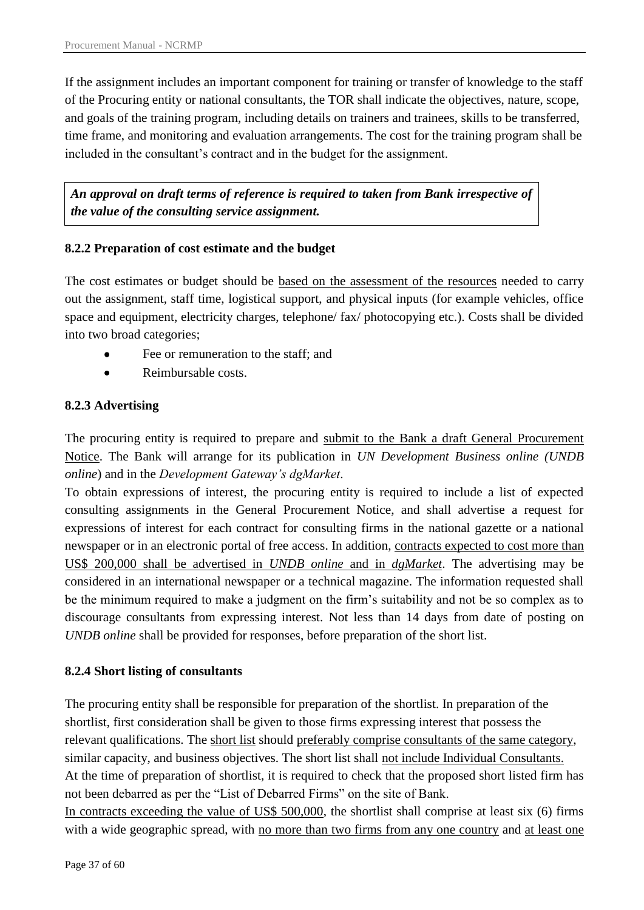If the assignment includes an important component for training or transfer of knowledge to the staff of the Procuring entity or national consultants, the TOR shall indicate the objectives, nature, scope, and goals of the training program, including details on trainers and trainees, skills to be transferred, time frame, and monitoring and evaluation arrangements. The cost for the training program shall be included in the consultant's contract and in the budget for the assignment.

> ***An approval on draft terms of reference is required to taken from Bank irrespective of the value of the consulting service assignment.***

### 8.2.2 Preparation of cost estimate and the budget

The cost estimates or budget should be based on the assessment of the resources needed to carry out the assignment, staff time, logistical support, and physical inputs (for example vehicles, office space and equipment, electricity charges, telephone/ fax/ photocopying etc.). Costs shall be divided into two broad categories;

- Fee or remuneration to the staff; and
- Reimbursable costs.

### 8.2.3 Advertising

The procuring entity is required to prepare and submit to the Bank a draft General Procurement Notice. The Bank will arrange for its publication in *UN Development Business online (UNDB online*) and in the *Development Gateway's dgMarket*.

To obtain expressions of interest, the procuring entity is required to include a list of expected consulting assignments in the General Procurement Notice, and shall advertise a request for expressions of interest for each contract for consulting firms in the national gazette or a national newspaper or in an electronic portal of free access. In addition, contracts expected to cost more than US$ 200,000 shall be advertised in *UNDB online* and in *dgMarket*. The advertising may be considered in an international newspaper or a technical magazine. The information requested shall be the minimum required to make a judgment on the firm's suitability and not be so complex as to discourage consultants from expressing interest. Not less than 14 days from date of posting on *UNDB online* shall be provided for responses, before preparation of the short list.

### 8.2.4 Short listing of consultants

The procuring entity shall be responsible for preparation of the shortlist. In preparation of the shortlist, first consideration shall be given to those firms expressing interest that possess the relevant qualifications. The short list should preferably comprise consultants of the same category, similar capacity, and business objectives. The short list shall not include Individual Consultants. At the time of preparation of shortlist, it is required to check that the proposed short listed firm has not been debarred as per the "List of Debarred Firms" on the site of Bank.

In contracts exceeding the value of US$ 500,000, the shortlist shall comprise at least six (6) firms with a wide geographic spread, with no more than two firms from any one country and at least one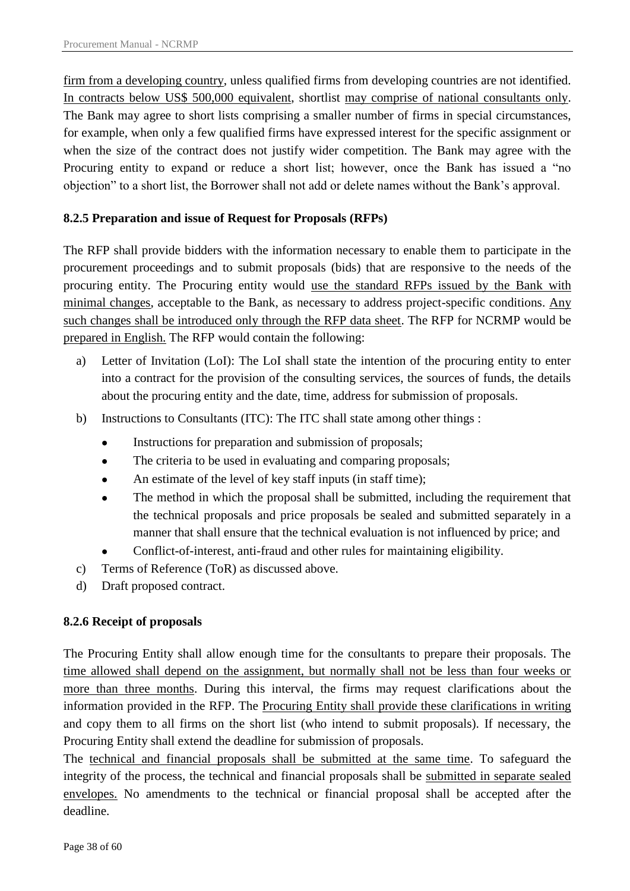firm from a developing country, unless qualified firms from developing countries are not identified. In contracts below US$ 500,000 equivalent, shortlist may comprise of national consultants only. The Bank may agree to short lists comprising a smaller number of firms in special circumstances, for example, when only a few qualified firms have expressed interest for the specific assignment or when the size of the contract does not justify wider competition. The Bank may agree with the Procuring entity to expand or reduce a short list; however, once the Bank has issued a "no objection" to a short list, the Borrower shall not add or delete names without the Bank's approval.

### 8.2.5 Preparation and issue of Request for Proposals (RFPs)

The RFP shall provide bidders with the information necessary to enable them to participate in the procurement proceedings and to submit proposals (bids) that are responsive to the needs of the procuring entity. The Procuring entity would use the standard RFPs issued by the Bank with minimal changes, acceptable to the Bank, as necessary to address project-specific conditions. Any such changes shall be introduced only through the RFP data sheet. The RFP for NCRMP would be prepared in English. The RFP would contain the following:

a) Letter of Invitation (LoI): The LoI shall state the intention of the procuring entity to enter into a contract for the provision of the consulting services, the sources of funds, the details about the procuring entity and the date, time, address for submission of proposals.
b) Instructions to Consultants (ITC): The ITC shall state among other things :
   - Instructions for preparation and submission of proposals;
   - The criteria to be used in evaluating and comparing proposals;
   - An estimate of the level of key staff inputs (in staff time);
   - The method in which the proposal shall be submitted, including the requirement that the technical proposals and price proposals be sealed and submitted separately in a manner that shall ensure that the technical evaluation is not influenced by price; and
   - Conflict-of-interest, anti-fraud and other rules for maintaining eligibility.
c) Terms of Reference (ToR) as discussed above.
d) Draft proposed contract.

### 8.2.6 Receipt of proposals

The Procuring Entity shall allow enough time for the consultants to prepare their proposals. The time allowed shall depend on the assignment, but normally shall not be less than four weeks or more than three months. During this interval, the firms may request clarifications about the information provided in the RFP. The Procuring Entity shall provide these clarifications in writing and copy them to all firms on the short list (who intend to submit proposals). If necessary, the Procuring Entity shall extend the deadline for submission of proposals.

The technical and financial proposals shall be submitted at the same time. To safeguard the integrity of the process, the technical and financial proposals shall be submitted in separate sealed envelopes. No amendments to the technical or financial proposal shall be accepted after the deadline.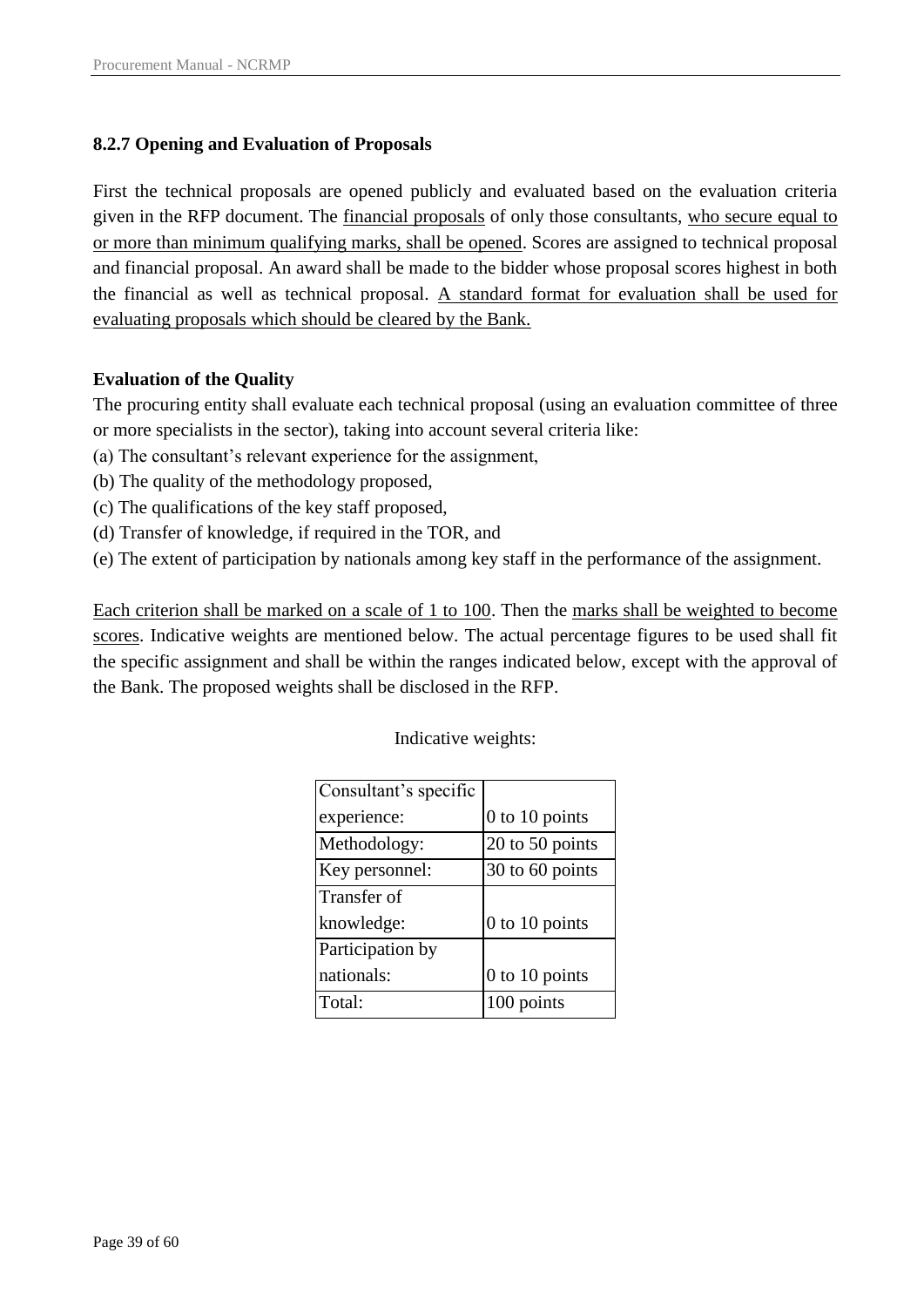### 8.2.7 Opening and Evaluation of Proposals

First the technical proposals are opened publicly and evaluated based on the evaluation criteria given in the RFP document. The financial proposals of only those consultants, who secure equal to or more than minimum qualifying marks, shall be opened. Scores are assigned to technical proposal and financial proposal. An award shall be made to the bidder whose proposal scores highest in both the financial as well as technical proposal. A standard format for evaluation shall be used for evaluating proposals which should be cleared by the Bank.

**Evaluation of the Quality**

The procuring entity shall evaluate each technical proposal (using an evaluation committee of three or more specialists in the sector), taking into account several criteria like:

(a) The consultant's relevant experience for the assignment,

(b) The quality of the methodology proposed,

(c) The qualifications of the key staff proposed,

(d) Transfer of knowledge, if required in the TOR, and

(e) The extent of participation by nationals among key staff in the performance of the assignment.

Each criterion shall be marked on a scale of 1 to 100. Then the marks shall be weighted to become scores. Indicative weights are mentioned below. The actual percentage figures to be used shall fit the specific assignment and shall be within the ranges indicated below, except with the approval of the Bank. The proposed weights shall be disclosed in the RFP.

Indicative weights:

| Criterion | Weight |
|---|---|
| Consultant's specific experience: | 0 to 10 points |
| Methodology: | 20 to 50 points |
| Key personnel: | 30 to 60 points |
| Transfer of knowledge: | 0 to 10 points |
| Participation by nationals: | 0 to 10 points |
| Total: | 100 points |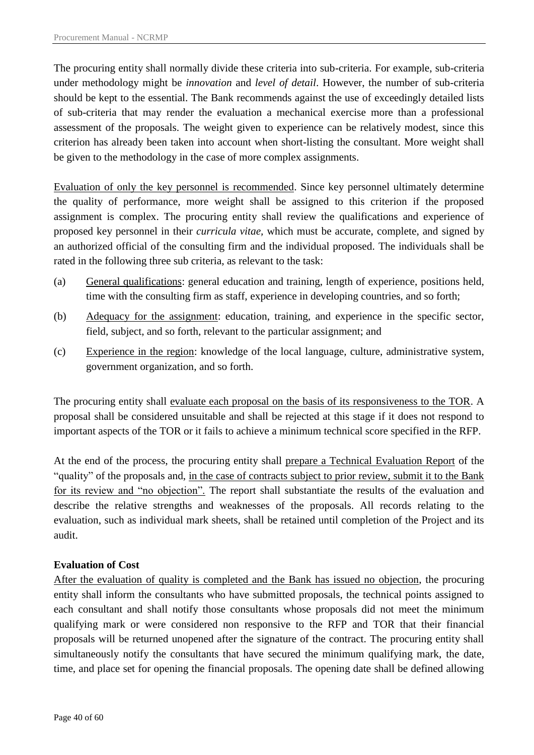The procuring entity shall normally divide these criteria into sub-criteria. For example, sub-criteria under methodology might be *innovation* and *level of detail*. However, the number of sub-criteria should be kept to the essential. The Bank recommends against the use of exceedingly detailed lists of sub-criteria that may render the evaluation a mechanical exercise more than a professional assessment of the proposals. The weight given to experience can be relatively modest, since this criterion has already been taken into account when short-listing the consultant. More weight shall be given to the methodology in the case of more complex assignments.

Evaluation of only the key personnel is recommended. Since key personnel ultimately determine the quality of performance, more weight shall be assigned to this criterion if the proposed assignment is complex. The procuring entity shall review the qualifications and experience of proposed key personnel in their *curricula vitae*, which must be accurate, complete, and signed by an authorized official of the consulting firm and the individual proposed. The individuals shall be rated in the following three sub criteria, as relevant to the task:

(a) General qualifications: general education and training, length of experience, positions held, time with the consulting firm as staff, experience in developing countries, and so forth;

(b) Adequacy for the assignment: education, training, and experience in the specific sector, field, subject, and so forth, relevant to the particular assignment; and

(c) Experience in the region: knowledge of the local language, culture, administrative system, government organization, and so forth.

The procuring entity shall evaluate each proposal on the basis of its responsiveness to the TOR. A proposal shall be considered unsuitable and shall be rejected at this stage if it does not respond to important aspects of the TOR or it fails to achieve a minimum technical score specified in the RFP.

At the end of the process, the procuring entity shall prepare a Technical Evaluation Report of the "quality" of the proposals and, in the case of contracts subject to prior review, submit it to the Bank for its review and "no objection". The report shall substantiate the results of the evaluation and describe the relative strengths and weaknesses of the proposals. All records relating to the evaluation, such as individual mark sheets, shall be retained until completion of the Project and its audit.

**Evaluation of Cost**

After the evaluation of quality is completed and the Bank has issued no objection, the procuring entity shall inform the consultants who have submitted proposals, the technical points assigned to each consultant and shall notify those consultants whose proposals did not meet the minimum qualifying mark or were considered non responsive to the RFP and TOR that their financial proposals will be returned unopened after the signature of the contract. The procuring entity shall simultaneously notify the consultants that have secured the minimum qualifying mark, the date, time, and place set for opening the financial proposals. The opening date shall be defined allowing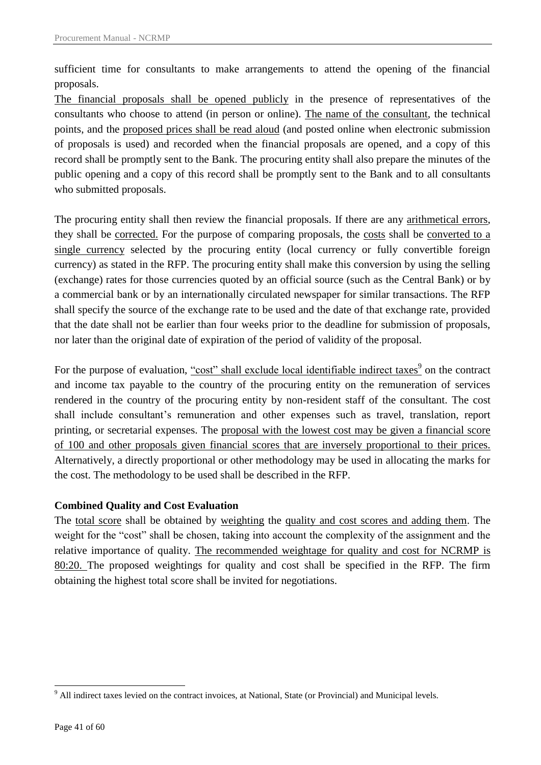sufficient time for consultants to make arrangements to attend the opening of the financial proposals.

The financial proposals shall be opened publicly in the presence of representatives of the consultants who choose to attend (in person or online). The name of the consultant, the technical points, and the proposed prices shall be read aloud (and posted online when electronic submission of proposals is used) and recorded when the financial proposals are opened, and a copy of this record shall be promptly sent to the Bank. The procuring entity shall also prepare the minutes of the public opening and a copy of this record shall be promptly sent to the Bank and to all consultants who submitted proposals.

The procuring entity shall then review the financial proposals. If there are any arithmetical errors, they shall be corrected. For the purpose of comparing proposals, the costs shall be converted to a single currency selected by the procuring entity (local currency or fully convertible foreign currency) as stated in the RFP. The procuring entity shall make this conversion by using the selling (exchange) rates for those currencies quoted by an official source (such as the Central Bank) or by a commercial bank or by an internationally circulated newspaper for similar transactions. The RFP shall specify the source of the exchange rate to be used and the date of that exchange rate, provided that the date shall not be earlier than four weeks prior to the deadline for submission of proposals, nor later than the original date of expiration of the period of validity of the proposal.

For the purpose of evaluation, "cost" shall exclude local identifiable indirect taxes[9] on the contract and income tax payable to the country of the procuring entity on the remuneration of services rendered in the country of the procuring entity by non-resident staff of the consultant. The cost shall include consultant's remuneration and other expenses such as travel, translation, report printing, or secretarial expenses. The proposal with the lowest cost may be given a financial score of 100 and other proposals given financial scores that are inversely proportional to their prices. Alternatively, a directly proportional or other methodology may be used in allocating the marks for the cost. The methodology to be used shall be described in the RFP.

**Combined Quality and Cost Evaluation**

The total score shall be obtained by weighting the quality and cost scores and adding them. The weight for the "cost" shall be chosen, taking into account the complexity of the assignment and the relative importance of quality. The recommended weightage for quality and cost for NCRMP is 80:20. The proposed weightings for quality and cost shall be specified in the RFP. The firm obtaining the highest total score shall be invited for negotiations.

[9] All indirect taxes levied on the contract invoices, at National, State (or Provincial) and Municipal levels.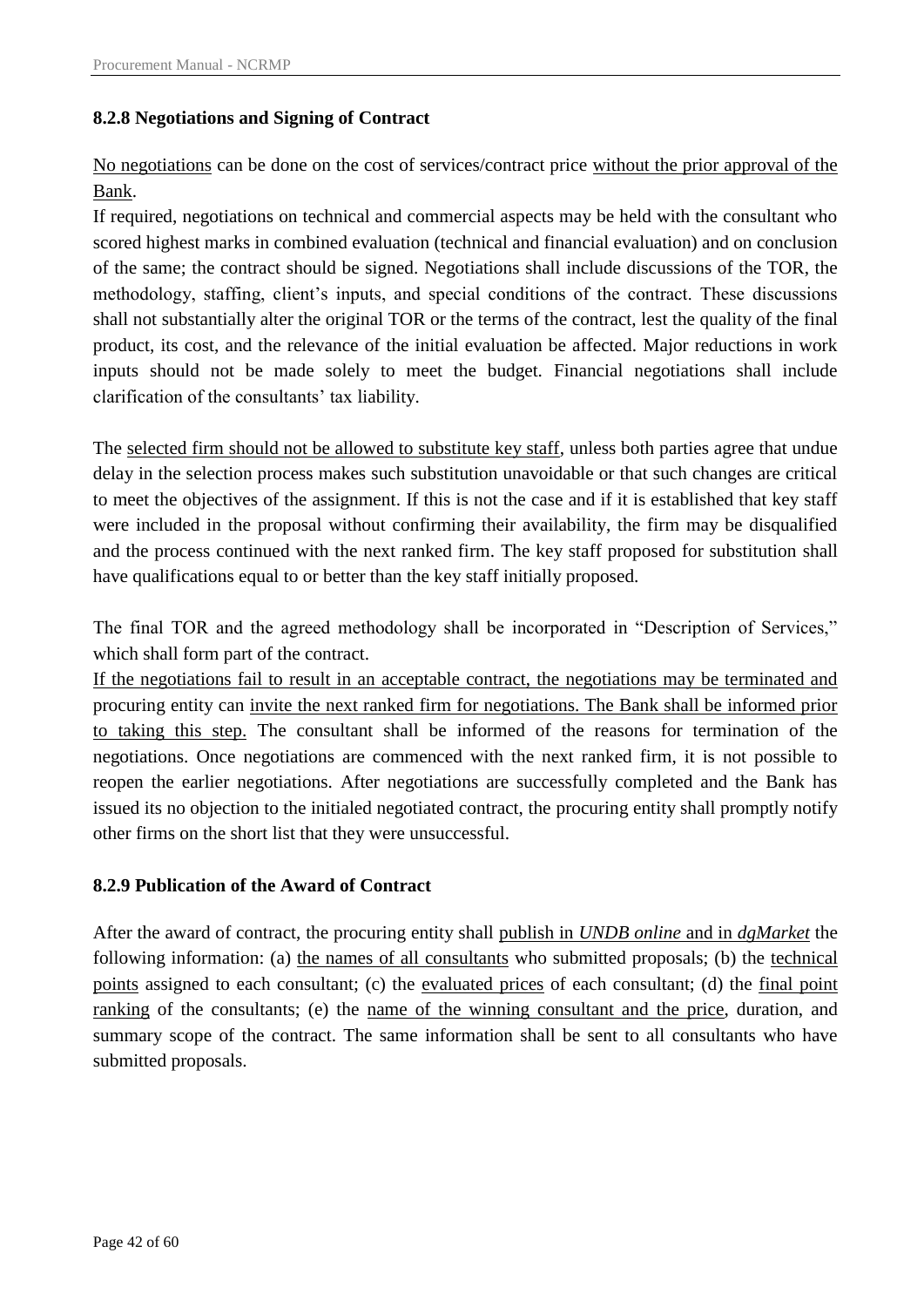### 8.2.8 Negotiations and Signing of Contract

No negotiations can be done on the cost of services/contract price without the prior approval of the Bank.

If required, negotiations on technical and commercial aspects may be held with the consultant who scored highest marks in combined evaluation (technical and financial evaluation) and on conclusion of the same; the contract should be signed. Negotiations shall include discussions of the TOR, the methodology, staffing, client's inputs, and special conditions of the contract. These discussions shall not substantially alter the original TOR or the terms of the contract, lest the quality of the final product, its cost, and the relevance of the initial evaluation be affected. Major reductions in work inputs should not be made solely to meet the budget. Financial negotiations shall include clarification of the consultants' tax liability.

The selected firm should not be allowed to substitute key staff, unless both parties agree that undue delay in the selection process makes such substitution unavoidable or that such changes are critical to meet the objectives of the assignment. If this is not the case and if it is established that key staff were included in the proposal without confirming their availability, the firm may be disqualified and the process continued with the next ranked firm. The key staff proposed for substitution shall have qualifications equal to or better than the key staff initially proposed.

The final TOR and the agreed methodology shall be incorporated in "Description of Services," which shall form part of the contract.

If the negotiations fail to result in an acceptable contract, the negotiations may be terminated and procuring entity can invite the next ranked firm for negotiations. The Bank shall be informed prior to taking this step. The consultant shall be informed of the reasons for termination of the negotiations. Once negotiations are commenced with the next ranked firm, it is not possible to reopen the earlier negotiations. After negotiations are successfully completed and the Bank has issued its no objection to the initialed negotiated contract, the procuring entity shall promptly notify other firms on the short list that they were unsuccessful.

### 8.2.9 Publication of the Award of Contract

After the award of contract, the procuring entity shall publish in *UNDB online* and in *dgMarket* the following information: (a) the names of all consultants who submitted proposals; (b) the technical points assigned to each consultant; (c) the evaluated prices of each consultant; (d) the final point ranking of the consultants; (e) the name of the winning consultant and the price, duration, and summary scope of the contract. The same information shall be sent to all consultants who have submitted proposals.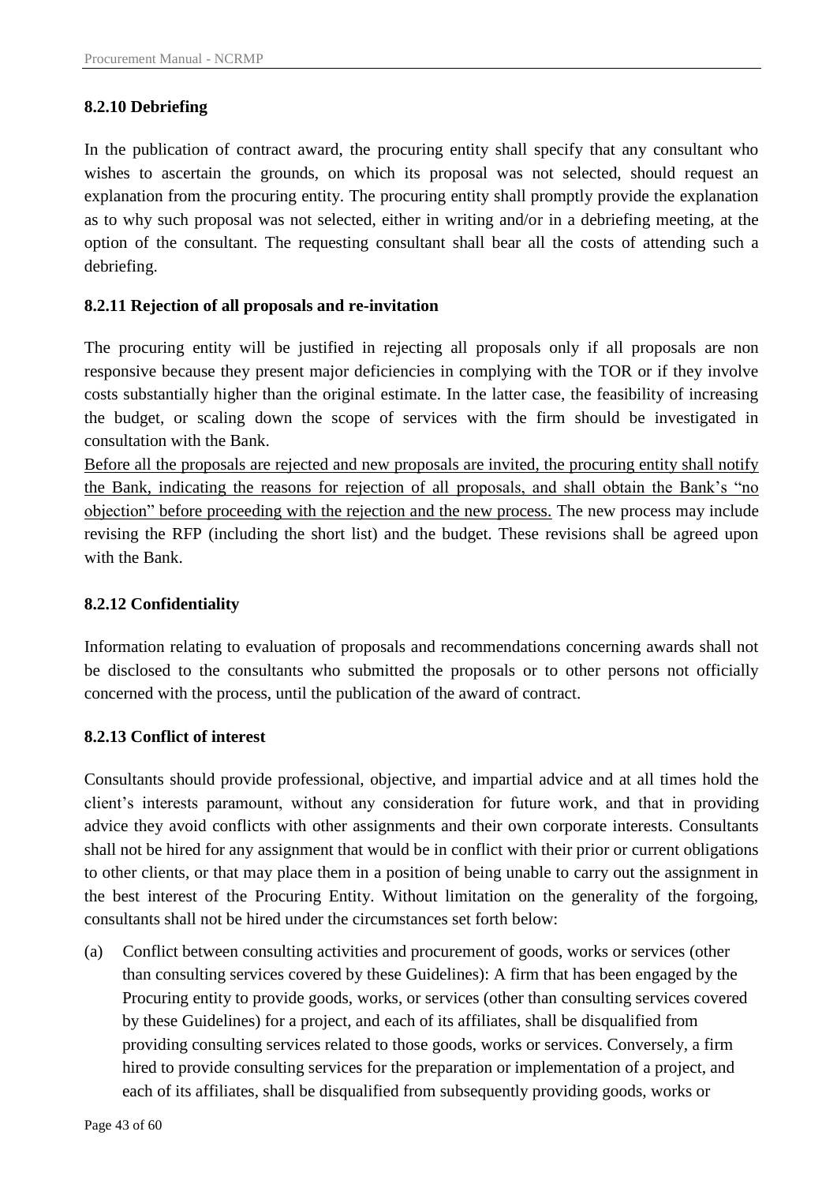### 8.2.10 Debriefing

In the publication of contract award, the procuring entity shall specify that any consultant who wishes to ascertain the grounds, on which its proposal was not selected, should request an explanation from the procuring entity. The procuring entity shall promptly provide the explanation as to why such proposal was not selected, either in writing and/or in a debriefing meeting, at the option of the consultant. The requesting consultant shall bear all the costs of attending such a debriefing.

### 8.2.11 Rejection of all proposals and re-invitation

The procuring entity will be justified in rejecting all proposals only if all proposals are non responsive because they present major deficiencies in complying with the TOR or if they involve costs substantially higher than the original estimate. In the latter case, the feasibility of increasing the budget, or scaling down the scope of services with the firm should be investigated in consultation with the Bank.

<u>Before all the proposals are rejected and new proposals are invited, the procuring entity shall notify the Bank, indicating the reasons for rejection of all proposals, and shall obtain the Bank's "no objection" before proceeding with the rejection and the new process.</u> The new process may include revising the RFP (including the short list) and the budget. These revisions shall be agreed upon with the Bank.

### 8.2.12 Confidentiality

Information relating to evaluation of proposals and recommendations concerning awards shall not be disclosed to the consultants who submitted the proposals or to other persons not officially concerned with the process, until the publication of the award of contract.

### 8.2.13 Conflict of interest

Consultants should provide professional, objective, and impartial advice and at all times hold the client's interests paramount, without any consideration for future work, and that in providing advice they avoid conflicts with other assignments and their own corporate interests. Consultants shall not be hired for any assignment that would be in conflict with their prior or current obligations to other clients, or that may place them in a position of being unable to carry out the assignment in the best interest of the Procuring Entity. Without limitation on the generality of the forgoing, consultants shall not be hired under the circumstances set forth below:

(a) Conflict between consulting activities and procurement of goods, works or services (other than consulting services covered by these Guidelines): A firm that has been engaged by the Procuring entity to provide goods, works, or services (other than consulting services covered by these Guidelines) for a project, and each of its affiliates, shall be disqualified from providing consulting services related to those goods, works or services. Conversely, a firm hired to provide consulting services for the preparation or implementation of a project, and each of its affiliates, shall be disqualified from subsequently providing goods, works or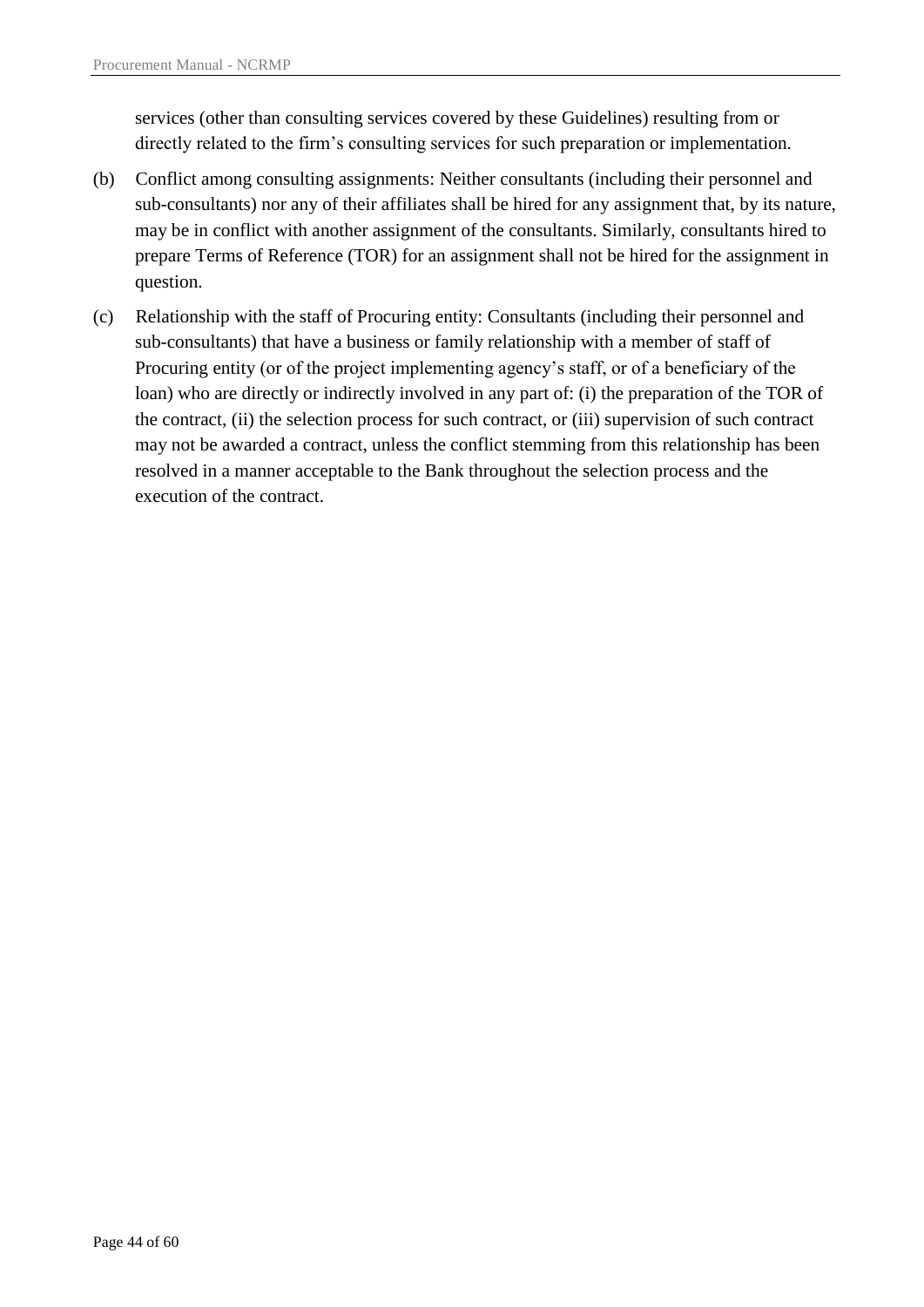services (other than consulting services covered by these Guidelines) resulting from or directly related to the firm's consulting services for such preparation or implementation.

(b) Conflict among consulting assignments: Neither consultants (including their personnel and sub-consultants) nor any of their affiliates shall be hired for any assignment that, by its nature, may be in conflict with another assignment of the consultants. Similarly, consultants hired to prepare Terms of Reference (TOR) for an assignment shall not be hired for the assignment in question.

(c) Relationship with the staff of Procuring entity: Consultants (including their personnel and sub-consultants) that have a business or family relationship with a member of staff of Procuring entity (or of the project implementing agency's staff, or of a beneficiary of the loan) who are directly or indirectly involved in any part of: (i) the preparation of the TOR of the contract, (ii) the selection process for such contract, or (iii) supervision of such contract may not be awarded a contract, unless the conflict stemming from this relationship has been resolved in a manner acceptable to the Bank throughout the selection process and the execution of the contract.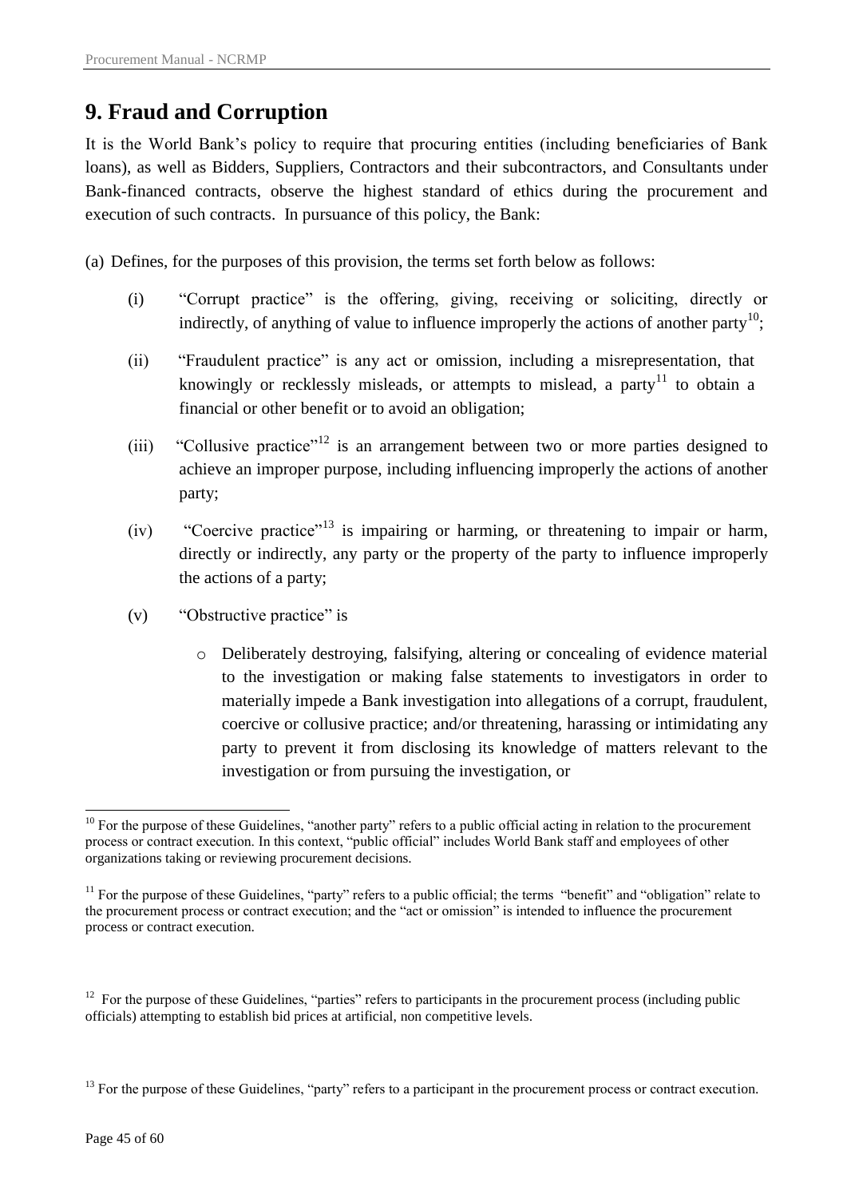## 9. Fraud and Corruption

It is the World Bank's policy to require that procuring entities (including beneficiaries of Bank loans), as well as Bidders, Suppliers, Contractors and their subcontractors, and Consultants under Bank-financed contracts, observe the highest standard of ethics during the procurement and execution of such contracts. In pursuance of this policy, the Bank:

(a) Defines, for the purposes of this provision, the terms set forth below as follows:

- (i) "Corrupt practice" is the offering, giving, receiving or soliciting, directly or indirectly, of anything of value to influence improperly the actions of another party[10];
- (ii) "Fraudulent practice" is any act or omission, including a misrepresentation, that knowingly or recklessly misleads, or attempts to mislead, a party[11] to obtain a financial or other benefit or to avoid an obligation;
- (iii) "Collusive practice"[12] is an arrangement between two or more parties designed to achieve an improper purpose, including influencing improperly the actions of another party;
- (iv) "Coercive practice"[13] is impairing or harming, or threatening to impair or harm, directly or indirectly, any party or the property of the party to influence improperly the actions of a party;
- (v) "Obstructive practice" is
  - o Deliberately destroying, falsifying, altering or concealing of evidence material to the investigation or making false statements to investigators in order to materially impede a Bank investigation into allegations of a corrupt, fraudulent, coercive or collusive practice; and/or threatening, harassing or intimidating any party to prevent it from disclosing its knowledge of matters relevant to the investigation or from pursuing the investigation, or

---

[10] For the purpose of these Guidelines, "another party" refers to a public official acting in relation to the procurement process or contract execution. In this context, "public official" includes World Bank staff and employees of other organizations taking or reviewing procurement decisions.

[11] For the purpose of these Guidelines, "party" refers to a public official; the terms "benefit" and "obligation" relate to the procurement process or contract execution; and the "act or omission" is intended to influence the procurement process or contract execution.

[12] For the purpose of these Guidelines, "parties" refers to participants in the procurement process (including public officials) attempting to establish bid prices at artificial, non competitive levels.

[13] For the purpose of these Guidelines, "party" refers to a participant in the procurement process or contract execution.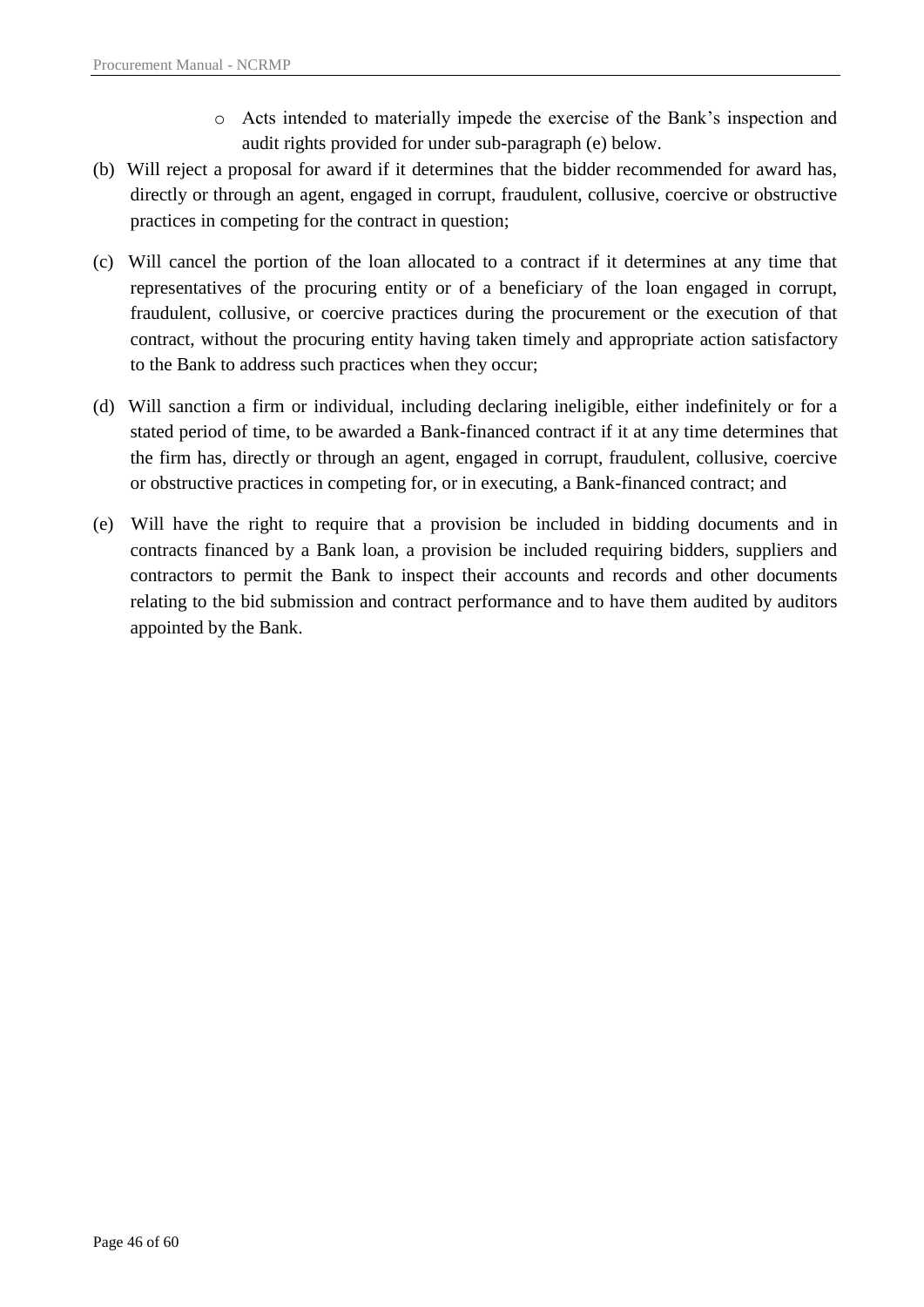- Acts intended to materially impede the exercise of the Bank's inspection and audit rights provided for under sub-paragraph (e) below.

(b) Will reject a proposal for award if it determines that the bidder recommended for award has, directly or through an agent, engaged in corrupt, fraudulent, collusive, coercive or obstructive practices in competing for the contract in question;

(c) Will cancel the portion of the loan allocated to a contract if it determines at any time that representatives of the procuring entity or of a beneficiary of the loan engaged in corrupt, fraudulent, collusive, or coercive practices during the procurement or the execution of that contract, without the procuring entity having taken timely and appropriate action satisfactory to the Bank to address such practices when they occur;

(d) Will sanction a firm or individual, including declaring ineligible, either indefinitely or for a stated period of time, to be awarded a Bank-financed contract if it at any time determines that the firm has, directly or through an agent, engaged in corrupt, fraudulent, collusive, coercive or obstructive practices in competing for, or in executing, a Bank-financed contract; and

(e) Will have the right to require that a provision be included in bidding documents and in contracts financed by a Bank loan, a provision be included requiring bidders, suppliers and contractors to permit the Bank to inspect their accounts and records and other documents relating to the bid submission and contract performance and to have them audited by auditors appointed by the Bank.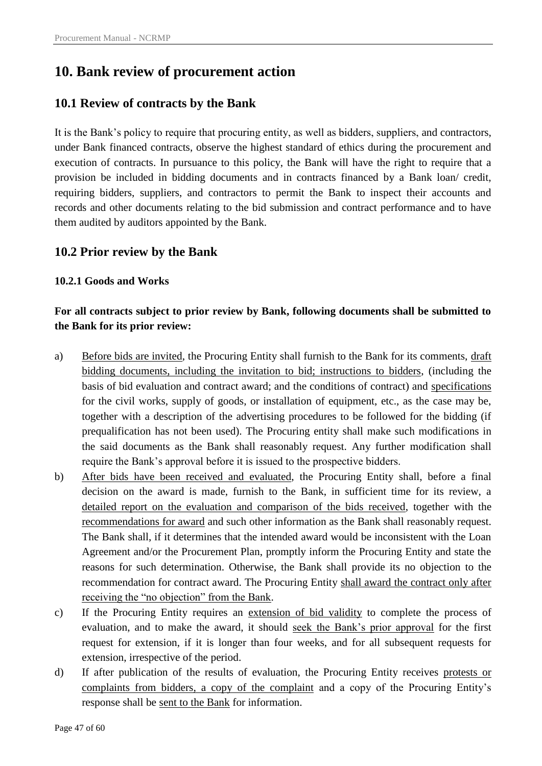# 10. Bank review of procurement action

## 10.1 Review of contracts by the Bank

It is the Bank's policy to require that procuring entity, as well as bidders, suppliers, and contractors, under Bank financed contracts, observe the highest standard of ethics during the procurement and execution of contracts. In pursuance to this policy, the Bank will have the right to require that a provision be included in bidding documents and in contracts financed by a Bank loan/ credit, requiring bidders, suppliers, and contractors to permit the Bank to inspect their accounts and records and other documents relating to the bid submission and contract performance and to have them audited by auditors appointed by the Bank.

## 10.2 Prior review by the Bank

### 10.2.1 Goods and Works

**For all contracts subject to prior review by Bank, following documents shall be submitted to the Bank for its prior review:**

a) Before bids are invited, the Procuring Entity shall furnish to the Bank for its comments, draft bidding documents, including the invitation to bid; instructions to bidders, (including the basis of bid evaluation and contract award; and the conditions of contract) and specifications for the civil works, supply of goods, or installation of equipment, etc., as the case may be, together with a description of the advertising procedures to be followed for the bidding (if prequalification has not been used). The Procuring entity shall make such modifications in the said documents as the Bank shall reasonably request. Any further modification shall require the Bank's approval before it is issued to the prospective bidders.

b) After bids have been received and evaluated, the Procuring Entity shall, before a final decision on the award is made, furnish to the Bank, in sufficient time for its review, a detailed report on the evaluation and comparison of the bids received, together with the recommendations for award and such other information as the Bank shall reasonably request. The Bank shall, if it determines that the intended award would be inconsistent with the Loan Agreement and/or the Procurement Plan, promptly inform the Procuring Entity and state the reasons for such determination. Otherwise, the Bank shall provide its no objection to the recommendation for contract award. The Procuring Entity shall award the contract only after receiving the "no objection" from the Bank.

c) If the Procuring Entity requires an extension of bid validity to complete the process of evaluation, and to make the award, it should seek the Bank's prior approval for the first request for extension, if it is longer than four weeks, and for all subsequent requests for extension, irrespective of the period.

d) If after publication of the results of evaluation, the Procuring Entity receives protests or complaints from bidders, a copy of the complaint and a copy of the Procuring Entity's response shall be sent to the Bank for information.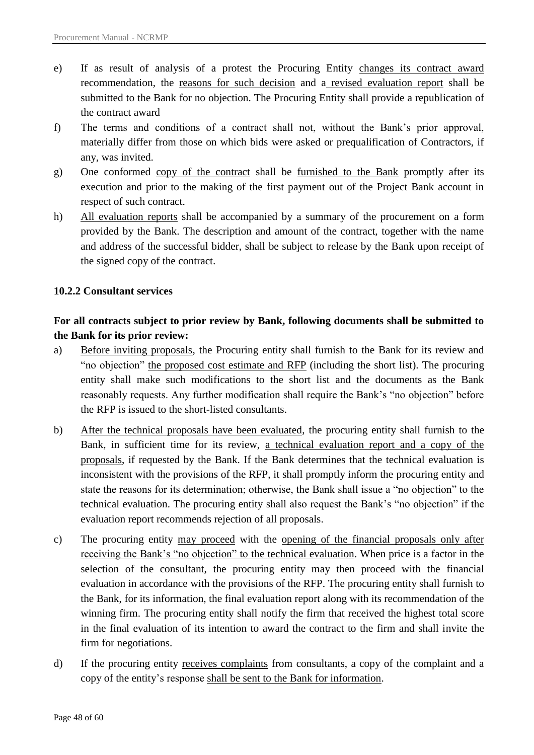e) If as result of analysis of a protest the Procuring Entity changes its contract award recommendation, the reasons for such decision and a revised evaluation report shall be submitted to the Bank for no objection. The Procuring Entity shall provide a republication of the contract award

f) The terms and conditions of a contract shall not, without the Bank's prior approval, materially differ from those on which bids were asked or prequalification of Contractors, if any, was invited.

g) One conformed copy of the contract shall be furnished to the Bank promptly after its execution and prior to the making of the first payment out of the Project Bank account in respect of such contract.

h) All evaluation reports shall be accompanied by a summary of the procurement on a form provided by the Bank. The description and amount of the contract, together with the name and address of the successful bidder, shall be subject to release by the Bank upon receipt of the signed copy of the contract.

#### 10.2.2 Consultant services

**For all contracts subject to prior review by Bank, following documents shall be submitted to the Bank for its prior review:**

a) Before inviting proposals, the Procuring entity shall furnish to the Bank for its review and "no objection" the proposed cost estimate and RFP (including the short list). The procuring entity shall make such modifications to the short list and the documents as the Bank reasonably requests. Any further modification shall require the Bank's "no objection" before the RFP is issued to the short-listed consultants.

b) After the technical proposals have been evaluated, the procuring entity shall furnish to the Bank, in sufficient time for its review, a technical evaluation report and a copy of the proposals, if requested by the Bank. If the Bank determines that the technical evaluation is inconsistent with the provisions of the RFP, it shall promptly inform the procuring entity and state the reasons for its determination; otherwise, the Bank shall issue a "no objection" to the technical evaluation. The procuring entity shall also request the Bank's "no objection" if the evaluation report recommends rejection of all proposals.

c) The procuring entity may proceed with the opening of the financial proposals only after receiving the Bank's "no objection" to the technical evaluation. When price is a factor in the selection of the consultant, the procuring entity may then proceed with the financial evaluation in accordance with the provisions of the RFP. The procuring entity shall furnish to the Bank, for its information, the final evaluation report along with its recommendation of the winning firm. The procuring entity shall notify the firm that received the highest total score in the final evaluation of its intention to award the contract to the firm and shall invite the firm for negotiations.

d) If the procuring entity receives complaints from consultants, a copy of the complaint and a copy of the entity's response shall be sent to the Bank for information.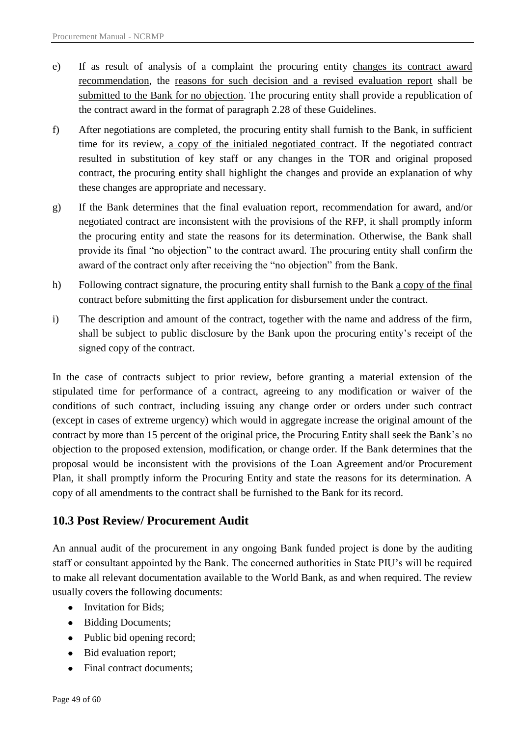e) If as result of analysis of a complaint the procuring entity changes its contract award recommendation, the reasons for such decision and a revised evaluation report shall be submitted to the Bank for no objection. The procuring entity shall provide a republication of the contract award in the format of paragraph 2.28 of these Guidelines.

f) After negotiations are completed, the procuring entity shall furnish to the Bank, in sufficient time for its review, a copy of the initialed negotiated contract. If the negotiated contract resulted in substitution of key staff or any changes in the TOR and original proposed contract, the procuring entity shall highlight the changes and provide an explanation of why these changes are appropriate and necessary.

g) If the Bank determines that the final evaluation report, recommendation for award, and/or negotiated contract are inconsistent with the provisions of the RFP, it shall promptly inform the procuring entity and state the reasons for its determination. Otherwise, the Bank shall provide its final "no objection" to the contract award. The procuring entity shall confirm the award of the contract only after receiving the "no objection" from the Bank.

h) Following contract signature, the procuring entity shall furnish to the Bank a copy of the final contract before submitting the first application for disbursement under the contract.

i) The description and amount of the contract, together with the name and address of the firm, shall be subject to public disclosure by the Bank upon the procuring entity's receipt of the signed copy of the contract.

In the case of contracts subject to prior review, before granting a material extension of the stipulated time for performance of a contract, agreeing to any modification or waiver of the conditions of such contract, including issuing any change order or orders under such contract (except in cases of extreme urgency) which would in aggregate increase the original amount of the contract by more than 15 percent of the original price, the Procuring Entity shall seek the Bank's no objection to the proposed extension, modification, or change order. If the Bank determines that the proposal would be inconsistent with the provisions of the Loan Agreement and/or Procurement Plan, it shall promptly inform the Procuring Entity and state the reasons for its determination. A copy of all amendments to the contract shall be furnished to the Bank for its record.

## 10.3 Post Review/ Procurement Audit

An annual audit of the procurement in any ongoing Bank funded project is done by the auditing staff or consultant appointed by the Bank. The concerned authorities in State PIU's will be required to make all relevant documentation available to the World Bank, as and when required. The review usually covers the following documents:

- Invitation for Bids;
- Bidding Documents;
- Public bid opening record;
- Bid evaluation report;
- Final contract documents;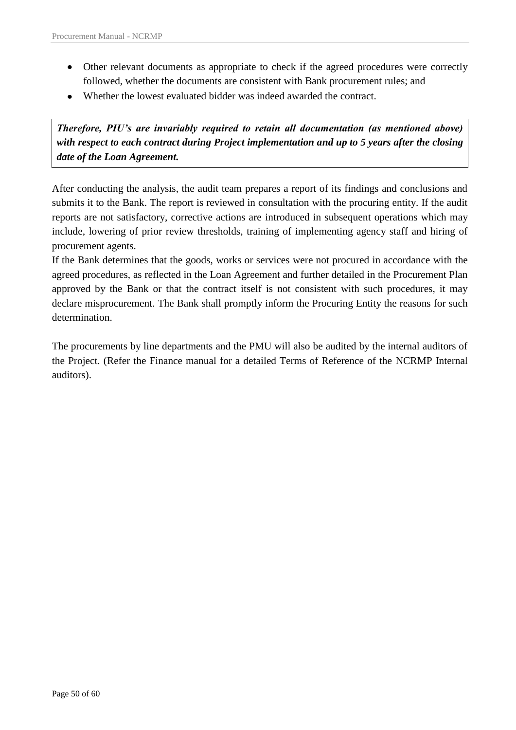- Other relevant documents as appropriate to check if the agreed procedures were correctly followed, whether the documents are consistent with Bank procurement rules; and
- Whether the lowest evaluated bidder was indeed awarded the contract.

***Therefore, PIU's are invariably required to retain all documentation (as mentioned above) with respect to each contract during Project implementation and up to 5 years after the closing date of the Loan Agreement.***

After conducting the analysis, the audit team prepares a report of its findings and conclusions and submits it to the Bank. The report is reviewed in consultation with the procuring entity. If the audit reports are not satisfactory, corrective actions are introduced in subsequent operations which may include, lowering of prior review thresholds, training of implementing agency staff and hiring of procurement agents.

If the Bank determines that the goods, works or services were not procured in accordance with the agreed procedures, as reflected in the Loan Agreement and further detailed in the Procurement Plan approved by the Bank or that the contract itself is not consistent with such procedures, it may declare misprocurement. The Bank shall promptly inform the Procuring Entity the reasons for such determination.

The procurements by line departments and the PMU will also be audited by the internal auditors of the Project. (Refer the Finance manual for a detailed Terms of Reference of the NCRMP Internal auditors).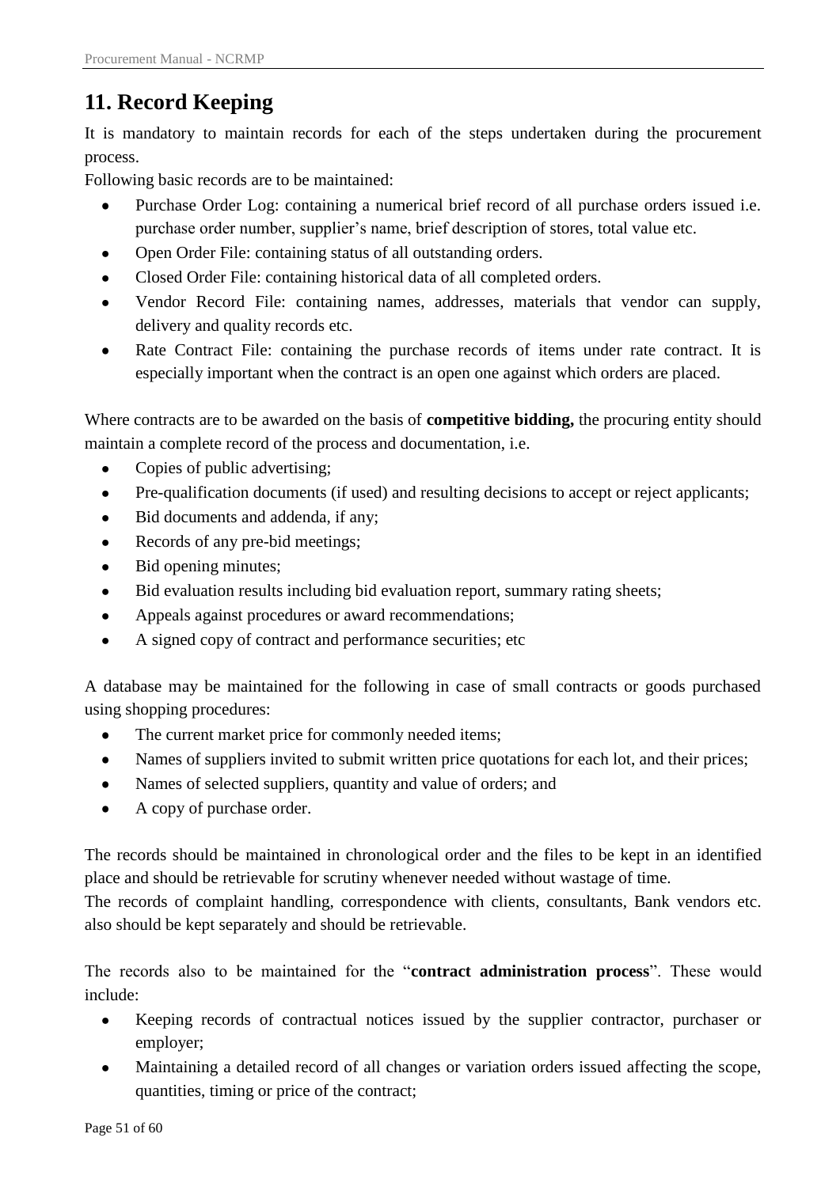# 11. Record Keeping

It is mandatory to maintain records for each of the steps undertaken during the procurement process.

Following basic records are to be maintained:

- Purchase Order Log: containing a numerical brief record of all purchase orders issued i.e. purchase order number, supplier's name, brief description of stores, total value etc.
- Open Order File: containing status of all outstanding orders.
- Closed Order File: containing historical data of all completed orders.
- Vendor Record File: containing names, addresses, materials that vendor can supply, delivery and quality records etc.
- Rate Contract File: containing the purchase records of items under rate contract. It is especially important when the contract is an open one against which orders are placed.

Where contracts are to be awarded on the basis of **competitive bidding,** the procuring entity should maintain a complete record of the process and documentation, i.e.

- Copies of public advertising;
- Pre-qualification documents (if used) and resulting decisions to accept or reject applicants;
- Bid documents and addenda, if any;
- Records of any pre-bid meetings;
- Bid opening minutes;
- Bid evaluation results including bid evaluation report, summary rating sheets;
- Appeals against procedures or award recommendations;
- A signed copy of contract and performance securities; etc

A database may be maintained for the following in case of small contracts or goods purchased using shopping procedures:

- The current market price for commonly needed items;
- Names of suppliers invited to submit written price quotations for each lot, and their prices;
- Names of selected suppliers, quantity and value of orders; and
- A copy of purchase order.

The records should be maintained in chronological order and the files to be kept in an identified place and should be retrievable for scrutiny whenever needed without wastage of time.

The records of complaint handling, correspondence with clients, consultants, Bank vendors etc. also should be kept separately and should be retrievable.

The records also to be maintained for the "**contract administration process**". These would include:

- Keeping records of contractual notices issued by the supplier contractor, purchaser or employer;
- Maintaining a detailed record of all changes or variation orders issued affecting the scope, quantities, timing or price of the contract;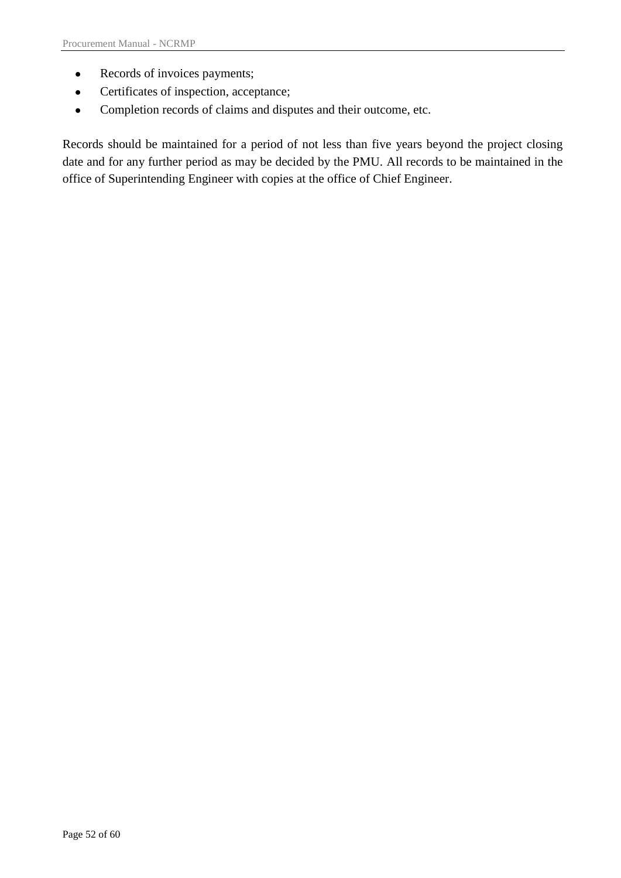- Records of invoices payments;
- Certificates of inspection, acceptance;
- Completion records of claims and disputes and their outcome, etc.

Records should be maintained for a period of not less than five years beyond the project closing date and for any further period as may be decided by the PMU. All records to be maintained in the office of Superintending Engineer with copies at the office of Chief Engineer.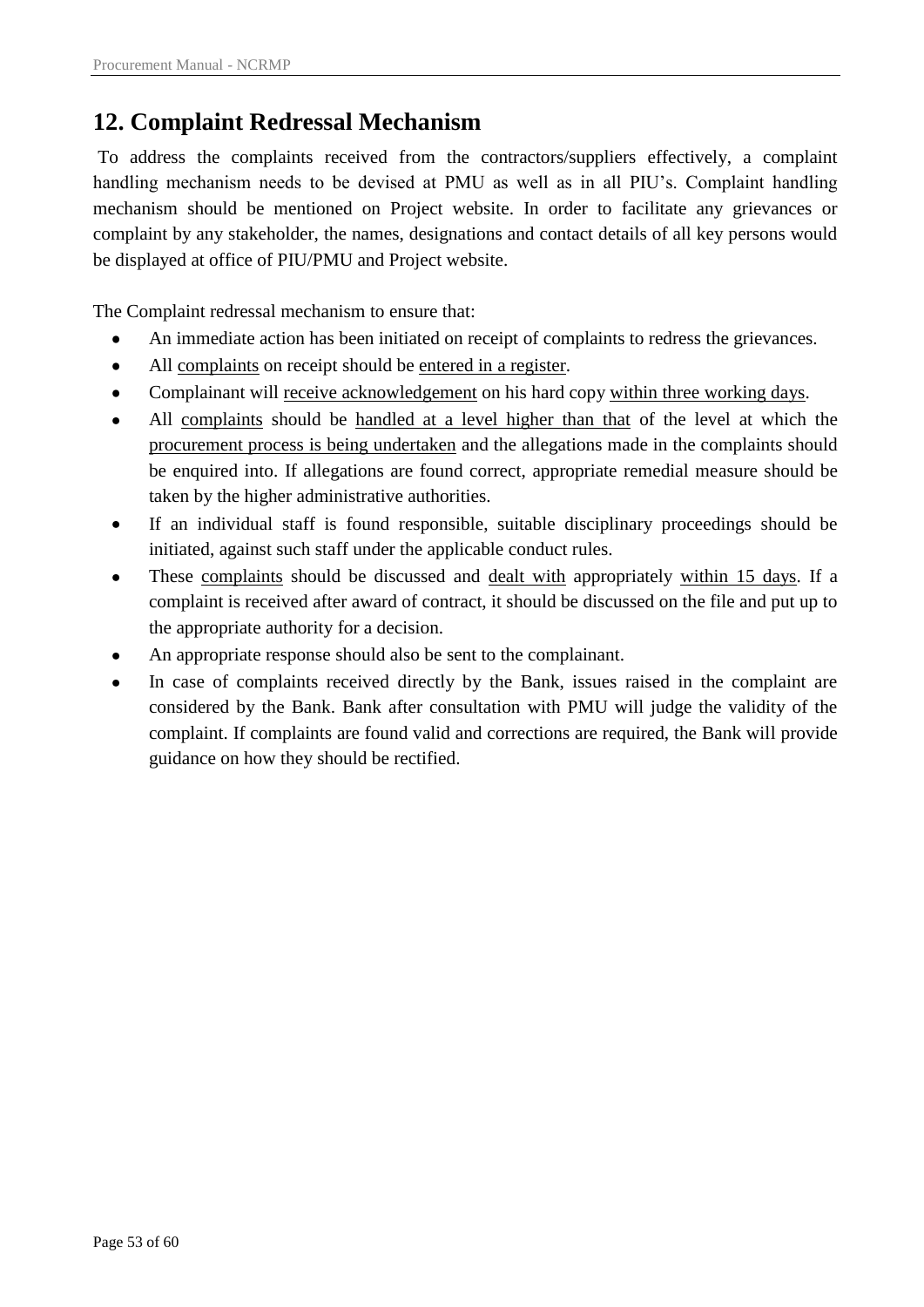## 12. Complaint Redressal Mechanism

To address the complaints received from the contractors/suppliers effectively, a complaint handling mechanism needs to be devised at PMU as well as in all PIU's. Complaint handling mechanism should be mentioned on Project website. In order to facilitate any grievances or complaint by any stakeholder, the names, designations and contact details of all key persons would be displayed at office of PIU/PMU and Project website.

The Complaint redressal mechanism to ensure that:

- An immediate action has been initiated on receipt of complaints to redress the grievances.
- All complaints on receipt should be entered in a register.
- Complainant will receive acknowledgement on his hard copy within three working days.
- All complaints should be handled at a level higher than that of the level at which the procurement process is being undertaken and the allegations made in the complaints should be enquired into. If allegations are found correct, appropriate remedial measure should be taken by the higher administrative authorities.
- If an individual staff is found responsible, suitable disciplinary proceedings should be initiated, against such staff under the applicable conduct rules.
- These complaints should be discussed and dealt with appropriately within 15 days. If a complaint is received after award of contract, it should be discussed on the file and put up to the appropriate authority for a decision.
- An appropriate response should also be sent to the complainant.
- In case of complaints received directly by the Bank, issues raised in the complaint are considered by the Bank. Bank after consultation with PMU will judge the validity of the complaint. If complaints are found valid and corrections are required, the Bank will provide guidance on how they should be rectified.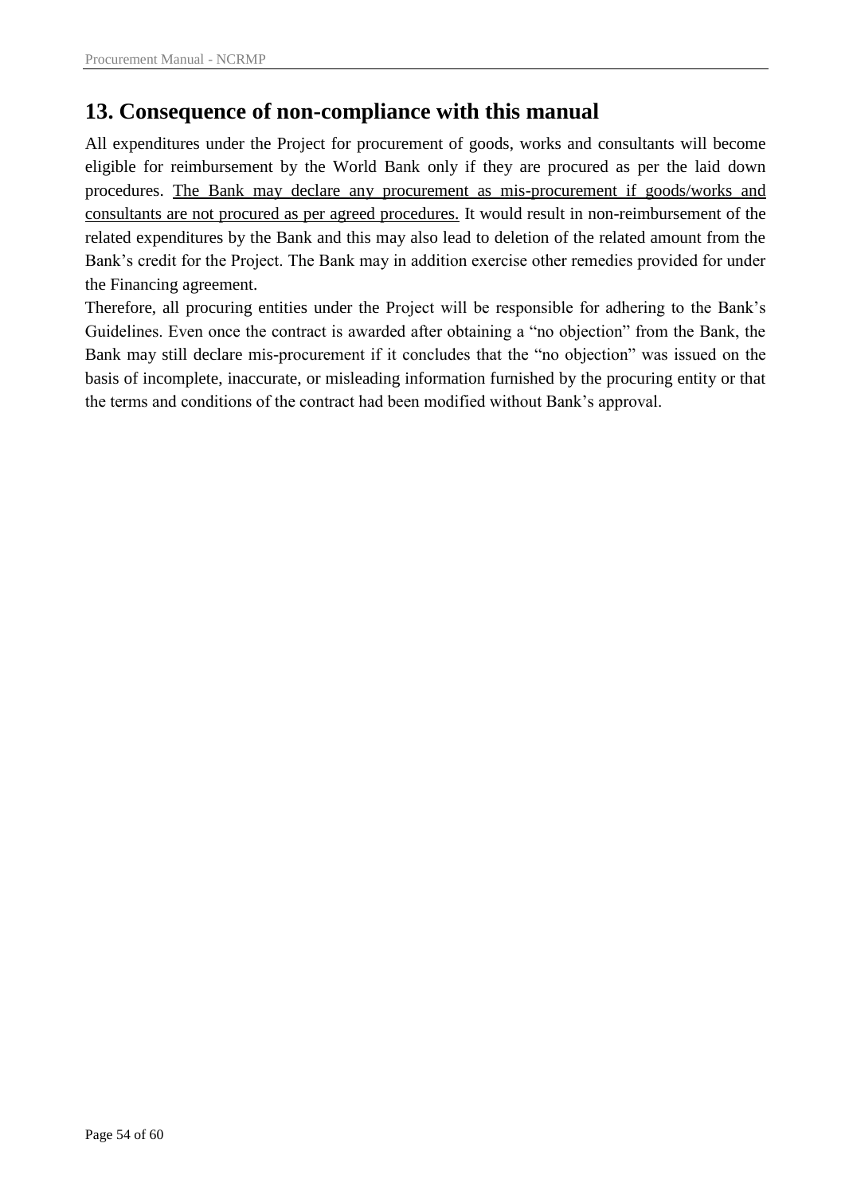## 13. Consequence of non-compliance with this manual

All expenditures under the Project for procurement of goods, works and consultants will become eligible for reimbursement by the World Bank only if they are procured as per the laid down procedures. <u>The Bank may declare any procurement as mis-procurement if goods/works and consultants are not procured as per agreed procedures.</u> It would result in non-reimbursement of the related expenditures by the Bank and this may also lead to deletion of the related amount from the Bank's credit for the Project. The Bank may in addition exercise other remedies provided for under the Financing agreement.

Therefore, all procuring entities under the Project will be responsible for adhering to the Bank's Guidelines. Even once the contract is awarded after obtaining a "no objection" from the Bank, the Bank may still declare mis-procurement if it concludes that the "no objection" was issued on the basis of incomplete, inaccurate, or misleading information furnished by the procuring entity or that the terms and conditions of the contract had been modified without Bank's approval.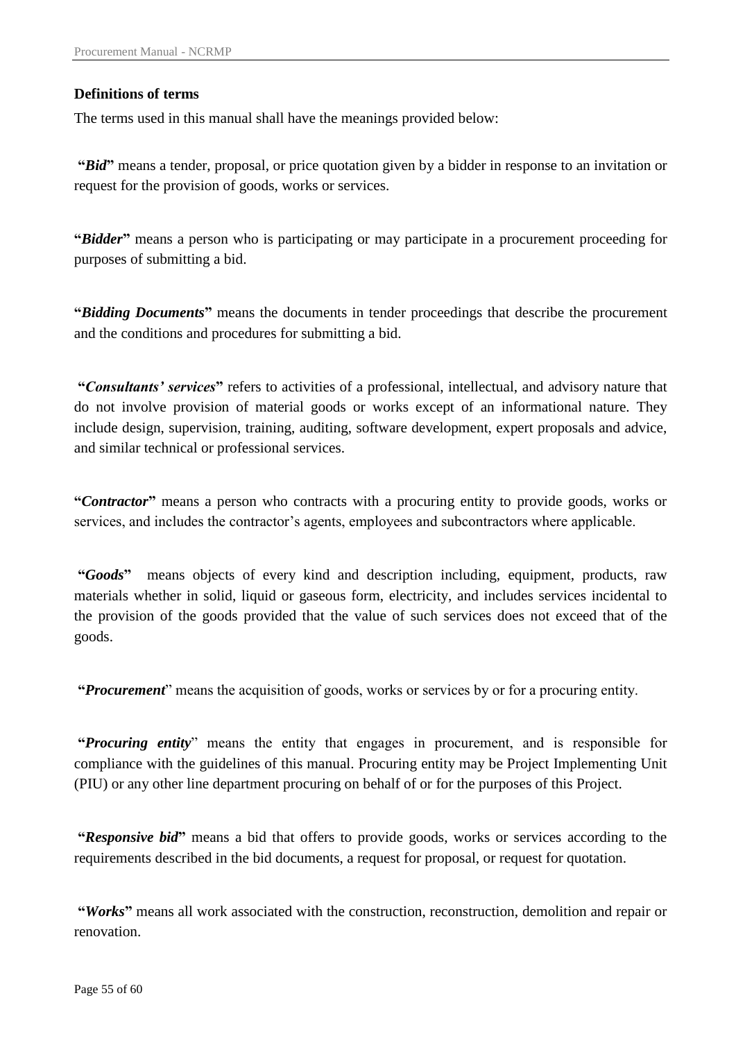**Definitions of terms**

The terms used in this manual shall have the meanings provided below:

**"*Bid*"** means a tender, proposal, or price quotation given by a bidder in response to an invitation or request for the provision of goods, works or services.

**"*Bidder*"** means a person who is participating or may participate in a procurement proceeding for purposes of submitting a bid.

**"*Bidding Documents*"** means the documents in tender proceedings that describe the procurement and the conditions and procedures for submitting a bid.

**"*Consultants' services*"** refers to activities of a professional, intellectual, and advisory nature that do not involve provision of material goods or works except of an informational nature. They include design, supervision, training, auditing, software development, expert proposals and advice, and similar technical or professional services.

**"*Contractor*"** means a person who contracts with a procuring entity to provide goods, works or services, and includes the contractor's agents, employees and subcontractors where applicable.

**"*Goods*"** means objects of every kind and description including, equipment, products, raw materials whether in solid, liquid or gaseous form, electricity, and includes services incidental to the provision of the goods provided that the value of such services does not exceed that of the goods.

**"*Procurement*"** means the acquisition of goods, works or services by or for a procuring entity.

**"*Procuring entity*"** means the entity that engages in procurement, and is responsible for compliance with the guidelines of this manual. Procuring entity may be Project Implementing Unit (PIU) or any other line department procuring on behalf of or for the purposes of this Project.

**"*Responsive bid*"** means a bid that offers to provide goods, works or services according to the requirements described in the bid documents, a request for proposal, or request for quotation.

**"*Works*"** means all work associated with the construction, reconstruction, demolition and repair or renovation.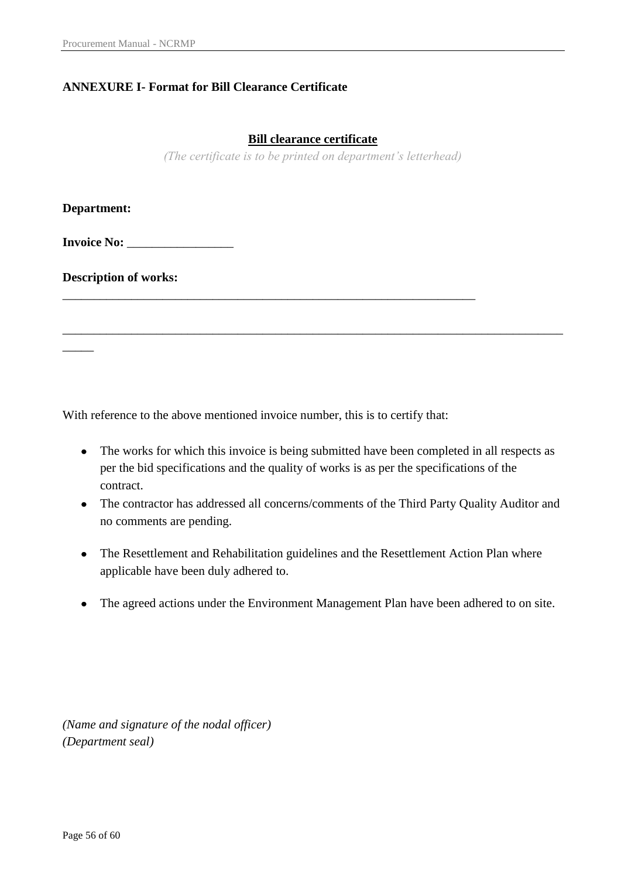**ANNEXURE I- Format for Bill Clearance Certificate**

**Bill clearance certificate**

*(The certificate is to be printed on department's letterhead)*

**Department:**

**Invoice No:** _________________

**Description of works:**

___________________________________________________________________

______________________________________________________________________________________

With reference to the above mentioned invoice number, this is to certify that:

- The works for which this invoice is being submitted have been completed in all respects as per the bid specifications and the quality of works is as per the specifications of the contract.
- The contractor has addressed all concerns/comments of the Third Party Quality Auditor and no comments are pending.
- The Resettlement and Rehabilitation guidelines and the Resettlement Action Plan where applicable have been duly adhered to.
- The agreed actions under the Environment Management Plan have been adhered to on site.

*(Name and signature of the nodal officer)*
*(Department seal)*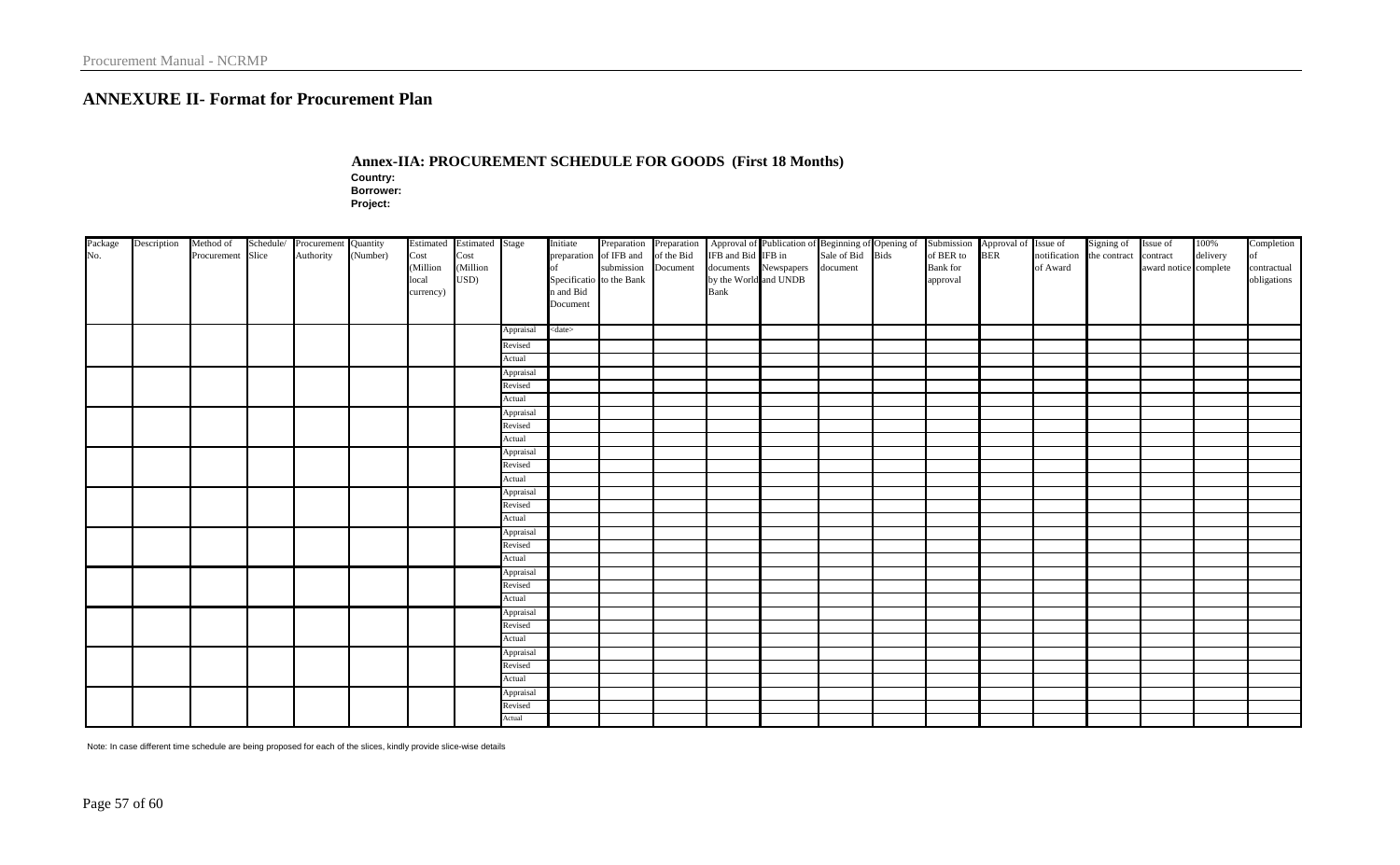## ANNEXURE II- Format for Procurement Plan

### Annex-IIA: PROCUREMENT SCHEDULE FOR GOODS (First 18 Months)

**Country:**
**Borrower:**
**Project:**

| Package No. | Description | Method of Procurement | Schedule/ Slice | Procurement Authority | Quantity (Number) | Estimated Cost (Million local currency) | Estimated Cost (Million USD) | Stage | Initiate preparation of Specification and Bid Document | Preparation of IFB and submission to the Bank | Preparation of the Bid Document | Approval of IFB and Bid documents by the World Bank | Publication of IFB in Newspapers and UNDB | Beginning of Sale of Bid document | Opening of Bids | Submission of BER to Bank for approval | Approval of BER | Issue of notification of Award | Signing of the contract | Issue of contract award notice | 100% delivery complete | Completion of contractual obligations |
|---|---|---|---|---|---|---|---|---|---|---|---|---|---|---|---|---|---|---|---|---|---|---|
| | | | | | | | | Appraisal | <date> | | | | | | | | | | | | | |
| | | | | | | | | Revised | | | | | | | | | | | | | | |
| | | | | | | | | Actual | | | | | | | | | | | | | | |
| | | | | | | | | Appraisal | | | | | | | | | | | | | | |
| | | | | | | | | Revised | | | | | | | | | | | | | | |
| | | | | | | | | Actual | | | | | | | | | | | | | | |
| | | | | | | | | Appraisal | | | | | | | | | | | | | | |
| | | | | | | | | Revised | | | | | | | | | | | | | | |
| | | | | | | | | Actual | | | | | | | | | | | | | | |
| | | | | | | | | Appraisal | | | | | | | | | | | | | | |
| | | | | | | | | Revised | | | | | | | | | | | | | | |
| | | | | | | | | Actual | | | | | | | | | | | | | | |
| | | | | | | | | Appraisal | | | | | | | | | | | | | | |
| | | | | | | | | Revised | | | | | | | | | | | | | | |
| | | | | | | | | Actual | | | | | | | | | | | | | | |
| | | | | | | | | Appraisal | | | | | | | | | | | | | | |
| | | | | | | | | Revised | | | | | | | | | | | | | | |
| | | | | | | | | Actual | | | | | | | | | | | | | | |
| | | | | | | | | Appraisal | | | | | | | | | | | | | | |
| | | | | | | | | Revised | | | | | | | | | | | | | | |
| | | | | | | | | Actual | | | | | | | | | | | | | | |
| | | | | | | | | Appraisal | | | | | | | | | | | | | | |
| | | | | | | | | Revised | | | | | | | | | | | | | | |
| | | | | | | | | Actual | | | | | | | | | | | | | | |
| | | | | | | | | Appraisal | | | | | | | | | | | | | | |
| | | | | | | | | Revised | | | | | | | | | | | | | | |
| | | | | | | | | Actual | | | | | | | | | | | | | | |
| | | | | | | | | Appraisal | | | | | | | | | | | | | | |
| | | | | | | | | Revised | | | | | | | | | | | | | | |
| | | | | | | | | Actual | | | | | | | | | | | | | | |

Note: In case different time schedule are being proposed for each of the slices, kindly provide slice-wise details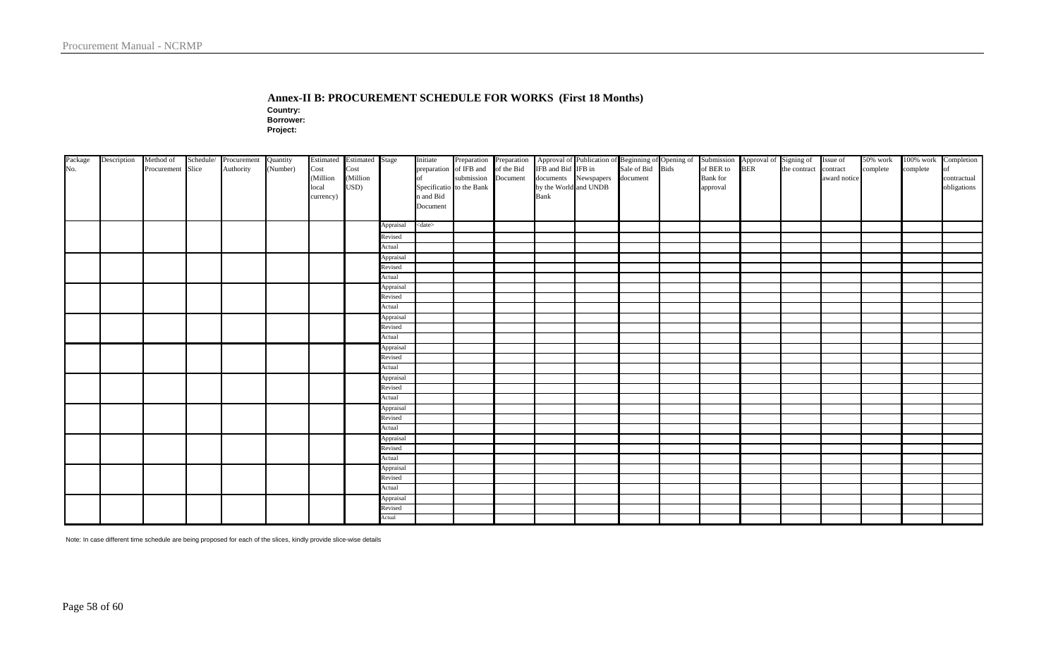## Annex-II B: PROCUREMENT SCHEDULE FOR WORKS (First 18 Months)

**Country:**
**Borrower:**
**Project:**

| Package No. | Description | Method of Procurement | Schedule/ Slice | Procurement Authority | Quantity (Number) | Estimated Cost (Million local currency) | Estimated Cost (Million USD) | Stage | Initiate preparation of Specification and Bid Document | Preparation of IFB and submission to the Bank | Preparation of the Bid Document | Approval of IFB and Bid documents by the World Bank | Publication of IFB in Newspapers and UNDB | Beginning of Sale of Bid document | Opening of Bids | Submission of BER to Bank for approval | Approval of BER | Signing of the contract | Issue of contract award notice | 50% work complete | 100% work complete | Completion of contractual obligations |
|---|---|---|---|---|---|---|---|---|---|---|---|---|---|---|---|---|---|---|---|---|---|---|
| | | | | | | | | Appraisal | <date> | | | | | | | | | | | | | |
| | | | | | | | | Revised | | | | | | | | | | | | | | |
| | | | | | | | | Actual | | | | | | | | | | | | | | |
| | | | | | | | | Appraisal | | | | | | | | | | | | | | |
| | | | | | | | | Revised | | | | | | | | | | | | | | |
| | | | | | | | | Actual | | | | | | | | | | | | | | |
| | | | | | | | | Appraisal | | | | | | | | | | | | | | |
| | | | | | | | | Revised | | | | | | | | | | | | | | |
| | | | | | | | | Actual | | | | | | | | | | | | | | |
| | | | | | | | | Appraisal | | | | | | | | | | | | | | |
| | | | | | | | | Revised | | | | | | | | | | | | | | |
| | | | | | | | | Actual | | | | | | | | | | | | | | |
| | | | | | | | | Appraisal | | | | | | | | | | | | | | |
| | | | | | | | | Revised | | | | | | | | | | | | | | |
| | | | | | | | | Actual | | | | | | | | | | | | | | |
| | | | | | | | | Appraisal | | | | | | | | | | | | | | |
| | | | | | | | | Revised | | | | | | | | | | | | | | |
| | | | | | | | | Actual | | | | | | | | | | | | | | |
| | | | | | | | | Appraisal | | | | | | | | | | | | | | |
| | | | | | | | | Revised | | | | | | | | | | | | | | |
| | | | | | | | | Actual | | | | | | | | | | | | | | |
| | | | | | | | | Appraisal | | | | | | | | | | | | | | |
| | | | | | | | | Revised | | | | | | | | | | | | | | |
| | | | | | | | | Actual | | | | | | | | | | | | | | |
| | | | | | | | | Appraisal | | | | | | | | | | | | | | |
| | | | | | | | | Revised | | | | | | | | | | | | | | |
| | | | | | | | | Actual | | | | | | | | | | | | | | |
| | | | | | | | | Appraisal | | | | | | | | | | | | | | |
| | | | | | | | | Revised | | | | | | | | | | | | | | |
| | | | | | | | | Actual | | | | | | | | | | | | | | |

Note: In case different time schedule are being proposed for each of the slices, kindly provide slice-wise details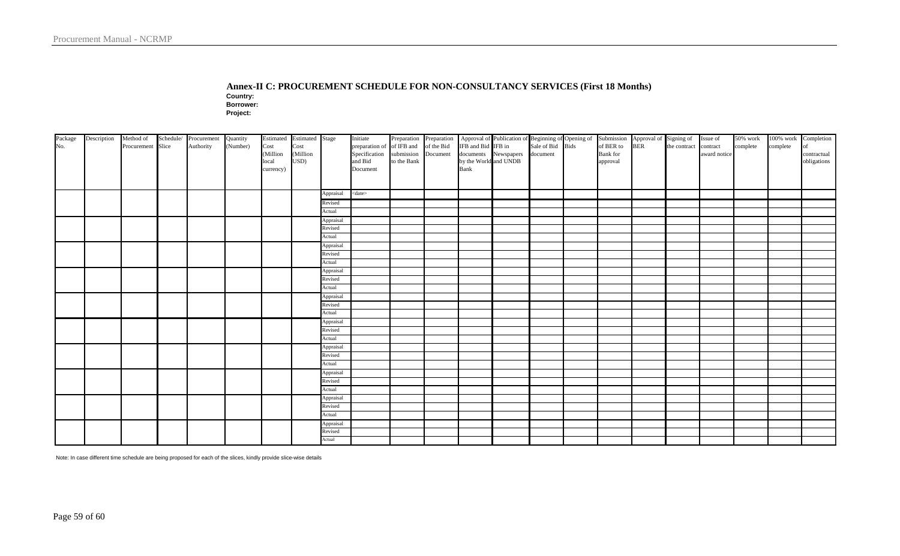## Annex-II C: PROCUREMENT SCHEDULE FOR NON-CONSULTANCY SERVICES (First 18 Months)

**Country:**
**Borrower:**
**Project:**

| Package No. | Description | Method of Procurement | Schedule/ Slice | Procurement Authority | Quantity (Number) | Estimated Cost (Million local currency) | Estimated Cost (Million USD) | Stage | Initiate preparation of Specification and Bid Document | Preparation of IFB and submission to the Bank | Preparation of the Bid Document | Approval of IFB and Bid documents by the World Bank | Publication of IFB in Newspapers and UNDB | Beginning of Sale of Bid document | Opening of Bids | Submission of BER to Bank for approval | Approval of BER | Signing of the contract | Issue of contract award notice | 50% work complete | 100% work complete | Completion of contractual obligations |
|---|---|---|---|---|---|---|---|---|---|---|---|---|---|---|---|---|---|---|---|---|---|---|
| | | | | | | | | Appraisal | <date> | | | | | | | | | | | | | |
| | | | | | | | | Revised | | | | | | | | | | | | | | |
| | | | | | | | | Actual | | | | | | | | | | | | | | |
| | | | | | | | | Appraisal | | | | | | | | | | | | | | |
| | | | | | | | | Revised | | | | | | | | | | | | | | |
| | | | | | | | | Actual | | | | | | | | | | | | | | |
| | | | | | | | | Appraisal | | | | | | | | | | | | | | |
| | | | | | | | | Revised | | | | | | | | | | | | | | |
| | | | | | | | | Actual | | | | | | | | | | | | | | |
| | | | | | | | | Appraisal | | | | | | | | | | | | | | |
| | | | | | | | | Revised | | | | | | | | | | | | | | |
| | | | | | | | | Actual | | | | | | | | | | | | | | |
| | | | | | | | | Appraisal | | | | | | | | | | | | | | |
| | | | | | | | | Revised | | | | | | | | | | | | | | |
| | | | | | | | | Actual | | | | | | | | | | | | | | |
| | | | | | | | | Appraisal | | | | | | | | | | | | | | |
| | | | | | | | | Revised | | | | | | | | | | | | | | |
| | | | | | | | | Actual | | | | | | | | | | | | | | |
| | | | | | | | | Appraisal | | | | | | | | | | | | | | |
| | | | | | | | | Revised | | | | | | | | | | | | | | |
| | | | | | | | | Actual | | | | | | | | | | | | | | |
| | | | | | | | | Appraisal | | | | | | | | | | | | | | |
| | | | | | | | | Revised | | | | | | | | | | | | | | |
| | | | | | | | | Actual | | | | | | | | | | | | | | |
| | | | | | | | | Appraisal | | | | | | | | | | | | | | |
| | | | | | | | | Revised | | | | | | | | | | | | | | |
| | | | | | | | | Actual | | | | | | | | | | | | | | |
| | | | | | | | | Appraisal | | | | | | | | | | | | | | |
| | | | | | | | | Revised | | | | | | | | | | | | | | |
| | | | | | | | | Actual | | | | | | | | | | | | | | |

Note: In case different time schedule are being proposed for each of the slices, kindly provide slice-wise details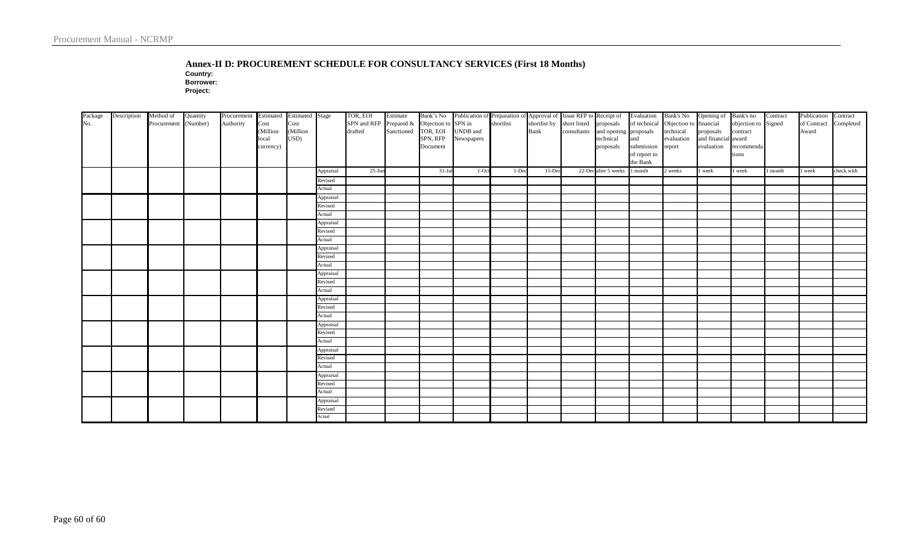## Annex-II D: PROCUREMENT SCHEDULE FOR CONSULTANCY SERVICES (First 18 Months)

**Country:**
**Borrower:**
**Project:**

| Package No. | Description | Method of Procurement | Quantity (Number) | Procurement Authority | Estimated Cost (Million local currency) | Estimated Cost (Million USD) | Stage | TOR, EOI SPN and RFP drafted | Estimate Prepared & Sanctioned | Bank's No Objection to TOR, EOI SPN, RFP Document | Publication of SPN in UNDB and Newspapers | Preparation of shortlist | Approval of shortlist by Bank | Issue RFP to short listed consultants | Receipt of proposals and opening technical proposals | Evaluation of technical proposals and submission of report to the Bank | Bank's No Objection to technical evaluation report | Opening of financial proposals and financial evaluation | Bank's no objection to contract award recommendations | Contract Signed | Publication of Contract Award | Contract Completed |
|---|---|---|---|---|---|---|---|---|---|---|---|---|---|---|---|---|---|---|---|---|---|---|
| | | | | | | | Appraisal | 25-Jun | | 31-Jul | 1-Oct | 1-Dec | 15-Dec | 22-Dec | after 5 weeks | 1 month | 2 weeks | 1 week | 1 week | 1 month | 1 week | check with |
| | | | | | | | Revised | | | | | | | | | | | | | | | |
| | | | | | | | Actual | | | | | | | | | | | | | | | |
| | | | | | | | Appraisal | | | | | | | | | | | | | | | |
| | | | | | | | Revised | | | | | | | | | | | | | | | |
| | | | | | | | Actual | | | | | | | | | | | | | | | |
| | | | | | | | Appraisal | | | | | | | | | | | | | | | |
| | | | | | | | Revised | | | | | | | | | | | | | | | |
| | | | | | | | Actual | | | | | | | | | | | | | | | |
| | | | | | | | Appraisal | | | | | | | | | | | | | | | |
| | | | | | | | Revised | | | | | | | | | | | | | | | |
| | | | | | | | Actual | | | | | | | | | | | | | | | |
| | | | | | | | Appraisal | | | | | | | | | | | | | | | |
| | | | | | | | Revised | | | | | | | | | | | | | | | |
| | | | | | | | Actual | | | | | | | | | | | | | | | |
| | | | | | | | Appraisal | | | | | | | | | | | | | | | |
| | | | | | | | Revised | | | | | | | | | | | | | | | |
| | | | | | | | Actual | | | | | | | | | | | | | | | |
| | | | | | | | Appraisal | | | | | | | | | | | | | | | |
| | | | | | | | Revised | | | | | | | | | | | | | | | |
| | | | | | | | Actual | | | | | | | | | | | | | | | |
| | | | | | | | Appraisal | | | | | | | | | | | | | | | |
| | | | | | | | Revised | | | | | | | | | | | | | | | |
| | | | | | | | Actual | | | | | | | | | | | | | | | |
| | | | | | | | Appraisal | | | | | | | | | | | | | | | |
| | | | | | | | Revised | | | | | | | | | | | | | | | |
| | | | | | | | Actual | | | | | | | | | | | | | | | |
| | | | | | | | Appraisal | | | | | | | | | | | | | | | |
| | | | | | | | Revised | | | | | | | | | | | | | | | |
| | | | | | | | Actual | | | | | | | | | | | | | | | |